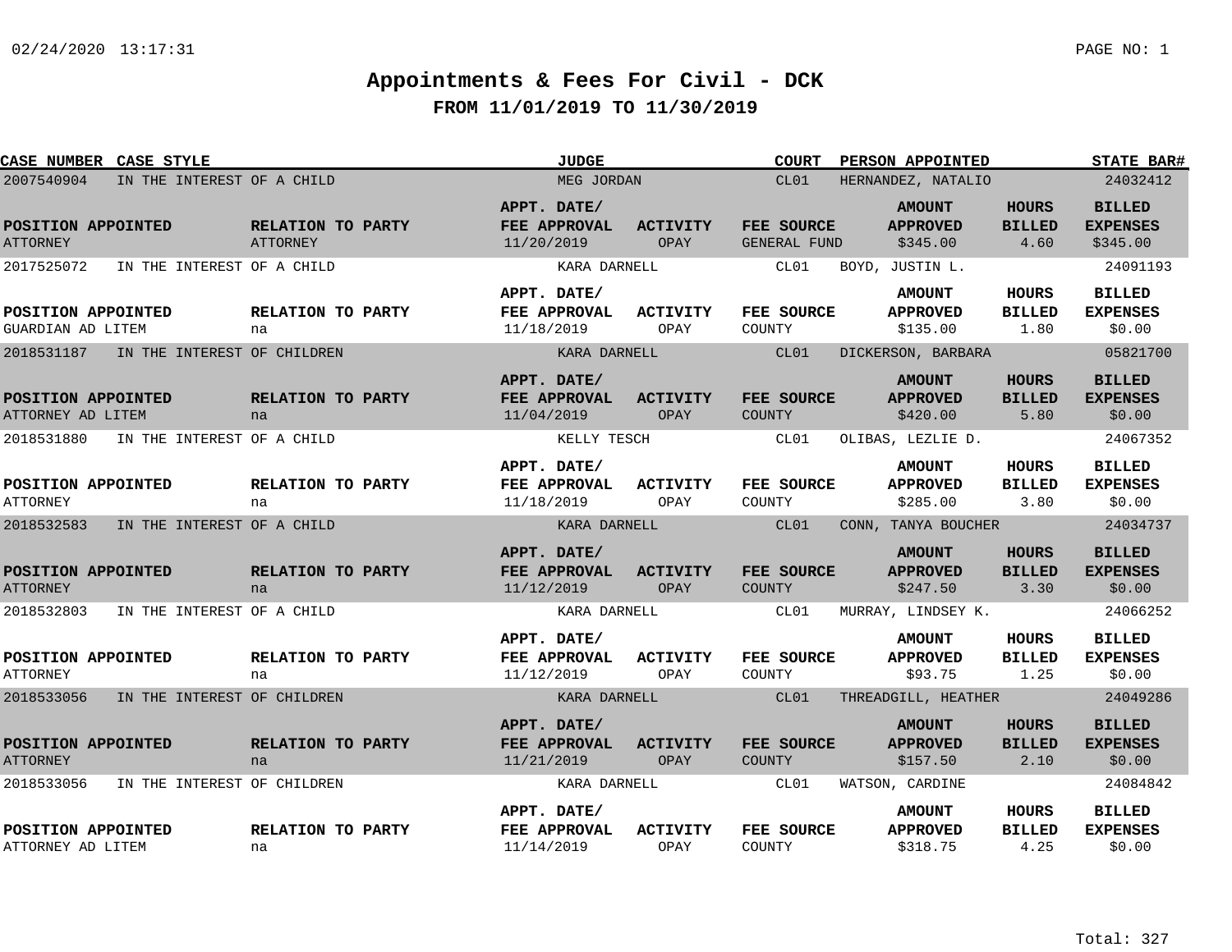# Appointments & Fees For Civil - DCK

## FROM 11/01/2019 TO 11/30/2019

| CASE NUMBER | CASE STYLE | JUDGE | COURT | PERSON APPOINTED | STATE BAR# |
|---|---|---|---|---|---|
| 2007540904 | IN THE INTEREST OF A CHILD | MEG JORDAN | CL01 | HERNANDEZ, NATALIO | 24032412 |

| POSITION APPOINTED | RELATION TO PARTY | APPT. DATE/ FEE APPROVAL | ACTIVITY | FEE SOURCE | AMOUNT APPROVED | HOURS BILLED | BILLED EXPENSES |
|---|---|---|---|---|---|---|---|
| ATTORNEY | ATTORNEY | 11/20/2019 | OPAY | GENERAL FUND | $345.00 | 4.60 | $345.00 |

| CASE NUMBER | CASE STYLE | JUDGE | COURT | PERSON APPOINTED | STATE BAR# |
|---|---|---|---|---|---|
| 2017525072 | IN THE INTEREST OF A CHILD | KARA DARNELL | CL01 | BOYD, JUSTIN L. | 24091193 |

| POSITION APPOINTED | RELATION TO PARTY | APPT. DATE/ FEE APPROVAL | ACTIVITY | FEE SOURCE | AMOUNT APPROVED | HOURS BILLED | BILLED EXPENSES |
|---|---|---|---|---|---|---|---|
| GUARDIAN AD LITEM | na | 11/18/2019 | OPAY | COUNTY | $135.00 | 1.80 | $0.00 |

| CASE NUMBER | CASE STYLE | JUDGE | COURT | PERSON APPOINTED | STATE BAR# |
|---|---|---|---|---|---|
| 2018531187 | IN THE INTEREST OF CHILDREN | KARA DARNELL | CL01 | DICKERSON, BARBARA | 05821700 |

| POSITION APPOINTED | RELATION TO PARTY | APPT. DATE/ FEE APPROVAL | ACTIVITY | FEE SOURCE | AMOUNT APPROVED | HOURS BILLED | BILLED EXPENSES |
|---|---|---|---|---|---|---|---|
| ATTORNEY AD LITEM | na | 11/04/2019 | OPAY | COUNTY | $420.00 | 5.80 | $0.00 |

| CASE NUMBER | CASE STYLE | JUDGE | COURT | PERSON APPOINTED | STATE BAR# |
|---|---|---|---|---|---|
| 2018531880 | IN THE INTEREST OF A CHILD | KELLY TESCH | CL01 | OLIBAS, LEZLIE D. | 24067352 |

| POSITION APPOINTED | RELATION TO PARTY | APPT. DATE/ FEE APPROVAL | ACTIVITY | FEE SOURCE | AMOUNT APPROVED | HOURS BILLED | BILLED EXPENSES |
|---|---|---|---|---|---|---|---|
| ATTORNEY | na | 11/18/2019 | OPAY | COUNTY | $285.00 | 3.80 | $0.00 |

| CASE NUMBER | CASE STYLE | JUDGE | COURT | PERSON APPOINTED | STATE BAR# |
|---|---|---|---|---|---|
| 2018532583 | IN THE INTEREST OF A CHILD | KARA DARNELL | CL01 | CONN, TANYA BOUCHER | 24034737 |

| POSITION APPOINTED | RELATION TO PARTY | APPT. DATE/ FEE APPROVAL | ACTIVITY | FEE SOURCE | AMOUNT APPROVED | HOURS BILLED | BILLED EXPENSES |
|---|---|---|---|---|---|---|---|
| ATTORNEY | na | 11/12/2019 | OPAY | COUNTY | $247.50 | 3.30 | $0.00 |

| CASE NUMBER | CASE STYLE | JUDGE | COURT | PERSON APPOINTED | STATE BAR# |
|---|---|---|---|---|---|
| 2018532803 | IN THE INTEREST OF A CHILD | KARA DARNELL | CL01 | MURRAY, LINDSEY K. | 24066252 |

| POSITION APPOINTED | RELATION TO PARTY | APPT. DATE/ FEE APPROVAL | ACTIVITY | FEE SOURCE | AMOUNT APPROVED | HOURS BILLED | BILLED EXPENSES |
|---|---|---|---|---|---|---|---|
| ATTORNEY | na | 11/12/2019 | OPAY | COUNTY | $93.75 | 1.25 | $0.00 |

| CASE NUMBER | CASE STYLE | JUDGE | COURT | PERSON APPOINTED | STATE BAR# |
|---|---|---|---|---|---|
| 2018533056 | IN THE INTEREST OF CHILDREN | KARA DARNELL | CL01 | THREADGILL, HEATHER | 24049286 |

| POSITION APPOINTED | RELATION TO PARTY | APPT. DATE/ FEE APPROVAL | ACTIVITY | FEE SOURCE | AMOUNT APPROVED | HOURS BILLED | BILLED EXPENSES |
|---|---|---|---|---|---|---|---|
| ATTORNEY | na | 11/21/2019 | OPAY | COUNTY | $157.50 | 2.10 | $0.00 |

| CASE NUMBER | CASE STYLE | JUDGE | COURT | PERSON APPOINTED | STATE BAR# |
|---|---|---|---|---|---|
| 2018533056 | IN THE INTEREST OF CHILDREN | KARA DARNELL | CL01 | WATSON, CARDINE | 24084842 |

| POSITION APPOINTED | RELATION TO PARTY | APPT. DATE/ FEE APPROVAL | ACTIVITY | FEE SOURCE | AMOUNT APPROVED | HOURS BILLED | BILLED EXPENSES |
|---|---|---|---|---|---|---|---|
| ATTORNEY AD LITEM | na | 11/14/2019 | OPAY | COUNTY | $318.75 | 4.25 | $0.00 |

Total: 327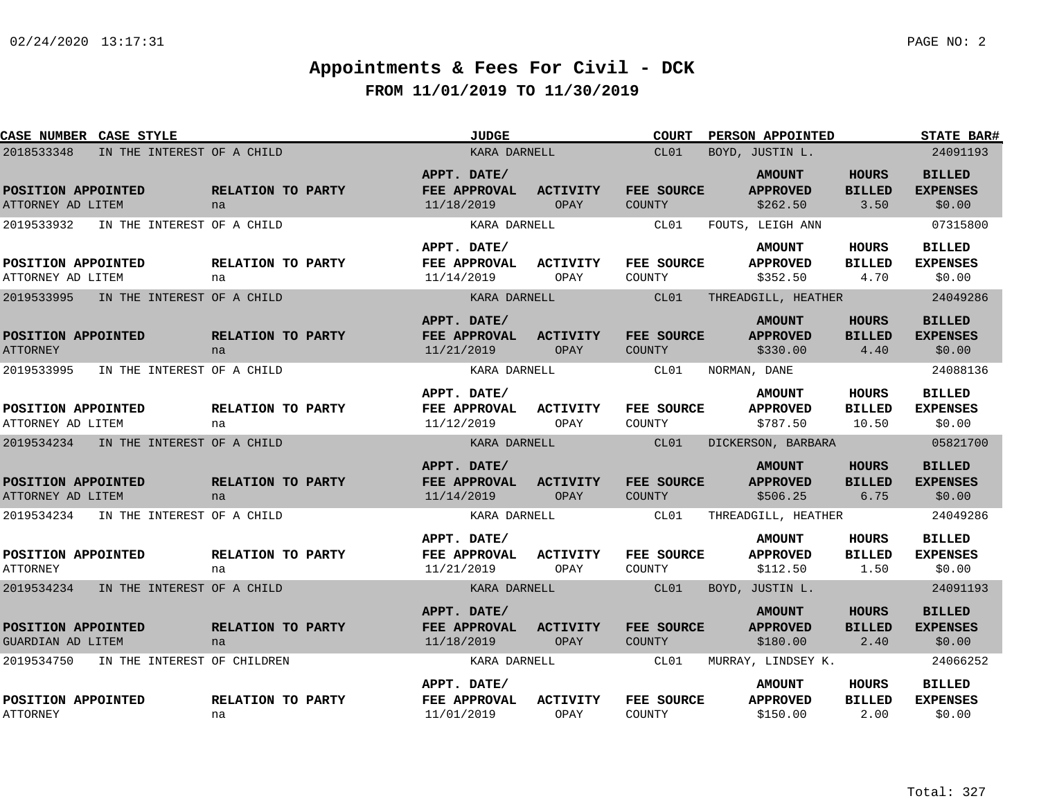# Appointments & Fees For Civil - DCK

## FROM 11/01/2019 TO 11/30/2019

| CASE NUMBER | CASE STYLE | JUDGE | COURT | PERSON APPOINTED | STATE BAR# |
|---|---|---|---|---|---|
| 2018533348 | IN THE INTEREST OF A CHILD | KARA DARNELL | CL01 | BOYD, JUSTIN L. | 24091193 |

| POSITION APPOINTED | RELATION TO PARTY | APPT. DATE/ FEE APPROVAL | ACTIVITY | FEE SOURCE | AMOUNT APPROVED | HOURS BILLED | BILLED EXPENSES |
|---|---|---|---|---|---|---|---|
| ATTORNEY AD LITEM | na | 11/18/2019 | OPAY | COUNTY | $262.50 | 3.50 | $0.00 |

| CASE NUMBER | CASE STYLE | JUDGE | COURT | PERSON APPOINTED | STATE BAR# |
|---|---|---|---|---|---|
| 2019533932 | IN THE INTEREST OF A CHILD | KARA DARNELL | CL01 | FOUTS, LEIGH ANN | 07315800 |

| POSITION APPOINTED | RELATION TO PARTY | APPT. DATE/ FEE APPROVAL | ACTIVITY | FEE SOURCE | AMOUNT APPROVED | HOURS BILLED | BILLED EXPENSES |
|---|---|---|---|---|---|---|---|
| ATTORNEY AD LITEM | na | 11/14/2019 | OPAY | COUNTY | $352.50 | 4.70 | $0.00 |

| CASE NUMBER | CASE STYLE | JUDGE | COURT | PERSON APPOINTED | STATE BAR# |
|---|---|---|---|---|---|
| 2019533995 | IN THE INTEREST OF A CHILD | KARA DARNELL | CL01 | THREADGILL, HEATHER | 24049286 |

| POSITION APPOINTED | RELATION TO PARTY | APPT. DATE/ FEE APPROVAL | ACTIVITY | FEE SOURCE | AMOUNT APPROVED | HOURS BILLED | BILLED EXPENSES |
|---|---|---|---|---|---|---|---|
| ATTORNEY | na | 11/21/2019 | OPAY | COUNTY | $330.00 | 4.40 | $0.00 |

| CASE NUMBER | CASE STYLE | JUDGE | COURT | PERSON APPOINTED | STATE BAR# |
|---|---|---|---|---|---|
| 2019533995 | IN THE INTEREST OF A CHILD | KARA DARNELL | CL01 | NORMAN, DANE | 24088136 |

| POSITION APPOINTED | RELATION TO PARTY | APPT. DATE/ FEE APPROVAL | ACTIVITY | FEE SOURCE | AMOUNT APPROVED | HOURS BILLED | BILLED EXPENSES |
|---|---|---|---|---|---|---|---|
| ATTORNEY AD LITEM | na | 11/12/2019 | OPAY | COUNTY | $787.50 | 10.50 | $0.00 |

| CASE NUMBER | CASE STYLE | JUDGE | COURT | PERSON APPOINTED | STATE BAR# |
|---|---|---|---|---|---|
| 2019534234 | IN THE INTEREST OF A CHILD | KARA DARNELL | CL01 | DICKERSON, BARBARA | 05821700 |

| POSITION APPOINTED | RELATION TO PARTY | APPT. DATE/ FEE APPROVAL | ACTIVITY | FEE SOURCE | AMOUNT APPROVED | HOURS BILLED | BILLED EXPENSES |
|---|---|---|---|---|---|---|---|
| ATTORNEY AD LITEM | na | 11/14/2019 | OPAY | COUNTY | $506.25 | 6.75 | $0.00 |

| CASE NUMBER | CASE STYLE | JUDGE | COURT | PERSON APPOINTED | STATE BAR# |
|---|---|---|---|---|---|
| 2019534234 | IN THE INTEREST OF A CHILD | KARA DARNELL | CL01 | THREADGILL, HEATHER | 24049286 |

| POSITION APPOINTED | RELATION TO PARTY | APPT. DATE/ FEE APPROVAL | ACTIVITY | FEE SOURCE | AMOUNT APPROVED | HOURS BILLED | BILLED EXPENSES |
|---|---|---|---|---|---|---|---|
| ATTORNEY | na | 11/21/2019 | OPAY | COUNTY | $112.50 | 1.50 | $0.00 |

| CASE NUMBER | CASE STYLE | JUDGE | COURT | PERSON APPOINTED | STATE BAR# |
|---|---|---|---|---|---|
| 2019534234 | IN THE INTEREST OF A CHILD | KARA DARNELL | CL01 | BOYD, JUSTIN L. | 24091193 |

| POSITION APPOINTED | RELATION TO PARTY | APPT. DATE/ FEE APPROVAL | ACTIVITY | FEE SOURCE | AMOUNT APPROVED | HOURS BILLED | BILLED EXPENSES |
|---|---|---|---|---|---|---|---|
| GUARDIAN AD LITEM | na | 11/18/2019 | OPAY | COUNTY | $180.00 | 2.40 | $0.00 |

| CASE NUMBER | CASE STYLE | JUDGE | COURT | PERSON APPOINTED | STATE BAR# |
|---|---|---|---|---|---|
| 2019534750 | IN THE INTEREST OF CHILDREN | KARA DARNELL | CL01 | MURRAY, LINDSEY K. | 24066252 |

| POSITION APPOINTED | RELATION TO PARTY | APPT. DATE/ FEE APPROVAL | ACTIVITY | FEE SOURCE | AMOUNT APPROVED | HOURS BILLED | BILLED EXPENSES |
|---|---|---|---|---|---|---|---|
| ATTORNEY | na | 11/01/2019 | OPAY | COUNTY | $150.00 | 2.00 | $0.00 |

Total: 327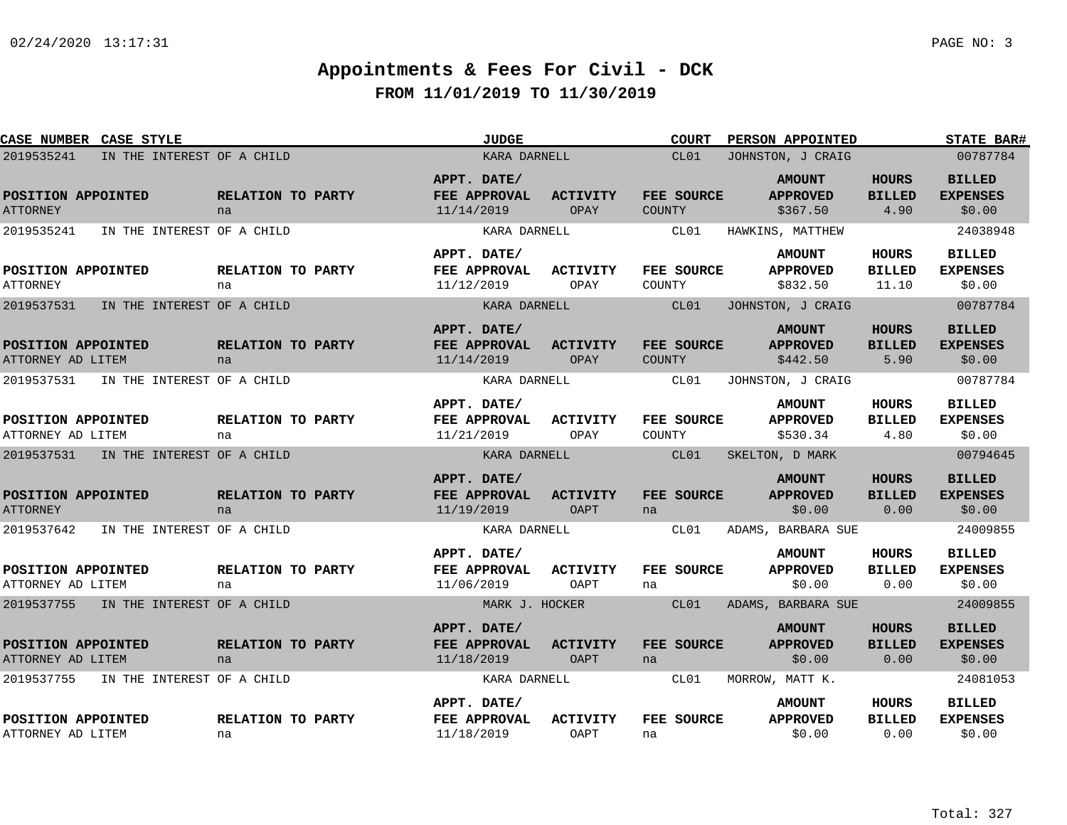# Appointments & Fees For Civil - DCK

## FROM 11/01/2019 TO 11/30/2019

| CASE NUMBER | CASE STYLE | JUDGE | COURT | PERSON APPOINTED | STATE BAR# |
|---|---|---|---|---|---|
| 2019535241 | IN THE INTEREST OF A CHILD | KARA DARNELL | CL01 | JOHNSTON, J CRAIG | 00787784 |

| POSITION APPOINTED | RELATION TO PARTY | APPT. DATE/ FEE APPROVAL | ACTIVITY | FEE SOURCE | AMOUNT APPROVED | HOURS BILLED | BILLED EXPENSES |
|---|---|---|---|---|---|---|---|
| ATTORNEY | na | 11/14/2019 | OPAY | COUNTY | $367.50 | 4.90 | $0.00 |

| CASE NUMBER | CASE STYLE | JUDGE | COURT | PERSON APPOINTED | STATE BAR# |
|---|---|---|---|---|---|
| 2019535241 | IN THE INTEREST OF A CHILD | KARA DARNELL | CL01 | HAWKINS, MATTHEW | 24038948 |

| POSITION APPOINTED | RELATION TO PARTY | APPT. DATE/ FEE APPROVAL | ACTIVITY | FEE SOURCE | AMOUNT APPROVED | HOURS BILLED | BILLED EXPENSES |
|---|---|---|---|---|---|---|---|
| ATTORNEY | na | 11/12/2019 | OPAY | COUNTY | $832.50 | 11.10 | $0.00 |

| CASE NUMBER | CASE STYLE | JUDGE | COURT | PERSON APPOINTED | STATE BAR# |
|---|---|---|---|---|---|
| 2019537531 | IN THE INTEREST OF A CHILD | KARA DARNELL | CL01 | JOHNSTON, J CRAIG | 00787784 |

| POSITION APPOINTED | RELATION TO PARTY | APPT. DATE/ FEE APPROVAL | ACTIVITY | FEE SOURCE | AMOUNT APPROVED | HOURS BILLED | BILLED EXPENSES |
|---|---|---|---|---|---|---|---|
| ATTORNEY AD LITEM | na | 11/14/2019 | OPAY | COUNTY | $442.50 | 5.90 | $0.00 |

| CASE NUMBER | CASE STYLE | JUDGE | COURT | PERSON APPOINTED | STATE BAR# |
|---|---|---|---|---|---|
| 2019537531 | IN THE INTEREST OF A CHILD | KARA DARNELL | CL01 | JOHNSTON, J CRAIG | 00787784 |

| POSITION APPOINTED | RELATION TO PARTY | APPT. DATE/ FEE APPROVAL | ACTIVITY | FEE SOURCE | AMOUNT APPROVED | HOURS BILLED | BILLED EXPENSES |
|---|---|---|---|---|---|---|---|
| ATTORNEY AD LITEM | na | 11/21/2019 | OPAY | COUNTY | $530.34 | 4.80 | $0.00 |

| CASE NUMBER | CASE STYLE | JUDGE | COURT | PERSON APPOINTED | STATE BAR# |
|---|---|---|---|---|---|
| 2019537531 | IN THE INTEREST OF A CHILD | KARA DARNELL | CL01 | SKELTON, D MARK | 00794645 |

| POSITION APPOINTED | RELATION TO PARTY | APPT. DATE/ FEE APPROVAL | ACTIVITY | FEE SOURCE | AMOUNT APPROVED | HOURS BILLED | BILLED EXPENSES |
|---|---|---|---|---|---|---|---|
| ATTORNEY | na | 11/19/2019 | OAPT | na | $0.00 | 0.00 | $0.00 |

| CASE NUMBER | CASE STYLE | JUDGE | COURT | PERSON APPOINTED | STATE BAR# |
|---|---|---|---|---|---|
| 2019537642 | IN THE INTEREST OF A CHILD | KARA DARNELL | CL01 | ADAMS, BARBARA SUE | 24009855 |

| POSITION APPOINTED | RELATION TO PARTY | APPT. DATE/ FEE APPROVAL | ACTIVITY | FEE SOURCE | AMOUNT APPROVED | HOURS BILLED | BILLED EXPENSES |
|---|---|---|---|---|---|---|---|
| ATTORNEY AD LITEM | na | 11/06/2019 | OAPT | na | $0.00 | 0.00 | $0.00 |

| CASE NUMBER | CASE STYLE | JUDGE | COURT | PERSON APPOINTED | STATE BAR# |
|---|---|---|---|---|---|
| 2019537755 | IN THE INTEREST OF A CHILD | MARK J. HOCKER | CL01 | ADAMS, BARBARA SUE | 24009855 |

| POSITION APPOINTED | RELATION TO PARTY | APPT. DATE/ FEE APPROVAL | ACTIVITY | FEE SOURCE | AMOUNT APPROVED | HOURS BILLED | BILLED EXPENSES |
|---|---|---|---|---|---|---|---|
| ATTORNEY AD LITEM | na | 11/18/2019 | OAPT | na | $0.00 | 0.00 | $0.00 |

| CASE NUMBER | CASE STYLE | JUDGE | COURT | PERSON APPOINTED | STATE BAR# |
|---|---|---|---|---|---|
| 2019537755 | IN THE INTEREST OF A CHILD | KARA DARNELL | CL01 | MORROW, MATT K. | 24081053 |

| POSITION APPOINTED | RELATION TO PARTY | APPT. DATE/ FEE APPROVAL | ACTIVITY | FEE SOURCE | AMOUNT APPROVED | HOURS BILLED | BILLED EXPENSES |
|---|---|---|---|---|---|---|---|
| ATTORNEY AD LITEM | na | 11/18/2019 | OAPT | na | $0.00 | 0.00 | $0.00 |

Total: 327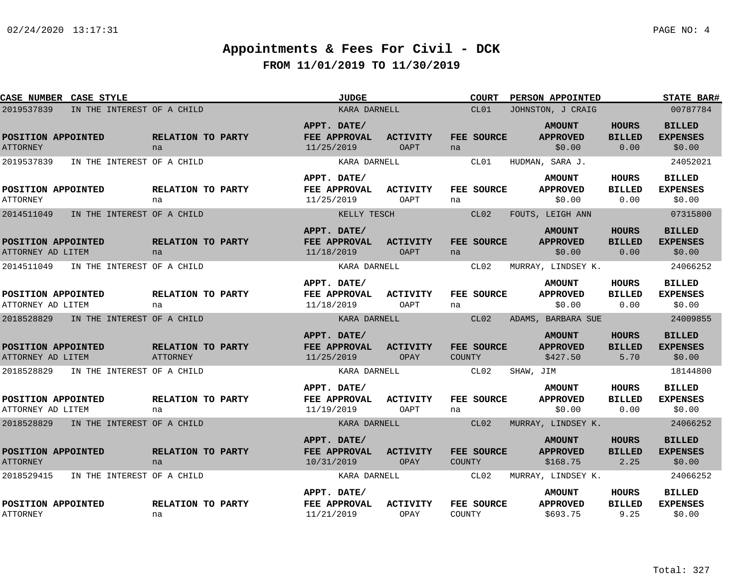# Appointments & Fees For Civil - DCK

## FROM 11/01/2019 TO 11/30/2019

| CASE NUMBER | CASE STYLE | JUDGE | COURT | PERSON APPOINTED | STATE BAR# |
|---|---|---|---|---|---|
| 2019537839 | IN THE INTEREST OF A CHILD | KARA DARNELL | CL01 | JOHNSTON, J CRAIG | 00787784 |

| POSITION APPOINTED | RELATION TO PARTY | APPT. DATE/ FEE APPROVAL | ACTIVITY | FEE SOURCE | AMOUNT APPROVED | HOURS BILLED | BILLED EXPENSES |
|---|---|---|---|---|---|---|---|
| ATTORNEY | na | 11/25/2019 | OAPT | na | $0.00 | 0.00 | $0.00 |

| CASE NUMBER | CASE STYLE | JUDGE | COURT | PERSON APPOINTED | STATE BAR# |
|---|---|---|---|---|---|
| 2019537839 | IN THE INTEREST OF A CHILD | KARA DARNELL | CL01 | HUDMAN, SARA J. | 24052021 |

| POSITION APPOINTED | RELATION TO PARTY | APPT. DATE/ FEE APPROVAL | ACTIVITY | FEE SOURCE | AMOUNT APPROVED | HOURS BILLED | BILLED EXPENSES |
|---|---|---|---|---|---|---|---|
| ATTORNEY | na | 11/25/2019 | OAPT | na | $0.00 | 0.00 | $0.00 |

| CASE NUMBER | CASE STYLE | JUDGE | COURT | PERSON APPOINTED | STATE BAR# |
|---|---|---|---|---|---|
| 2014511049 | IN THE INTEREST OF A CHILD | KELLY TESCH | CL02 | FOUTS, LEIGH ANN | 07315800 |

| POSITION APPOINTED | RELATION TO PARTY | APPT. DATE/ FEE APPROVAL | ACTIVITY | FEE SOURCE | AMOUNT APPROVED | HOURS BILLED | BILLED EXPENSES |
|---|---|---|---|---|---|---|---|
| ATTORNEY AD LITEM | na | 11/18/2019 | OAPT | na | $0.00 | 0.00 | $0.00 |

| CASE NUMBER | CASE STYLE | JUDGE | COURT | PERSON APPOINTED | STATE BAR# |
|---|---|---|---|---|---|
| 2014511049 | IN THE INTEREST OF A CHILD | KARA DARNELL | CL02 | MURRAY, LINDSEY K. | 24066252 |

| POSITION APPOINTED | RELATION TO PARTY | APPT. DATE/ FEE APPROVAL | ACTIVITY | FEE SOURCE | AMOUNT APPROVED | HOURS BILLED | BILLED EXPENSES |
|---|---|---|---|---|---|---|---|
| ATTORNEY AD LITEM | na | 11/18/2019 | OAPT | na | $0.00 | 0.00 | $0.00 |

| CASE NUMBER | CASE STYLE | JUDGE | COURT | PERSON APPOINTED | STATE BAR# |
|---|---|---|---|---|---|
| 2018528829 | IN THE INTEREST OF A CHILD | KARA DARNELL | CL02 | ADAMS, BARBARA SUE | 24009855 |

| POSITION APPOINTED | RELATION TO PARTY | APPT. DATE/ FEE APPROVAL | ACTIVITY | FEE SOURCE | AMOUNT APPROVED | HOURS BILLED | BILLED EXPENSES |
|---|---|---|---|---|---|---|---|
| ATTORNEY AD LITEM | ATTORNEY | 11/25/2019 | OPAY | COUNTY | $427.50 | 5.70 | $0.00 |

| CASE NUMBER | CASE STYLE | JUDGE | COURT | PERSON APPOINTED | STATE BAR# |
|---|---|---|---|---|---|
| 2018528829 | IN THE INTEREST OF A CHILD | KARA DARNELL | CL02 | SHAW, JIM | 18144800 |

| POSITION APPOINTED | RELATION TO PARTY | APPT. DATE/ FEE APPROVAL | ACTIVITY | FEE SOURCE | AMOUNT APPROVED | HOURS BILLED | BILLED EXPENSES |
|---|---|---|---|---|---|---|---|
| ATTORNEY AD LITEM | na | 11/19/2019 | OAPT | na | $0.00 | 0.00 | $0.00 |

| CASE NUMBER | CASE STYLE | JUDGE | COURT | PERSON APPOINTED | STATE BAR# |
|---|---|---|---|---|---|
| 2018528829 | IN THE INTEREST OF A CHILD | KARA DARNELL | CL02 | MURRAY, LINDSEY K. | 24066252 |

| POSITION APPOINTED | RELATION TO PARTY | APPT. DATE/ FEE APPROVAL | ACTIVITY | FEE SOURCE | AMOUNT APPROVED | HOURS BILLED | BILLED EXPENSES |
|---|---|---|---|---|---|---|---|
| ATTORNEY | na | 10/31/2019 | OPAY | COUNTY | $168.75 | 2.25 | $0.00 |

| CASE NUMBER | CASE STYLE | JUDGE | COURT | PERSON APPOINTED | STATE BAR# |
|---|---|---|---|---|---|
| 2018529415 | IN THE INTEREST OF A CHILD | KARA DARNELL | CL02 | MURRAY, LINDSEY K. | 24066252 |

| POSITION APPOINTED | RELATION TO PARTY | APPT. DATE/ FEE APPROVAL | ACTIVITY | FEE SOURCE | AMOUNT APPROVED | HOURS BILLED | BILLED EXPENSES |
|---|---|---|---|---|---|---|---|
| ATTORNEY | na | 11/21/2019 | OPAY | COUNTY | $693.75 | 9.25 | $0.00 |

Total: 327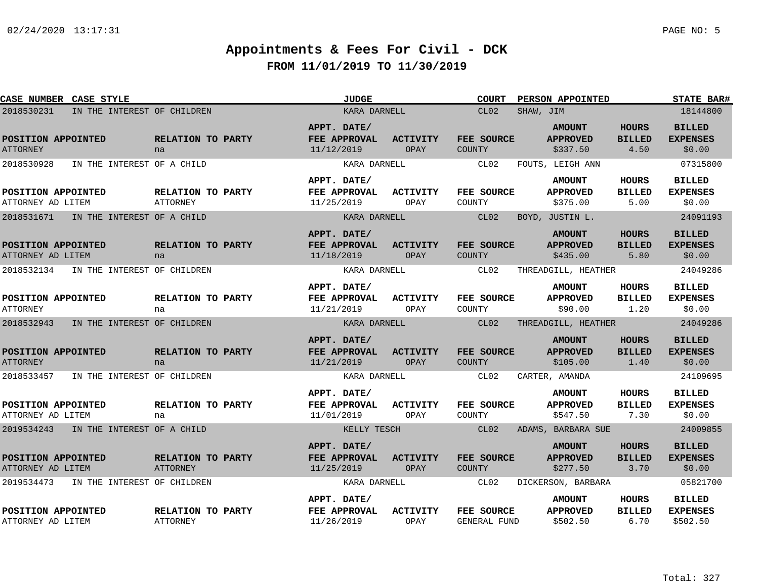# Appointments & Fees For Civil - DCK

## FROM 11/01/2019 TO 11/30/2019

| CASE NUMBER | CASE STYLE | JUDGE | COURT | PERSON APPOINTED | STATE BAR# |
|---|---|---|---|---|---|
| 2018530231 | IN THE INTEREST OF CHILDREN | KARA DARNELL | CL02 | SHAW, JIM | 18144800 |

| POSITION APPOINTED | RELATION TO PARTY | APPT. DATE/ FEE APPROVAL | ACTIVITY | FEE SOURCE | AMOUNT APPROVED | HOURS BILLED | BILLED EXPENSES |
|---|---|---|---|---|---|---|---|
| ATTORNEY | na | 11/12/2019 | OPAY | COUNTY | $337.50 | 4.50 | $0.00 |

| CASE NUMBER | CASE STYLE | JUDGE | COURT | PERSON APPOINTED | STATE BAR# |
|---|---|---|---|---|---|
| 2018530928 | IN THE INTEREST OF A CHILD | KARA DARNELL | CL02 | FOUTS, LEIGH ANN | 07315800 |

| POSITION APPOINTED | RELATION TO PARTY | APPT. DATE/ FEE APPROVAL | ACTIVITY | FEE SOURCE | AMOUNT APPROVED | HOURS BILLED | BILLED EXPENSES |
|---|---|---|---|---|---|---|---|
| ATTORNEY AD LITEM | ATTORNEY | 11/25/2019 | OPAY | COUNTY | $375.00 | 5.00 | $0.00 |

| CASE NUMBER | CASE STYLE | JUDGE | COURT | PERSON APPOINTED | STATE BAR# |
|---|---|---|---|---|---|
| 2018531671 | IN THE INTEREST OF A CHILD | KARA DARNELL | CL02 | BOYD, JUSTIN L. | 24091193 |

| POSITION APPOINTED | RELATION TO PARTY | APPT. DATE/ FEE APPROVAL | ACTIVITY | FEE SOURCE | AMOUNT APPROVED | HOURS BILLED | BILLED EXPENSES |
|---|---|---|---|---|---|---|---|
| ATTORNEY AD LITEM | na | 11/18/2019 | OPAY | COUNTY | $435.00 | 5.80 | $0.00 |

| CASE NUMBER | CASE STYLE | JUDGE | COURT | PERSON APPOINTED | STATE BAR# |
|---|---|---|---|---|---|
| 2018532134 | IN THE INTEREST OF CHILDREN | KARA DARNELL | CL02 | THREADGILL, HEATHER | 24049286 |

| POSITION APPOINTED | RELATION TO PARTY | APPT. DATE/ FEE APPROVAL | ACTIVITY | FEE SOURCE | AMOUNT APPROVED | HOURS BILLED | BILLED EXPENSES |
|---|---|---|---|---|---|---|---|
| ATTORNEY | na | 11/21/2019 | OPAY | COUNTY | $90.00 | 1.20 | $0.00 |

| CASE NUMBER | CASE STYLE | JUDGE | COURT | PERSON APPOINTED | STATE BAR# |
|---|---|---|---|---|---|
| 2018532943 | IN THE INTEREST OF CHILDREN | KARA DARNELL | CL02 | THREADGILL, HEATHER | 24049286 |

| POSITION APPOINTED | RELATION TO PARTY | APPT. DATE/ FEE APPROVAL | ACTIVITY | FEE SOURCE | AMOUNT APPROVED | HOURS BILLED | BILLED EXPENSES |
|---|---|---|---|---|---|---|---|
| ATTORNEY | na | 11/21/2019 | OPAY | COUNTY | $105.00 | 1.40 | $0.00 |

| CASE NUMBER | CASE STYLE | JUDGE | COURT | PERSON APPOINTED | STATE BAR# |
|---|---|---|---|---|---|
| 2018533457 | IN THE INTEREST OF CHILDREN | KARA DARNELL | CL02 | CARTER, AMANDA | 24109695 |

| POSITION APPOINTED | RELATION TO PARTY | APPT. DATE/ FEE APPROVAL | ACTIVITY | FEE SOURCE | AMOUNT APPROVED | HOURS BILLED | BILLED EXPENSES |
|---|---|---|---|---|---|---|---|
| ATTORNEY AD LITEM | na | 11/01/2019 | OPAY | COUNTY | $547.50 | 7.30 | $0.00 |

| CASE NUMBER | CASE STYLE | JUDGE | COURT | PERSON APPOINTED | STATE BAR# |
|---|---|---|---|---|---|
| 2019534243 | IN THE INTEREST OF A CHILD | KELLY TESCH | CL02 | ADAMS, BARBARA SUE | 24009855 |

| POSITION APPOINTED | RELATION TO PARTY | APPT. DATE/ FEE APPROVAL | ACTIVITY | FEE SOURCE | AMOUNT APPROVED | HOURS BILLED | BILLED EXPENSES |
|---|---|---|---|---|---|---|---|
| ATTORNEY AD LITEM | ATTORNEY | 11/25/2019 | OPAY | COUNTY | $277.50 | 3.70 | $0.00 |

| CASE NUMBER | CASE STYLE | JUDGE | COURT | PERSON APPOINTED | STATE BAR# |
|---|---|---|---|---|---|
| 2019534473 | IN THE INTEREST OF CHILDREN | KARA DARNELL | CL02 | DICKERSON, BARBARA | 05821700 |

| POSITION APPOINTED | RELATION TO PARTY | APPT. DATE/ FEE APPROVAL | ACTIVITY | FEE SOURCE | AMOUNT APPROVED | HOURS BILLED | BILLED EXPENSES |
|---|---|---|---|---|---|---|---|
| ATTORNEY AD LITEM | ATTORNEY | 11/26/2019 | OPAY | GENERAL FUND | $502.50 | 6.70 | $502.50 |

Total: 327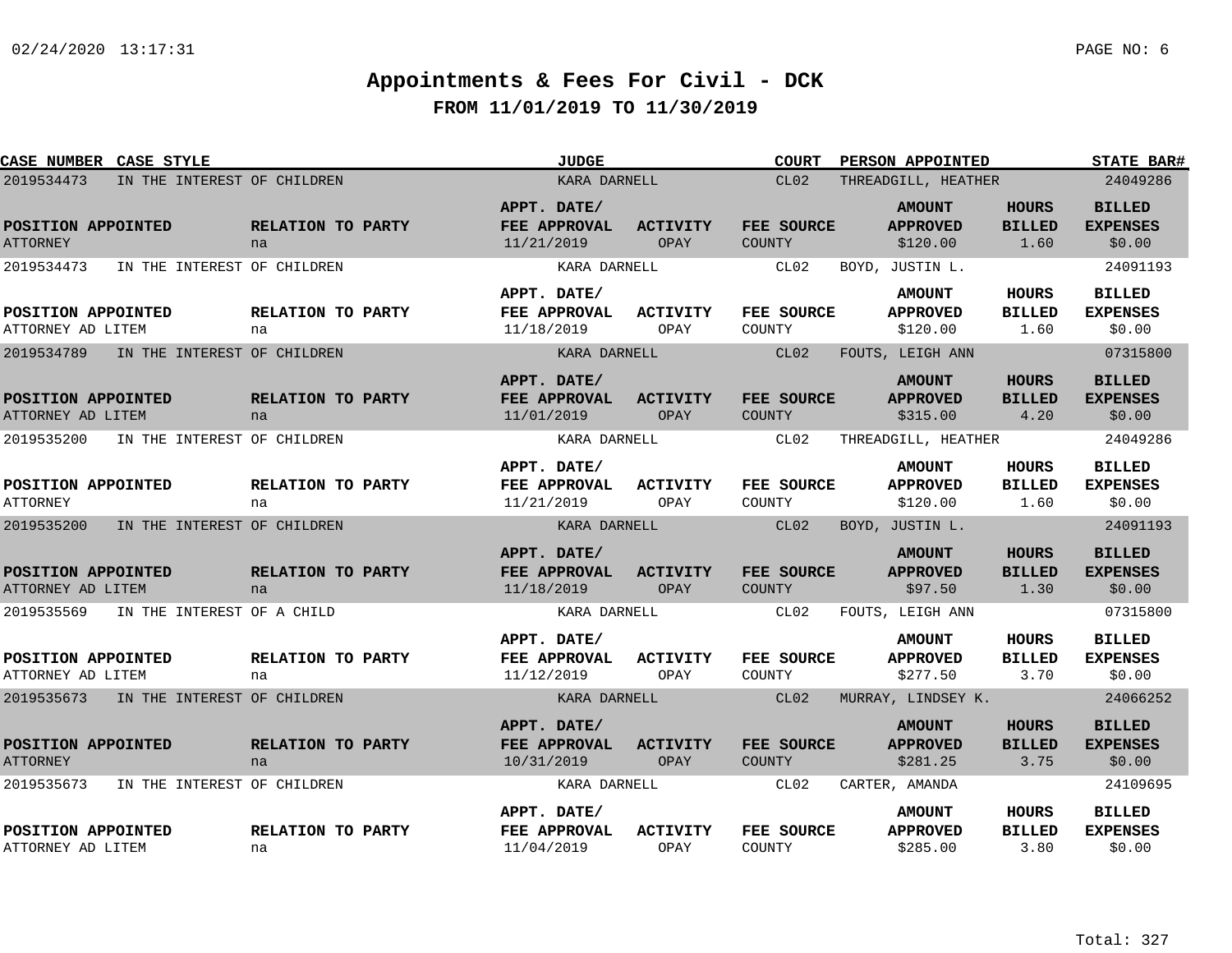# Appointments & Fees For Civil - DCK

## FROM 11/01/2019 TO 11/30/2019

| CASE NUMBER | CASE STYLE | JUDGE | COURT | PERSON APPOINTED | STATE BAR# | POSITION APPOINTED | RELATION TO PARTY | APPT. DATE/ FEE APPROVAL | ACTIVITY | FEE SOURCE | AMOUNT APPROVED | HOURS BILLED | BILLED EXPENSES |
|---|---|---|---|---|---|---|---|---|---|---|---|---|---|
| 2019534473 | IN THE INTEREST OF CHILDREN | KARA DARNELL | CL02 | THREADGILL, HEATHER | 24049286 | ATTORNEY | na | 11/21/2019 | OPAY | COUNTY | $120.00 | 1.60 | $0.00 |
| 2019534473 | IN THE INTEREST OF CHILDREN | KARA DARNELL | CL02 | BOYD, JUSTIN L. | 24091193 | ATTORNEY AD LITEM | na | 11/18/2019 | OPAY | COUNTY | $120.00 | 1.60 | $0.00 |
| 2019534789 | IN THE INTEREST OF CHILDREN | KARA DARNELL | CL02 | FOUTS, LEIGH ANN | 07315800 | ATTORNEY AD LITEM | na | 11/01/2019 | OPAY | COUNTY | $315.00 | 4.20 | $0.00 |
| 2019535200 | IN THE INTEREST OF CHILDREN | KARA DARNELL | CL02 | THREADGILL, HEATHER | 24049286 | ATTORNEY | na | 11/21/2019 | OPAY | COUNTY | $120.00 | 1.60 | $0.00 |
| 2019535200 | IN THE INTEREST OF CHILDREN | KARA DARNELL | CL02 | BOYD, JUSTIN L. | 24091193 | ATTORNEY AD LITEM | na | 11/18/2019 | OPAY | COUNTY | $97.50 | 1.30 | $0.00 |
| 2019535569 | IN THE INTEREST OF A CHILD | KARA DARNELL | CL02 | FOUTS, LEIGH ANN | 07315800 | ATTORNEY AD LITEM | na | 11/12/2019 | OPAY | COUNTY | $277.50 | 3.70 | $0.00 |
| 2019535673 | IN THE INTEREST OF CHILDREN | KARA DARNELL | CL02 | MURRAY, LINDSEY K. | 24066252 | ATTORNEY | na | 10/31/2019 | OPAY | COUNTY | $281.25 | 3.75 | $0.00 |
| 2019535673 | IN THE INTEREST OF CHILDREN | KARA DARNELL | CL02 | CARTER, AMANDA | 24109695 | ATTORNEY AD LITEM | na | 11/04/2019 | OPAY | COUNTY | $285.00 | 3.80 | $0.00 |

Total: 327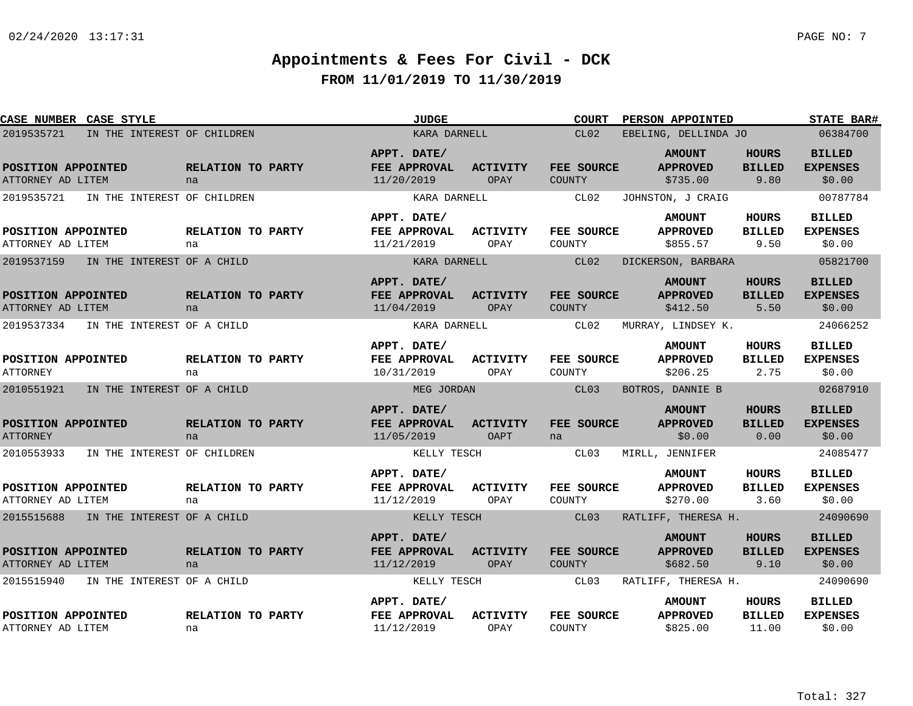# Appointments & Fees For Civil - DCK

## FROM 11/01/2019 TO 11/30/2019

| CASE NUMBER | CASE STYLE | JUDGE | COURT | PERSON APPOINTED | STATE BAR# |
|---|---|---|---|---|---|
| 2019535721 | IN THE INTEREST OF CHILDREN | KARA DARNELL | CL02 | EBELING, DELLINDA JO | 06384700 |

| POSITION APPOINTED | RELATION TO PARTY | APPT. DATE/ FEE APPROVAL | ACTIVITY | FEE SOURCE | AMOUNT APPROVED | HOURS BILLED | BILLED EXPENSES |
|---|---|---|---|---|---|---|---|
| ATTORNEY AD LITEM | na | 11/20/2019 | OPAY | COUNTY | $735.00 | 9.80 | $0.00 |

| CASE NUMBER | CASE STYLE | JUDGE | COURT | PERSON APPOINTED | STATE BAR# |
|---|---|---|---|---|---|
| 2019535721 | IN THE INTEREST OF CHILDREN | KARA DARNELL | CL02 | JOHNSTON, J CRAIG | 00787784 |

| POSITION APPOINTED | RELATION TO PARTY | APPT. DATE/ FEE APPROVAL | ACTIVITY | FEE SOURCE | AMOUNT APPROVED | HOURS BILLED | BILLED EXPENSES |
|---|---|---|---|---|---|---|---|
| ATTORNEY AD LITEM | na | 11/21/2019 | OPAY | COUNTY | $855.57 | 9.50 | $0.00 |

| CASE NUMBER | CASE STYLE | JUDGE | COURT | PERSON APPOINTED | STATE BAR# |
|---|---|---|---|---|---|
| 2019537159 | IN THE INTEREST OF A CHILD | KARA DARNELL | CL02 | DICKERSON, BARBARA | 05821700 |

| POSITION APPOINTED | RELATION TO PARTY | APPT. DATE/ FEE APPROVAL | ACTIVITY | FEE SOURCE | AMOUNT APPROVED | HOURS BILLED | BILLED EXPENSES |
|---|---|---|---|---|---|---|---|
| ATTORNEY AD LITEM | na | 11/04/2019 | OPAY | COUNTY | $412.50 | 5.50 | $0.00 |

| CASE NUMBER | CASE STYLE | JUDGE | COURT | PERSON APPOINTED | STATE BAR# |
|---|---|---|---|---|---|
| 2019537334 | IN THE INTEREST OF A CHILD | KARA DARNELL | CL02 | MURRAY, LINDSEY K. | 24066252 |

| POSITION APPOINTED | RELATION TO PARTY | APPT. DATE/ FEE APPROVAL | ACTIVITY | FEE SOURCE | AMOUNT APPROVED | HOURS BILLED | BILLED EXPENSES |
|---|---|---|---|---|---|---|---|
| ATTORNEY | na | 10/31/2019 | OPAY | COUNTY | $206.25 | 2.75 | $0.00 |

| CASE NUMBER | CASE STYLE | JUDGE | COURT | PERSON APPOINTED | STATE BAR# |
|---|---|---|---|---|---|
| 2010551921 | IN THE INTEREST OF A CHILD | MEG JORDAN | CL03 | BOTROS, DANNIE B | 02687910 |

| POSITION APPOINTED | RELATION TO PARTY | APPT. DATE/ FEE APPROVAL | ACTIVITY | FEE SOURCE | AMOUNT APPROVED | HOURS BILLED | BILLED EXPENSES |
|---|---|---|---|---|---|---|---|
| ATTORNEY | na | 11/05/2019 | OAPT | na | $0.00 | 0.00 | $0.00 |

| CASE NUMBER | CASE STYLE | JUDGE | COURT | PERSON APPOINTED | STATE BAR# |
|---|---|---|---|---|---|
| 2010553933 | IN THE INTEREST OF CHILDREN | KELLY TESCH | CL03 | MIRLL, JENNIFER | 24085477 |

| POSITION APPOINTED | RELATION TO PARTY | APPT. DATE/ FEE APPROVAL | ACTIVITY | FEE SOURCE | AMOUNT APPROVED | HOURS BILLED | BILLED EXPENSES |
|---|---|---|---|---|---|---|---|
| ATTORNEY AD LITEM | na | 11/12/2019 | OPAY | COUNTY | $270.00 | 3.60 | $0.00 |

| CASE NUMBER | CASE STYLE | JUDGE | COURT | PERSON APPOINTED | STATE BAR# |
|---|---|---|---|---|---|
| 2015515688 | IN THE INTEREST OF A CHILD | KELLY TESCH | CL03 | RATLIFF, THERESA H. | 24090690 |

| POSITION APPOINTED | RELATION TO PARTY | APPT. DATE/ FEE APPROVAL | ACTIVITY | FEE SOURCE | AMOUNT APPROVED | HOURS BILLED | BILLED EXPENSES |
|---|---|---|---|---|---|---|---|
| ATTORNEY AD LITEM | na | 11/12/2019 | OPAY | COUNTY | $682.50 | 9.10 | $0.00 |

| CASE NUMBER | CASE STYLE | JUDGE | COURT | PERSON APPOINTED | STATE BAR# |
|---|---|---|---|---|---|
| 2015515940 | IN THE INTEREST OF A CHILD | KELLY TESCH | CL03 | RATLIFF, THERESA H. | 24090690 |

| POSITION APPOINTED | RELATION TO PARTY | APPT. DATE/ FEE APPROVAL | ACTIVITY | FEE SOURCE | AMOUNT APPROVED | HOURS BILLED | BILLED EXPENSES |
|---|---|---|---|---|---|---|---|
| ATTORNEY AD LITEM | na | 11/12/2019 | OPAY | COUNTY | $825.00 | 11.00 | $0.00 |

Total: 327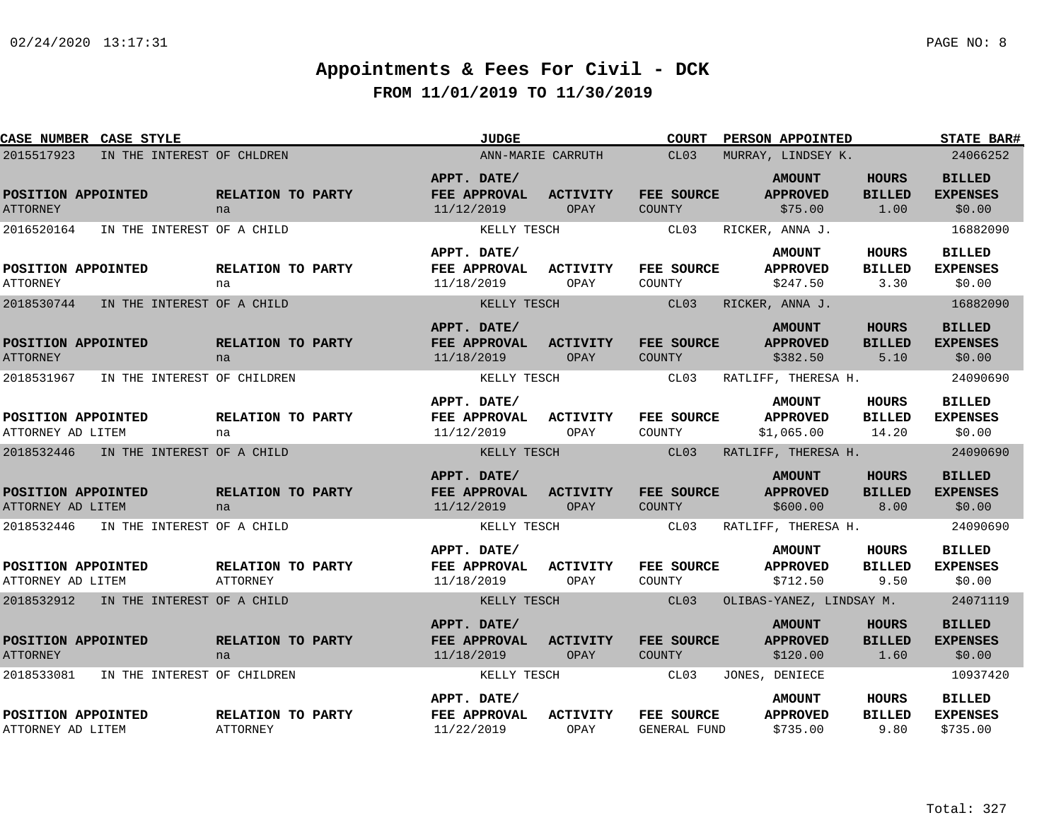# Appointments & Fees For Civil - DCK

## FROM 11/01/2019 TO 11/30/2019

| CASE NUMBER | CASE STYLE | JUDGE | COURT | PERSON APPOINTED | STATE BAR# |
|---|---|---|---|---|---|
| 2015517923 | IN THE INTEREST OF CHLDREN | ANN-MARIE CARRUTH | CL03 | MURRAY, LINDSEY K. | 24066252 |

| POSITION APPOINTED | RELATION TO PARTY | APPT. DATE/ FEE APPROVAL | ACTIVITY | FEE SOURCE | AMOUNT APPROVED | HOURS BILLED | BILLED EXPENSES |
|---|---|---|---|---|---|---|---|
| ATTORNEY | na | 11/12/2019 | OPAY | COUNTY | $75.00 | 1.00 | $0.00 |

| CASE NUMBER | CASE STYLE | JUDGE | COURT | PERSON APPOINTED | STATE BAR# |
|---|---|---|---|---|---|
| 2016520164 | IN THE INTEREST OF A CHILD | KELLY TESCH | CL03 | RICKER, ANNA J. | 16882090 |

| POSITION APPOINTED | RELATION TO PARTY | APPT. DATE/ FEE APPROVAL | ACTIVITY | FEE SOURCE | AMOUNT APPROVED | HOURS BILLED | BILLED EXPENSES |
|---|---|---|---|---|---|---|---|
| ATTORNEY | na | 11/18/2019 | OPAY | COUNTY | $247.50 | 3.30 | $0.00 |

| CASE NUMBER | CASE STYLE | JUDGE | COURT | PERSON APPOINTED | STATE BAR# |
|---|---|---|---|---|---|
| 2018530744 | IN THE INTEREST OF A CHILD | KELLY TESCH | CL03 | RICKER, ANNA J. | 16882090 |

| POSITION APPOINTED | RELATION TO PARTY | APPT. DATE/ FEE APPROVAL | ACTIVITY | FEE SOURCE | AMOUNT APPROVED | HOURS BILLED | BILLED EXPENSES |
|---|---|---|---|---|---|---|---|
| ATTORNEY | na | 11/18/2019 | OPAY | COUNTY | $382.50 | 5.10 | $0.00 |

| CASE NUMBER | CASE STYLE | JUDGE | COURT | PERSON APPOINTED | STATE BAR# |
|---|---|---|---|---|---|
| 2018531967 | IN THE INTEREST OF CHILDREN | KELLY TESCH | CL03 | RATLIFF, THERESA H. | 24090690 |

| POSITION APPOINTED | RELATION TO PARTY | APPT. DATE/ FEE APPROVAL | ACTIVITY | FEE SOURCE | AMOUNT APPROVED | HOURS BILLED | BILLED EXPENSES |
|---|---|---|---|---|---|---|---|
| ATTORNEY AD LITEM | na | 11/12/2019 | OPAY | COUNTY | $1,065.00 | 14.20 | $0.00 |

| CASE NUMBER | CASE STYLE | JUDGE | COURT | PERSON APPOINTED | STATE BAR# |
|---|---|---|---|---|---|
| 2018532446 | IN THE INTEREST OF A CHILD | KELLY TESCH | CL03 | RATLIFF, THERESA H. | 24090690 |

| POSITION APPOINTED | RELATION TO PARTY | APPT. DATE/ FEE APPROVAL | ACTIVITY | FEE SOURCE | AMOUNT APPROVED | HOURS BILLED | BILLED EXPENSES |
|---|---|---|---|---|---|---|---|
| ATTORNEY AD LITEM | na | 11/12/2019 | OPAY | COUNTY | $600.00 | 8.00 | $0.00 |

| CASE NUMBER | CASE STYLE | JUDGE | COURT | PERSON APPOINTED | STATE BAR# |
|---|---|---|---|---|---|
| 2018532446 | IN THE INTEREST OF A CHILD | KELLY TESCH | CL03 | RATLIFF, THERESA H. | 24090690 |

| POSITION APPOINTED | RELATION TO PARTY | APPT. DATE/ FEE APPROVAL | ACTIVITY | FEE SOURCE | AMOUNT APPROVED | HOURS BILLED | BILLED EXPENSES |
|---|---|---|---|---|---|---|---|
| ATTORNEY AD LITEM | ATTORNEY | 11/18/2019 | OPAY | COUNTY | $712.50 | 9.50 | $0.00 |

| CASE NUMBER | CASE STYLE | JUDGE | COURT | PERSON APPOINTED | STATE BAR# |
|---|---|---|---|---|---|
| 2018532912 | IN THE INTEREST OF A CHILD | KELLY TESCH | CL03 | OLIBAS-YANEZ, LINDSAY M. | 24071119 |

| POSITION APPOINTED | RELATION TO PARTY | APPT. DATE/ FEE APPROVAL | ACTIVITY | FEE SOURCE | AMOUNT APPROVED | HOURS BILLED | BILLED EXPENSES |
|---|---|---|---|---|---|---|---|
| ATTORNEY | na | 11/18/2019 | OPAY | COUNTY | $120.00 | 1.60 | $0.00 |

| CASE NUMBER | CASE STYLE | JUDGE | COURT | PERSON APPOINTED | STATE BAR# |
|---|---|---|---|---|---|
| 2018533081 | IN THE INTEREST OF CHILDREN | KELLY TESCH | CL03 | JONES, DENIECE | 10937420 |

| POSITION APPOINTED | RELATION TO PARTY | APPT. DATE/ FEE APPROVAL | ACTIVITY | FEE SOURCE | AMOUNT APPROVED | HOURS BILLED | BILLED EXPENSES |
|---|---|---|---|---|---|---|---|
| ATTORNEY AD LITEM | ATTORNEY | 11/22/2019 | OPAY | GENERAL FUND | $735.00 | 9.80 | $735.00 |

Total: 327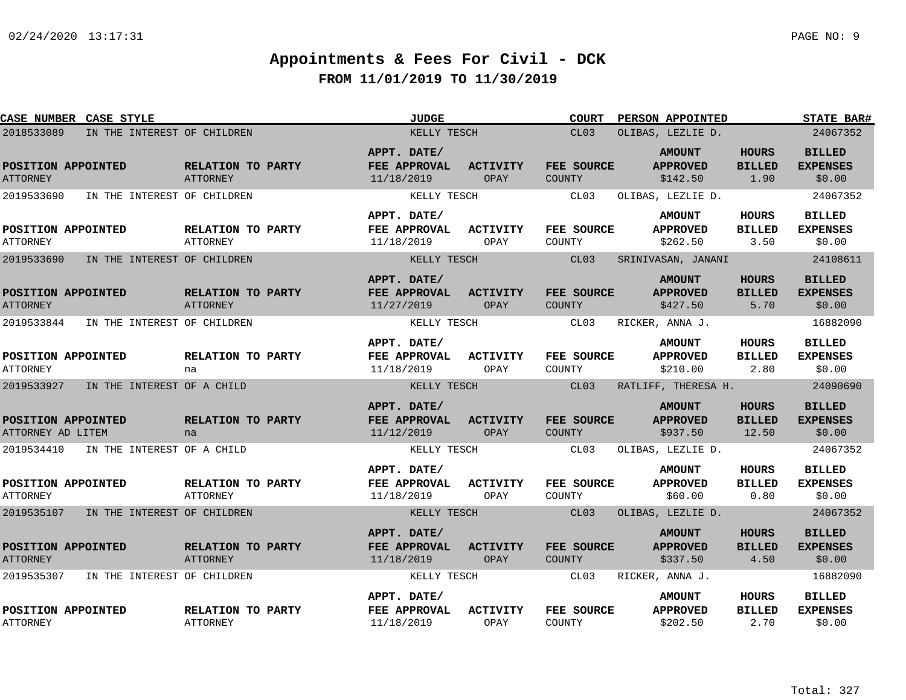# Appointments & Fees For Civil - DCK

## FROM 11/01/2019 TO 11/30/2019

| CASE NUMBER | CASE STYLE | JUDGE | COURT | PERSON APPOINTED | STATE BAR# |
|---|---|---|---|---|---|
| 2018533089 | IN THE INTEREST OF CHILDREN | KELLY TESCH | CL03 | OLIBAS, LEZLIE D. | 24067352 |

| POSITION APPOINTED | RELATION TO PARTY | APPT. DATE/ FEE APPROVAL | ACTIVITY | FEE SOURCE | AMOUNT APPROVED | HOURS BILLED | BILLED EXPENSES |
|---|---|---|---|---|---|---|---|
| ATTORNEY | ATTORNEY | 11/18/2019 | OPAY | COUNTY | $142.50 | 1.90 | $0.00 |

| CASE NUMBER | CASE STYLE | JUDGE | COURT | PERSON APPOINTED | STATE BAR# |
|---|---|---|---|---|---|
| 2019533690 | IN THE INTEREST OF CHILDREN | KELLY TESCH | CL03 | OLIBAS, LEZLIE D. | 24067352 |

| POSITION APPOINTED | RELATION TO PARTY | APPT. DATE/ FEE APPROVAL | ACTIVITY | FEE SOURCE | AMOUNT APPROVED | HOURS BILLED | BILLED EXPENSES |
|---|---|---|---|---|---|---|---|
| ATTORNEY | ATTORNEY | 11/18/2019 | OPAY | COUNTY | $262.50 | 3.50 | $0.00 |

| CASE NUMBER | CASE STYLE | JUDGE | COURT | PERSON APPOINTED | STATE BAR# |
|---|---|---|---|---|---|
| 2019533690 | IN THE INTEREST OF CHILDREN | KELLY TESCH | CL03 | SRINIVASAN, JANANI | 24108611 |

| POSITION APPOINTED | RELATION TO PARTY | APPT. DATE/ FEE APPROVAL | ACTIVITY | FEE SOURCE | AMOUNT APPROVED | HOURS BILLED | BILLED EXPENSES |
|---|---|---|---|---|---|---|---|
| ATTORNEY | ATTORNEY | 11/27/2019 | OPAY | COUNTY | $427.50 | 5.70 | $0.00 |

| CASE NUMBER | CASE STYLE | JUDGE | COURT | PERSON APPOINTED | STATE BAR# |
|---|---|---|---|---|---|
| 2019533844 | IN THE INTEREST OF CHILDREN | KELLY TESCH | CL03 | RICKER, ANNA J. | 16882090 |

| POSITION APPOINTED | RELATION TO PARTY | APPT. DATE/ FEE APPROVAL | ACTIVITY | FEE SOURCE | AMOUNT APPROVED | HOURS BILLED | BILLED EXPENSES |
|---|---|---|---|---|---|---|---|
| ATTORNEY | na | 11/18/2019 | OPAY | COUNTY | $210.00 | 2.80 | $0.00 |

| CASE NUMBER | CASE STYLE | JUDGE | COURT | PERSON APPOINTED | STATE BAR# |
|---|---|---|---|---|---|
| 2019533927 | IN THE INTEREST OF A CHILD | KELLY TESCH | CL03 | RATLIFF, THERESA H. | 24090690 |

| POSITION APPOINTED | RELATION TO PARTY | APPT. DATE/ FEE APPROVAL | ACTIVITY | FEE SOURCE | AMOUNT APPROVED | HOURS BILLED | BILLED EXPENSES |
|---|---|---|---|---|---|---|---|
| ATTORNEY AD LITEM | na | 11/12/2019 | OPAY | COUNTY | $937.50 | 12.50 | $0.00 |

| CASE NUMBER | CASE STYLE | JUDGE | COURT | PERSON APPOINTED | STATE BAR# |
|---|---|---|---|---|---|
| 2019534410 | IN THE INTEREST OF A CHILD | KELLY TESCH | CL03 | OLIBAS, LEZLIE D. | 24067352 |

| POSITION APPOINTED | RELATION TO PARTY | APPT. DATE/ FEE APPROVAL | ACTIVITY | FEE SOURCE | AMOUNT APPROVED | HOURS BILLED | BILLED EXPENSES |
|---|---|---|---|---|---|---|---|
| ATTORNEY | ATTORNEY | 11/18/2019 | OPAY | COUNTY | $60.00 | 0.80 | $0.00 |

| CASE NUMBER | CASE STYLE | JUDGE | COURT | PERSON APPOINTED | STATE BAR# |
|---|---|---|---|---|---|
| 2019535107 | IN THE INTEREST OF CHILDREN | KELLY TESCH | CL03 | OLIBAS, LEZLIE D. | 24067352 |

| POSITION APPOINTED | RELATION TO PARTY | APPT. DATE/ FEE APPROVAL | ACTIVITY | FEE SOURCE | AMOUNT APPROVED | HOURS BILLED | BILLED EXPENSES |
|---|---|---|---|---|---|---|---|
| ATTORNEY | ATTORNEY | 11/18/2019 | OPAY | COUNTY | $337.50 | 4.50 | $0.00 |

| CASE NUMBER | CASE STYLE | JUDGE | COURT | PERSON APPOINTED | STATE BAR# |
|---|---|---|---|---|---|
| 2019535307 | IN THE INTEREST OF CHILDREN | KELLY TESCH | CL03 | RICKER, ANNA J. | 16882090 |

| POSITION APPOINTED | RELATION TO PARTY | APPT. DATE/ FEE APPROVAL | ACTIVITY | FEE SOURCE | AMOUNT APPROVED | HOURS BILLED | BILLED EXPENSES |
|---|---|---|---|---|---|---|---|
| ATTORNEY | ATTORNEY | 11/18/2019 | OPAY | COUNTY | $202.50 | 2.70 | $0.00 |

Total: 327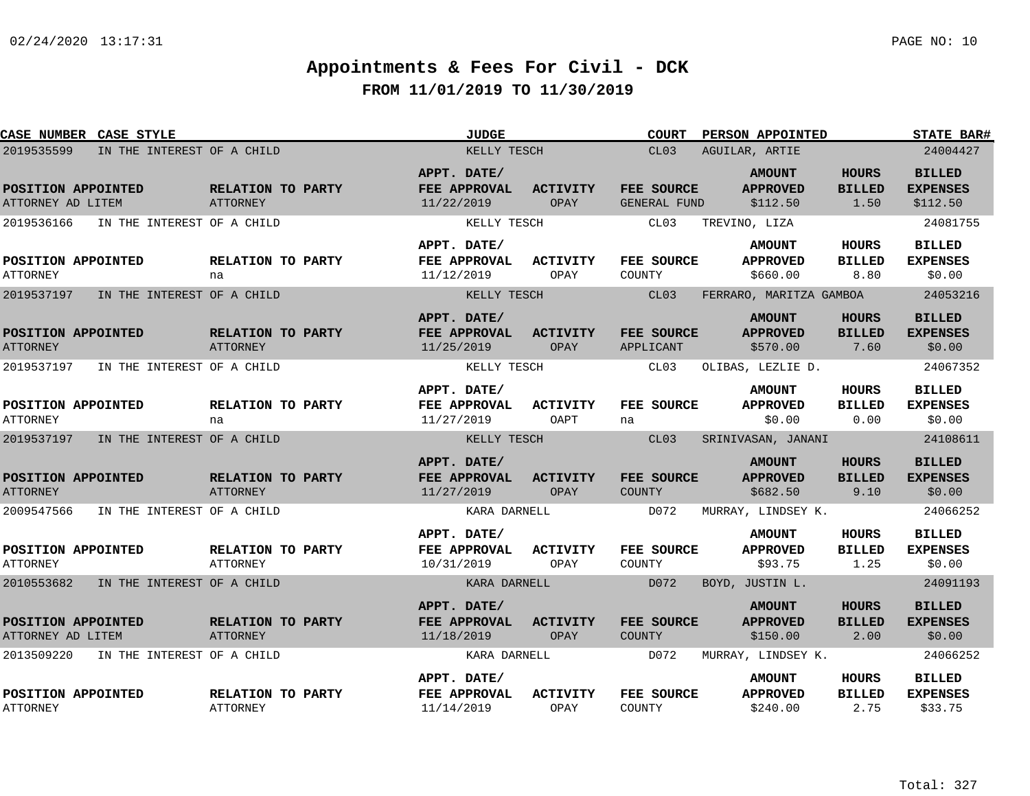# Appointments & Fees For Civil - DCK

## FROM 11/01/2019 TO 11/30/2019

| CASE NUMBER | CASE STYLE | JUDGE | COURT | PERSON APPOINTED | STATE BAR# |
|---|---|---|---|---|---|
| 2019535599 | IN THE INTEREST OF A CHILD | KELLY TESCH | CL03 | AGUILAR, ARTIE | 24004427 |

| POSITION APPOINTED | RELATION TO PARTY | APPT. DATE/ FEE APPROVAL | ACTIVITY | FEE SOURCE | AMOUNT APPROVED | HOURS BILLED | BILLED EXPENSES |
|---|---|---|---|---|---|---|---|
| ATTORNEY AD LITEM | ATTORNEY | 11/22/2019 | OPAY | GENERAL FUND | $112.50 | 1.50 | $112.50 |

| CASE NUMBER | CASE STYLE | JUDGE | COURT | PERSON APPOINTED | STATE BAR# |
|---|---|---|---|---|---|
| 2019536166 | IN THE INTEREST OF A CHILD | KELLY TESCH | CL03 | TREVINO, LIZA | 24081755 |

| POSITION APPOINTED | RELATION TO PARTY | APPT. DATE/ FEE APPROVAL | ACTIVITY | FEE SOURCE | AMOUNT APPROVED | HOURS BILLED | BILLED EXPENSES |
|---|---|---|---|---|---|---|---|
| ATTORNEY | na | 11/12/2019 | OPAY | COUNTY | $660.00 | 8.80 | $0.00 |

| CASE NUMBER | CASE STYLE | JUDGE | COURT | PERSON APPOINTED | STATE BAR# |
|---|---|---|---|---|---|
| 2019537197 | IN THE INTEREST OF A CHILD | KELLY TESCH | CL03 | FERRARO, MARITZA GAMBOA | 24053216 |

| POSITION APPOINTED | RELATION TO PARTY | APPT. DATE/ FEE APPROVAL | ACTIVITY | FEE SOURCE | AMOUNT APPROVED | HOURS BILLED | BILLED EXPENSES |
|---|---|---|---|---|---|---|---|
| ATTORNEY | ATTORNEY | 11/25/2019 | OPAY | APPLICANT | $570.00 | 7.60 | $0.00 |

| CASE NUMBER | CASE STYLE | JUDGE | COURT | PERSON APPOINTED | STATE BAR# |
|---|---|---|---|---|---|
| 2019537197 | IN THE INTEREST OF A CHILD | KELLY TESCH | CL03 | OLIBAS, LEZLIE D. | 24067352 |

| POSITION APPOINTED | RELATION TO PARTY | APPT. DATE/ FEE APPROVAL | ACTIVITY | FEE SOURCE | AMOUNT APPROVED | HOURS BILLED | BILLED EXPENSES |
|---|---|---|---|---|---|---|---|
| ATTORNEY | na | 11/27/2019 | OAPT | na | $0.00 | 0.00 | $0.00 |

| CASE NUMBER | CASE STYLE | JUDGE | COURT | PERSON APPOINTED | STATE BAR# |
|---|---|---|---|---|---|
| 2019537197 | IN THE INTEREST OF A CHILD | KELLY TESCH | CL03 | SRINIVASAN, JANANI | 24108611 |

| POSITION APPOINTED | RELATION TO PARTY | APPT. DATE/ FEE APPROVAL | ACTIVITY | FEE SOURCE | AMOUNT APPROVED | HOURS BILLED | BILLED EXPENSES |
|---|---|---|---|---|---|---|---|
| ATTORNEY | ATTORNEY | 11/27/2019 | OPAY | COUNTY | $682.50 | 9.10 | $0.00 |

| CASE NUMBER | CASE STYLE | JUDGE | COURT | PERSON APPOINTED | STATE BAR# |
|---|---|---|---|---|---|
| 2009547566 | IN THE INTEREST OF A CHILD | KARA DARNELL | D072 | MURRAY, LINDSEY K. | 24066252 |

| POSITION APPOINTED | RELATION TO PARTY | APPT. DATE/ FEE APPROVAL | ACTIVITY | FEE SOURCE | AMOUNT APPROVED | HOURS BILLED | BILLED EXPENSES |
|---|---|---|---|---|---|---|---|
| ATTORNEY | ATTORNEY | 10/31/2019 | OPAY | COUNTY | $93.75 | 1.25 | $0.00 |

| CASE NUMBER | CASE STYLE | JUDGE | COURT | PERSON APPOINTED | STATE BAR# |
|---|---|---|---|---|---|
| 2010553682 | IN THE INTEREST OF A CHILD | KARA DARNELL | D072 | BOYD, JUSTIN L. | 24091193 |

| POSITION APPOINTED | RELATION TO PARTY | APPT. DATE/ FEE APPROVAL | ACTIVITY | FEE SOURCE | AMOUNT APPROVED | HOURS BILLED | BILLED EXPENSES |
|---|---|---|---|---|---|---|---|
| ATTORNEY AD LITEM | ATTORNEY | 11/18/2019 | OPAY | COUNTY | $150.00 | 2.00 | $0.00 |

| CASE NUMBER | CASE STYLE | JUDGE | COURT | PERSON APPOINTED | STATE BAR# |
|---|---|---|---|---|---|
| 2013509220 | IN THE INTEREST OF A CHILD | KARA DARNELL | D072 | MURRAY, LINDSEY K. | 24066252 |

| POSITION APPOINTED | RELATION TO PARTY | APPT. DATE/ FEE APPROVAL | ACTIVITY | FEE SOURCE | AMOUNT APPROVED | HOURS BILLED | BILLED EXPENSES |
|---|---|---|---|---|---|---|---|
| ATTORNEY | ATTORNEY | 11/14/2019 | OPAY | COUNTY | $240.00 | 2.75 | $33.75 |

Total: 327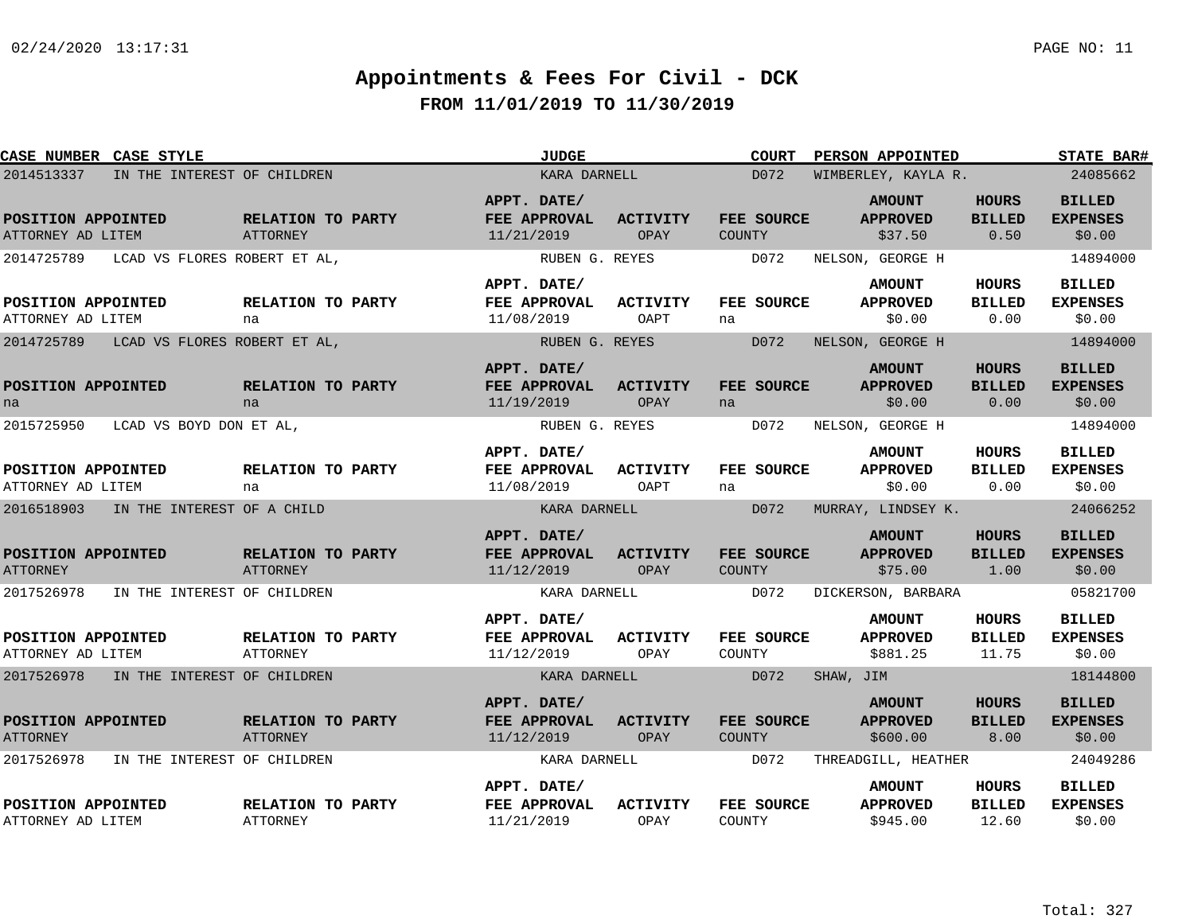02/24/2020 13:17:31

# Appointments & Fees For Civil - DCK

## FROM 11/01/2019 TO 11/30/2019

| CASE NUMBER | CASE STYLE | JUDGE | COURT | PERSON APPOINTED | STATE BAR# |
|---|---|---|---|---|---|
| 2014513337 | IN THE INTEREST OF CHILDREN | KARA DARNELL | D072 | WIMBERLEY, KAYLA R. | 24085662 |

| POSITION APPOINTED | RELATION TO PARTY | APPT. DATE/ FEE APPROVAL | ACTIVITY | FEE SOURCE | AMOUNT APPROVED | HOURS BILLED | BILLED EXPENSES |
|---|---|---|---|---|---|---|---|
| ATTORNEY AD LITEM | ATTORNEY | 11/21/2019 | OPAY | COUNTY | $37.50 | 0.50 | $0.00 |

| CASE NUMBER | CASE STYLE | JUDGE | COURT | PERSON APPOINTED | STATE BAR# |
|---|---|---|---|---|---|
| 2014725789 | LCAD VS FLORES ROBERT ET AL, | RUBEN G. REYES | D072 | NELSON, GEORGE H | 14894000 |

| POSITION APPOINTED | RELATION TO PARTY | APPT. DATE/ FEE APPROVAL | ACTIVITY | FEE SOURCE | AMOUNT APPROVED | HOURS BILLED | BILLED EXPENSES |
|---|---|---|---|---|---|---|---|
| ATTORNEY AD LITEM | na | 11/08/2019 | OAPT | na | $0.00 | 0.00 | $0.00 |

| CASE NUMBER | CASE STYLE | JUDGE | COURT | PERSON APPOINTED | STATE BAR# |
|---|---|---|---|---|---|
| 2014725789 | LCAD VS FLORES ROBERT ET AL, | RUBEN G. REYES | D072 | NELSON, GEORGE H | 14894000 |

| POSITION APPOINTED | RELATION TO PARTY | APPT. DATE/ FEE APPROVAL | ACTIVITY | FEE SOURCE | AMOUNT APPROVED | HOURS BILLED | BILLED EXPENSES |
|---|---|---|---|---|---|---|---|
| na | na | 11/19/2019 | OPAY | na | $0.00 | 0.00 | $0.00 |

| CASE NUMBER | CASE STYLE | JUDGE | COURT | PERSON APPOINTED | STATE BAR# |
|---|---|---|---|---|---|
| 2015725950 | LCAD VS BOYD DON ET AL, | RUBEN G. REYES | D072 | NELSON, GEORGE H | 14894000 |

| POSITION APPOINTED | RELATION TO PARTY | APPT. DATE/ FEE APPROVAL | ACTIVITY | FEE SOURCE | AMOUNT APPROVED | HOURS BILLED | BILLED EXPENSES |
|---|---|---|---|---|---|---|---|
| ATTORNEY AD LITEM | na | 11/08/2019 | OAPT | na | $0.00 | 0.00 | $0.00 |

| CASE NUMBER | CASE STYLE | JUDGE | COURT | PERSON APPOINTED | STATE BAR# |
|---|---|---|---|---|---|
| 2016518903 | IN THE INTEREST OF A CHILD | KARA DARNELL | D072 | MURRAY, LINDSEY K. | 24066252 |

| POSITION APPOINTED | RELATION TO PARTY | APPT. DATE/ FEE APPROVAL | ACTIVITY | FEE SOURCE | AMOUNT APPROVED | HOURS BILLED | BILLED EXPENSES |
|---|---|---|---|---|---|---|---|
| ATTORNEY | ATTORNEY | 11/12/2019 | OPAY | COUNTY | $75.00 | 1.00 | $0.00 |

| CASE NUMBER | CASE STYLE | JUDGE | COURT | PERSON APPOINTED | STATE BAR# |
|---|---|---|---|---|---|
| 2017526978 | IN THE INTEREST OF CHILDREN | KARA DARNELL | D072 | DICKERSON, BARBARA | 05821700 |

| POSITION APPOINTED | RELATION TO PARTY | APPT. DATE/ FEE APPROVAL | ACTIVITY | FEE SOURCE | AMOUNT APPROVED | HOURS BILLED | BILLED EXPENSES |
|---|---|---|---|---|---|---|---|
| ATTORNEY AD LITEM | ATTORNEY | 11/12/2019 | OPAY | COUNTY | $881.25 | 11.75 | $0.00 |

| CASE NUMBER | CASE STYLE | JUDGE | COURT | PERSON APPOINTED | STATE BAR# |
|---|---|---|---|---|---|
| 2017526978 | IN THE INTEREST OF CHILDREN | KARA DARNELL | D072 | SHAW, JIM | 18144800 |

| POSITION APPOINTED | RELATION TO PARTY | APPT. DATE/ FEE APPROVAL | ACTIVITY | FEE SOURCE | AMOUNT APPROVED | HOURS BILLED | BILLED EXPENSES |
|---|---|---|---|---|---|---|---|
| ATTORNEY | ATTORNEY | 11/12/2019 | OPAY | COUNTY | $600.00 | 8.00 | $0.00 |

| CASE NUMBER | CASE STYLE | JUDGE | COURT | PERSON APPOINTED | STATE BAR# |
|---|---|---|---|---|---|
| 2017526978 | IN THE INTEREST OF CHILDREN | KARA DARNELL | D072 | THREADGILL, HEATHER | 24049286 |

| POSITION APPOINTED | RELATION TO PARTY | APPT. DATE/ FEE APPROVAL | ACTIVITY | FEE SOURCE | AMOUNT APPROVED | HOURS BILLED | BILLED EXPENSES |
|---|---|---|---|---|---|---|---|
| ATTORNEY AD LITEM | ATTORNEY | 11/21/2019 | OPAY | COUNTY | $945.00 | 12.60 | $0.00 |

Total: 327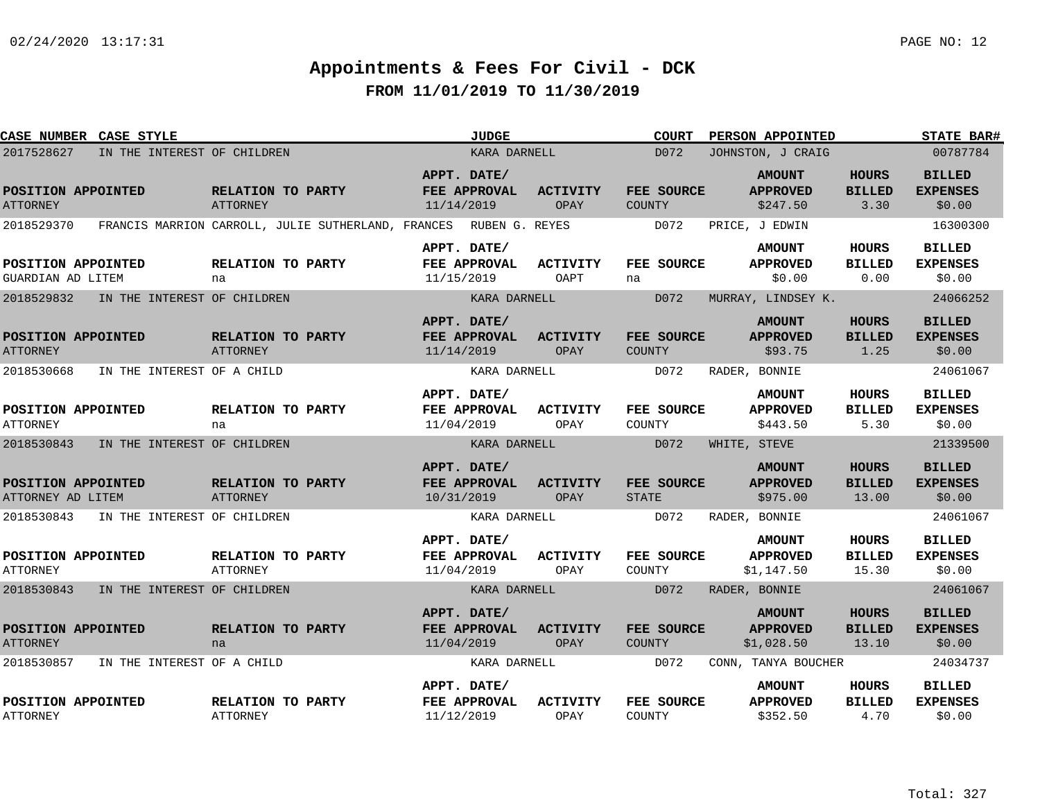# Appointments & Fees For Civil - DCK

## FROM 11/01/2019 TO 11/30/2019

| CASE NUMBER | CASE STYLE | JUDGE | COURT | PERSON APPOINTED | STATE BAR# |
|---|---|---|---|---|---|
| 2017528627 | IN THE INTEREST OF CHILDREN | KARA DARNELL | D072 | JOHNSTON, J CRAIG | 00787784 |

| POSITION APPOINTED | RELATION TO PARTY | APPT. DATE/ FEE APPROVAL | ACTIVITY | FEE SOURCE | AMOUNT APPROVED | HOURS BILLED | BILLED EXPENSES |
|---|---|---|---|---|---|---|---|
| ATTORNEY | ATTORNEY | 11/14/2019 | OPAY | COUNTY | $247.50 | 3.30 | $0.00 |

| CASE NUMBER | CASE STYLE | JUDGE | COURT | PERSON APPOINTED | STATE BAR# |
|---|---|---|---|---|---|
| 2018529370 | FRANCIS MARRION CARROLL, JULIE SUTHERLAND, FRANCES | RUBEN G. REYES | D072 | PRICE, J EDWIN | 16300300 |

| POSITION APPOINTED | RELATION TO PARTY | APPT. DATE/ FEE APPROVAL | ACTIVITY | FEE SOURCE | AMOUNT APPROVED | HOURS BILLED | BILLED EXPENSES |
|---|---|---|---|---|---|---|---|
| GUARDIAN AD LITEM | na | 11/15/2019 | OAPT | na | $0.00 | 0.00 | $0.00 |

| CASE NUMBER | CASE STYLE | JUDGE | COURT | PERSON APPOINTED | STATE BAR# |
|---|---|---|---|---|---|
| 2018529832 | IN THE INTEREST OF CHILDREN | KARA DARNELL | D072 | MURRAY, LINDSEY K. | 24066252 |

| POSITION APPOINTED | RELATION TO PARTY | APPT. DATE/ FEE APPROVAL | ACTIVITY | FEE SOURCE | AMOUNT APPROVED | HOURS BILLED | BILLED EXPENSES |
|---|---|---|---|---|---|---|---|
| ATTORNEY | ATTORNEY | 11/14/2019 | OPAY | COUNTY | $93.75 | 1.25 | $0.00 |

| CASE NUMBER | CASE STYLE | JUDGE | COURT | PERSON APPOINTED | STATE BAR# |
|---|---|---|---|---|---|
| 2018530668 | IN THE INTEREST OF A CHILD | KARA DARNELL | D072 | RADER, BONNIE | 24061067 |

| POSITION APPOINTED | RELATION TO PARTY | APPT. DATE/ FEE APPROVAL | ACTIVITY | FEE SOURCE | AMOUNT APPROVED | HOURS BILLED | BILLED EXPENSES |
|---|---|---|---|---|---|---|---|
| ATTORNEY | na | 11/04/2019 | OPAY | COUNTY | $443.50 | 5.30 | $0.00 |

| CASE NUMBER | CASE STYLE | JUDGE | COURT | PERSON APPOINTED | STATE BAR# |
|---|---|---|---|---|---|
| 2018530843 | IN THE INTEREST OF CHILDREN | KARA DARNELL | D072 | WHITE, STEVE | 21339500 |

| POSITION APPOINTED | RELATION TO PARTY | APPT. DATE/ FEE APPROVAL | ACTIVITY | FEE SOURCE | AMOUNT APPROVED | HOURS BILLED | BILLED EXPENSES |
|---|---|---|---|---|---|---|---|
| ATTORNEY AD LITEM | ATTORNEY | 10/31/2019 | OPAY | STATE | $975.00 | 13.00 | $0.00 |

| CASE NUMBER | CASE STYLE | JUDGE | COURT | PERSON APPOINTED | STATE BAR# |
|---|---|---|---|---|---|
| 2018530843 | IN THE INTEREST OF CHILDREN | KARA DARNELL | D072 | RADER, BONNIE | 24061067 |

| POSITION APPOINTED | RELATION TO PARTY | APPT. DATE/ FEE APPROVAL | ACTIVITY | FEE SOURCE | AMOUNT APPROVED | HOURS BILLED | BILLED EXPENSES |
|---|---|---|---|---|---|---|---|
| ATTORNEY | ATTORNEY | 11/04/2019 | OPAY | COUNTY | $1,147.50 | 15.30 | $0.00 |

| CASE NUMBER | CASE STYLE | JUDGE | COURT | PERSON APPOINTED | STATE BAR# |
|---|---|---|---|---|---|
| 2018530843 | IN THE INTEREST OF CHILDREN | KARA DARNELL | D072 | RADER, BONNIE | 24061067 |

| POSITION APPOINTED | RELATION TO PARTY | APPT. DATE/ FEE APPROVAL | ACTIVITY | FEE SOURCE | AMOUNT APPROVED | HOURS BILLED | BILLED EXPENSES |
|---|---|---|---|---|---|---|---|
| ATTORNEY | na | 11/04/2019 | OPAY | COUNTY | $1,028.50 | 13.10 | $0.00 |

| CASE NUMBER | CASE STYLE | JUDGE | COURT | PERSON APPOINTED | STATE BAR# |
|---|---|---|---|---|---|
| 2018530857 | IN THE INTEREST OF A CHILD | KARA DARNELL | D072 | CONN, TANYA BOUCHER | 24034737 |

| POSITION APPOINTED | RELATION TO PARTY | APPT. DATE/ FEE APPROVAL | ACTIVITY | FEE SOURCE | AMOUNT APPROVED | HOURS BILLED | BILLED EXPENSES |
|---|---|---|---|---|---|---|---|
| ATTORNEY | ATTORNEY | 11/12/2019 | OPAY | COUNTY | $352.50 | 4.70 | $0.00 |

Total: 327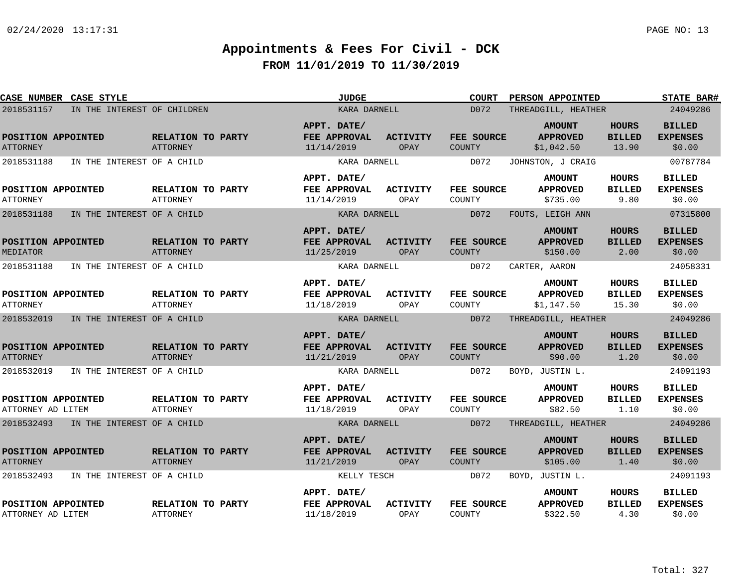# Appointments & Fees For Civil - DCK

## FROM 11/01/2019 TO 11/30/2019

| CASE NUMBER | CASE STYLE | JUDGE | COURT | PERSON APPOINTED | STATE BAR# |
|---|---|---|---|---|---|
| 2018531157 | IN THE INTEREST OF CHILDREN | KARA DARNELL | D072 | THREADGILL, HEATHER | 24049286 |

| POSITION APPOINTED | RELATION TO PARTY | APPT. DATE/ FEE APPROVAL | ACTIVITY | FEE SOURCE | AMOUNT APPROVED | HOURS BILLED | BILLED EXPENSES |
|---|---|---|---|---|---|---|---|
| ATTORNEY | ATTORNEY | 11/14/2019 | OPAY | COUNTY | $1,042.50 | 13.90 | $0.00 |

| CASE NUMBER | CASE STYLE | JUDGE | COURT | PERSON APPOINTED | STATE BAR# |
|---|---|---|---|---|---|
| 2018531188 | IN THE INTEREST OF A CHILD | KARA DARNELL | D072 | JOHNSTON, J CRAIG | 00787784 |

| POSITION APPOINTED | RELATION TO PARTY | APPT. DATE/ FEE APPROVAL | ACTIVITY | FEE SOURCE | AMOUNT APPROVED | HOURS BILLED | BILLED EXPENSES |
|---|---|---|---|---|---|---|---|
| ATTORNEY | ATTORNEY | 11/14/2019 | OPAY | COUNTY | $735.00 | 9.80 | $0.00 |

| CASE NUMBER | CASE STYLE | JUDGE | COURT | PERSON APPOINTED | STATE BAR# |
|---|---|---|---|---|---|
| 2018531188 | IN THE INTEREST OF A CHILD | KARA DARNELL | D072 | FOUTS, LEIGH ANN | 07315800 |

| POSITION APPOINTED | RELATION TO PARTY | APPT. DATE/ FEE APPROVAL | ACTIVITY | FEE SOURCE | AMOUNT APPROVED | HOURS BILLED | BILLED EXPENSES |
|---|---|---|---|---|---|---|---|
| MEDIATOR | ATTORNEY | 11/25/2019 | OPAY | COUNTY | $150.00 | 2.00 | $0.00 |

| CASE NUMBER | CASE STYLE | JUDGE | COURT | PERSON APPOINTED | STATE BAR# |
|---|---|---|---|---|---|
| 2018531188 | IN THE INTEREST OF A CHILD | KARA DARNELL | D072 | CARTER, AARON | 24058331 |

| POSITION APPOINTED | RELATION TO PARTY | APPT. DATE/ FEE APPROVAL | ACTIVITY | FEE SOURCE | AMOUNT APPROVED | HOURS BILLED | BILLED EXPENSES |
|---|---|---|---|---|---|---|---|
| ATTORNEY | ATTORNEY | 11/18/2019 | OPAY | COUNTY | $1,147.50 | 15.30 | $0.00 |

| CASE NUMBER | CASE STYLE | JUDGE | COURT | PERSON APPOINTED | STATE BAR# |
|---|---|---|---|---|---|
| 2018532019 | IN THE INTEREST OF A CHILD | KARA DARNELL | D072 | THREADGILL, HEATHER | 24049286 |

| POSITION APPOINTED | RELATION TO PARTY | APPT. DATE/ FEE APPROVAL | ACTIVITY | FEE SOURCE | AMOUNT APPROVED | HOURS BILLED | BILLED EXPENSES |
|---|---|---|---|---|---|---|---|
| ATTORNEY | ATTORNEY | 11/21/2019 | OPAY | COUNTY | $90.00 | 1.20 | $0.00 |

| CASE NUMBER | CASE STYLE | JUDGE | COURT | PERSON APPOINTED | STATE BAR# |
|---|---|---|---|---|---|
| 2018532019 | IN THE INTEREST OF A CHILD | KARA DARNELL | D072 | BOYD, JUSTIN L. | 24091193 |

| POSITION APPOINTED | RELATION TO PARTY | APPT. DATE/ FEE APPROVAL | ACTIVITY | FEE SOURCE | AMOUNT APPROVED | HOURS BILLED | BILLED EXPENSES |
|---|---|---|---|---|---|---|---|
| ATTORNEY AD LITEM | ATTORNEY | 11/18/2019 | OPAY | COUNTY | $82.50 | 1.10 | $0.00 |

| CASE NUMBER | CASE STYLE | JUDGE | COURT | PERSON APPOINTED | STATE BAR# |
|---|---|---|---|---|---|
| 2018532493 | IN THE INTEREST OF A CHILD | KARA DARNELL | D072 | THREADGILL, HEATHER | 24049286 |

| POSITION APPOINTED | RELATION TO PARTY | APPT. DATE/ FEE APPROVAL | ACTIVITY | FEE SOURCE | AMOUNT APPROVED | HOURS BILLED | BILLED EXPENSES |
|---|---|---|---|---|---|---|---|
| ATTORNEY | ATTORNEY | 11/21/2019 | OPAY | COUNTY | $105.00 | 1.40 | $0.00 |

| CASE NUMBER | CASE STYLE | JUDGE | COURT | PERSON APPOINTED | STATE BAR# |
|---|---|---|---|---|---|
| 2018532493 | IN THE INTEREST OF A CHILD | KELLY TESCH | D072 | BOYD, JUSTIN L. | 24091193 |

| POSITION APPOINTED | RELATION TO PARTY | APPT. DATE/ FEE APPROVAL | ACTIVITY | FEE SOURCE | AMOUNT APPROVED | HOURS BILLED | BILLED EXPENSES |
|---|---|---|---|---|---|---|---|
| ATTORNEY AD LITEM | ATTORNEY | 11/18/2019 | OPAY | COUNTY | $322.50 | 4.30 | $0.00 |

Total: 327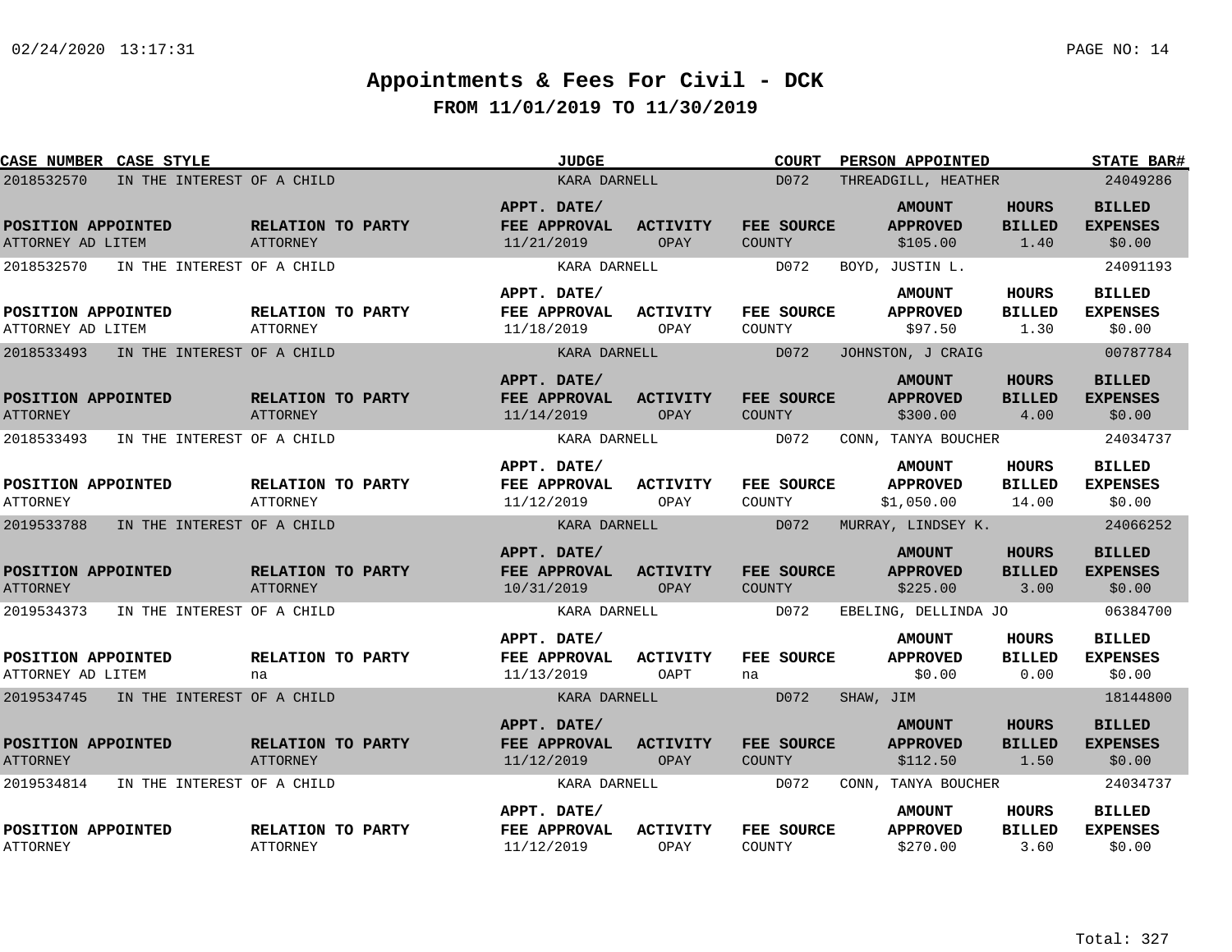# Appointments & Fees For Civil - DCK

## FROM 11/01/2019 TO 11/30/2019

| CASE NUMBER | CASE STYLE | JUDGE | COURT | PERSON APPOINTED | STATE BAR# |
|---|---|---|---|---|---|
| 2018532570 | IN THE INTEREST OF A CHILD | KARA DARNELL | D072 | THREADGILL, HEATHER | 24049286 |

| POSITION APPOINTED | RELATION TO PARTY | APPT. DATE/ FEE APPROVAL | ACTIVITY | FEE SOURCE | AMOUNT APPROVED | HOURS BILLED | BILLED EXPENSES |
|---|---|---|---|---|---|---|---|
| ATTORNEY AD LITEM | ATTORNEY | 11/21/2019 | OPAY | COUNTY | $105.00 | 1.40 | $0.00 |

| CASE NUMBER | CASE STYLE | JUDGE | COURT | PERSON APPOINTED | STATE BAR# |
|---|---|---|---|---|---|
| 2018532570 | IN THE INTEREST OF A CHILD | KARA DARNELL | D072 | BOYD, JUSTIN L. | 24091193 |

| POSITION APPOINTED | RELATION TO PARTY | APPT. DATE/ FEE APPROVAL | ACTIVITY | FEE SOURCE | AMOUNT APPROVED | HOURS BILLED | BILLED EXPENSES |
|---|---|---|---|---|---|---|---|
| ATTORNEY AD LITEM | ATTORNEY | 11/18/2019 | OPAY | COUNTY | $97.50 | 1.30 | $0.00 |

| CASE NUMBER | CASE STYLE | JUDGE | COURT | PERSON APPOINTED | STATE BAR# |
|---|---|---|---|---|---|
| 2018533493 | IN THE INTEREST OF A CHILD | KARA DARNELL | D072 | JOHNSTON, J CRAIG | 00787784 |

| POSITION APPOINTED | RELATION TO PARTY | APPT. DATE/ FEE APPROVAL | ACTIVITY | FEE SOURCE | AMOUNT APPROVED | HOURS BILLED | BILLED EXPENSES |
|---|---|---|---|---|---|---|---|
| ATTORNEY | ATTORNEY | 11/14/2019 | OPAY | COUNTY | $300.00 | 4.00 | $0.00 |

| CASE NUMBER | CASE STYLE | JUDGE | COURT | PERSON APPOINTED | STATE BAR# |
|---|---|---|---|---|---|
| 2018533493 | IN THE INTEREST OF A CHILD | KARA DARNELL | D072 | CONN, TANYA BOUCHER | 24034737 |

| POSITION APPOINTED | RELATION TO PARTY | APPT. DATE/ FEE APPROVAL | ACTIVITY | FEE SOURCE | AMOUNT APPROVED | HOURS BILLED | BILLED EXPENSES |
|---|---|---|---|---|---|---|---|
| ATTORNEY | ATTORNEY | 11/12/2019 | OPAY | COUNTY | $1,050.00 | 14.00 | $0.00 |

| CASE NUMBER | CASE STYLE | JUDGE | COURT | PERSON APPOINTED | STATE BAR# |
|---|---|---|---|---|---|
| 2019533788 | IN THE INTEREST OF A CHILD | KARA DARNELL | D072 | MURRAY, LINDSEY K. | 24066252 |

| POSITION APPOINTED | RELATION TO PARTY | APPT. DATE/ FEE APPROVAL | ACTIVITY | FEE SOURCE | AMOUNT APPROVED | HOURS BILLED | BILLED EXPENSES |
|---|---|---|---|---|---|---|---|
| ATTORNEY | ATTORNEY | 10/31/2019 | OPAY | COUNTY | $225.00 | 3.00 | $0.00 |

| CASE NUMBER | CASE STYLE | JUDGE | COURT | PERSON APPOINTED | STATE BAR# |
|---|---|---|---|---|---|
| 2019534373 | IN THE INTEREST OF A CHILD | KARA DARNELL | D072 | EBELING, DELLINDA JO | 06384700 |

| POSITION APPOINTED | RELATION TO PARTY | APPT. DATE/ FEE APPROVAL | ACTIVITY | FEE SOURCE | AMOUNT APPROVED | HOURS BILLED | BILLED EXPENSES |
|---|---|---|---|---|---|---|---|
| ATTORNEY AD LITEM | na | 11/13/2019 | OAPT | na | $0.00 | 0.00 | $0.00 |

| CASE NUMBER | CASE STYLE | JUDGE | COURT | PERSON APPOINTED | STATE BAR# |
|---|---|---|---|---|---|
| 2019534745 | IN THE INTEREST OF A CHILD | KARA DARNELL | D072 | SHAW, JIM | 18144800 |

| POSITION APPOINTED | RELATION TO PARTY | APPT. DATE/ FEE APPROVAL | ACTIVITY | FEE SOURCE | AMOUNT APPROVED | HOURS BILLED | BILLED EXPENSES |
|---|---|---|---|---|---|---|---|
| ATTORNEY | ATTORNEY | 11/12/2019 | OPAY | COUNTY | $112.50 | 1.50 | $0.00 |

| CASE NUMBER | CASE STYLE | JUDGE | COURT | PERSON APPOINTED | STATE BAR# |
|---|---|---|---|---|---|
| 2019534814 | IN THE INTEREST OF A CHILD | KARA DARNELL | D072 | CONN, TANYA BOUCHER | 24034737 |

| POSITION APPOINTED | RELATION TO PARTY | APPT. DATE/ FEE APPROVAL | ACTIVITY | FEE SOURCE | AMOUNT APPROVED | HOURS BILLED | BILLED EXPENSES |
|---|---|---|---|---|---|---|---|
| ATTORNEY | ATTORNEY | 11/12/2019 | OPAY | COUNTY | $270.00 | 3.60 | $0.00 |

Total: 327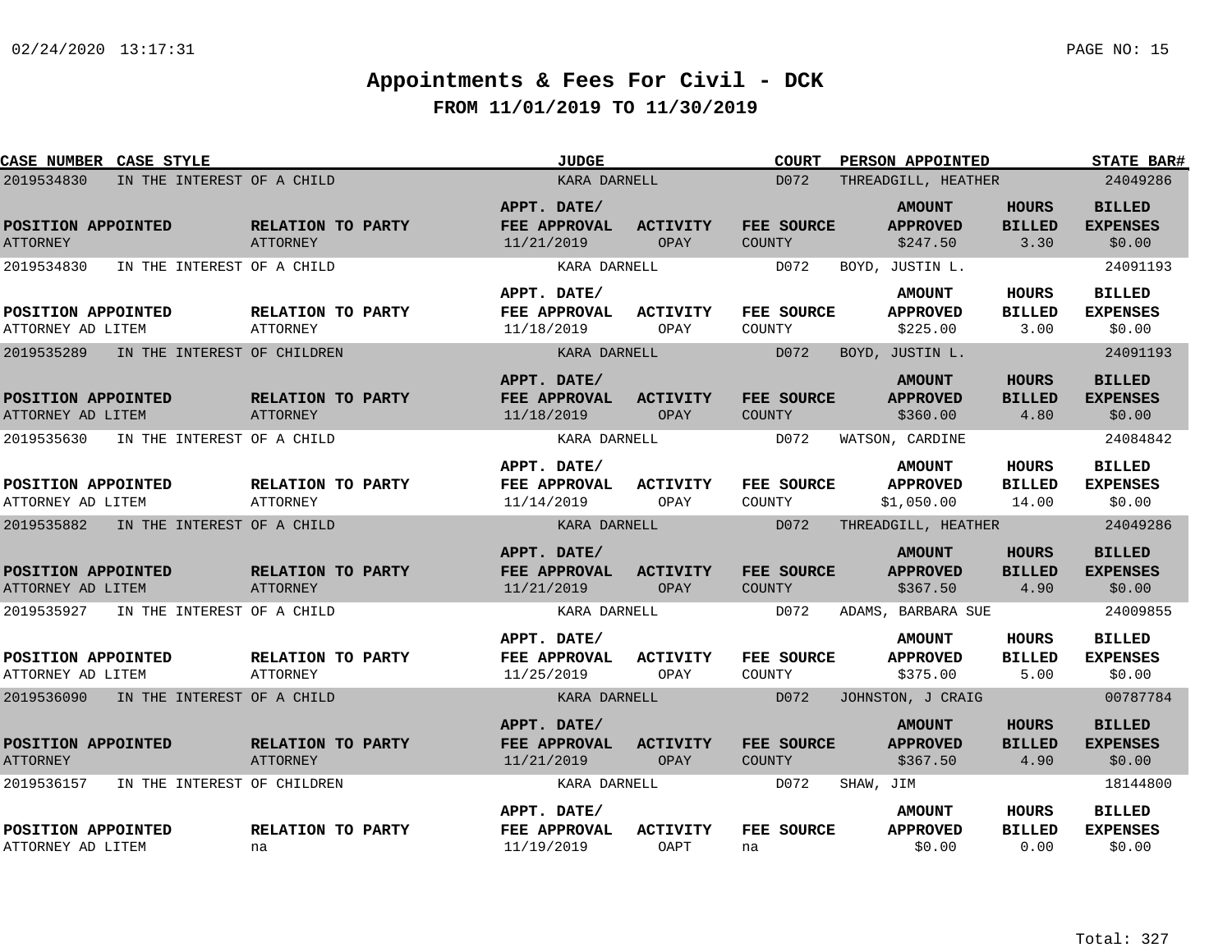# Appointments & Fees For Civil - DCK

## FROM 11/01/2019 TO 11/30/2019

| CASE NUMBER | CASE STYLE | JUDGE | COURT | PERSON APPOINTED | STATE BAR# |
|---|---|---|---|---|---|
| 2019534830 | IN THE INTEREST OF A CHILD | KARA DARNELL | D072 | THREADGILL, HEATHER | 24049286 |

| POSITION APPOINTED | RELATION TO PARTY | APPT. DATE/ FEE APPROVAL | ACTIVITY | FEE SOURCE | AMOUNT APPROVED | HOURS BILLED | BILLED EXPENSES |
|---|---|---|---|---|---|---|---|
| ATTORNEY | ATTORNEY | 11/21/2019 | OPAY | COUNTY | $247.50 | 3.30 | $0.00 |

| CASE NUMBER | CASE STYLE | JUDGE | COURT | PERSON APPOINTED | STATE BAR# |
|---|---|---|---|---|---|
| 2019534830 | IN THE INTEREST OF A CHILD | KARA DARNELL | D072 | BOYD, JUSTIN L. | 24091193 |

| POSITION APPOINTED | RELATION TO PARTY | APPT. DATE/ FEE APPROVAL | ACTIVITY | FEE SOURCE | AMOUNT APPROVED | HOURS BILLED | BILLED EXPENSES |
|---|---|---|---|---|---|---|---|
| ATTORNEY AD LITEM | ATTORNEY | 11/18/2019 | OPAY | COUNTY | $225.00 | 3.00 | $0.00 |

| CASE NUMBER | CASE STYLE | JUDGE | COURT | PERSON APPOINTED | STATE BAR# |
|---|---|---|---|---|---|
| 2019535289 | IN THE INTEREST OF CHILDREN | KARA DARNELL | D072 | BOYD, JUSTIN L. | 24091193 |

| POSITION APPOINTED | RELATION TO PARTY | APPT. DATE/ FEE APPROVAL | ACTIVITY | FEE SOURCE | AMOUNT APPROVED | HOURS BILLED | BILLED EXPENSES |
|---|---|---|---|---|---|---|---|
| ATTORNEY AD LITEM | ATTORNEY | 11/18/2019 | OPAY | COUNTY | $360.00 | 4.80 | $0.00 |

| CASE NUMBER | CASE STYLE | JUDGE | COURT | PERSON APPOINTED | STATE BAR# |
|---|---|---|---|---|---|
| 2019535630 | IN THE INTEREST OF A CHILD | KARA DARNELL | D072 | WATSON, CARDINE | 24084842 |

| POSITION APPOINTED | RELATION TO PARTY | APPT. DATE/ FEE APPROVAL | ACTIVITY | FEE SOURCE | AMOUNT APPROVED | HOURS BILLED | BILLED EXPENSES |
|---|---|---|---|---|---|---|---|
| ATTORNEY AD LITEM | ATTORNEY | 11/14/2019 | OPAY | COUNTY | $1,050.00 | 14.00 | $0.00 |

| CASE NUMBER | CASE STYLE | JUDGE | COURT | PERSON APPOINTED | STATE BAR# |
|---|---|---|---|---|---|
| 2019535882 | IN THE INTEREST OF A CHILD | KARA DARNELL | D072 | THREADGILL, HEATHER | 24049286 |

| POSITION APPOINTED | RELATION TO PARTY | APPT. DATE/ FEE APPROVAL | ACTIVITY | FEE SOURCE | AMOUNT APPROVED | HOURS BILLED | BILLED EXPENSES |
|---|---|---|---|---|---|---|---|
| ATTORNEY AD LITEM | ATTORNEY | 11/21/2019 | OPAY | COUNTY | $367.50 | 4.90 | $0.00 |

| CASE NUMBER | CASE STYLE | JUDGE | COURT | PERSON APPOINTED | STATE BAR# |
|---|---|---|---|---|---|
| 2019535927 | IN THE INTEREST OF A CHILD | KARA DARNELL | D072 | ADAMS, BARBARA SUE | 24009855 |

| POSITION APPOINTED | RELATION TO PARTY | APPT. DATE/ FEE APPROVAL | ACTIVITY | FEE SOURCE | AMOUNT APPROVED | HOURS BILLED | BILLED EXPENSES |
|---|---|---|---|---|---|---|---|
| ATTORNEY AD LITEM | ATTORNEY | 11/25/2019 | OPAY | COUNTY | $375.00 | 5.00 | $0.00 |

| CASE NUMBER | CASE STYLE | JUDGE | COURT | PERSON APPOINTED | STATE BAR# |
|---|---|---|---|---|---|
| 2019536090 | IN THE INTEREST OF A CHILD | KARA DARNELL | D072 | JOHNSTON, J CRAIG | 00787784 |

| POSITION APPOINTED | RELATION TO PARTY | APPT. DATE/ FEE APPROVAL | ACTIVITY | FEE SOURCE | AMOUNT APPROVED | HOURS BILLED | BILLED EXPENSES |
|---|---|---|---|---|---|---|---|
| ATTORNEY | ATTORNEY | 11/21/2019 | OPAY | COUNTY | $367.50 | 4.90 | $0.00 |

| CASE NUMBER | CASE STYLE | JUDGE | COURT | PERSON APPOINTED | STATE BAR# |
|---|---|---|---|---|---|
| 2019536157 | IN THE INTEREST OF CHILDREN | KARA DARNELL | D072 | SHAW, JIM | 18144800 |

| POSITION APPOINTED | RELATION TO PARTY | APPT. DATE/ FEE APPROVAL | ACTIVITY | FEE SOURCE | AMOUNT APPROVED | HOURS BILLED | BILLED EXPENSES |
|---|---|---|---|---|---|---|---|
| ATTORNEY AD LITEM | na | 11/19/2019 | OAPT | na | $0.00 | 0.00 | $0.00 |

Total: 327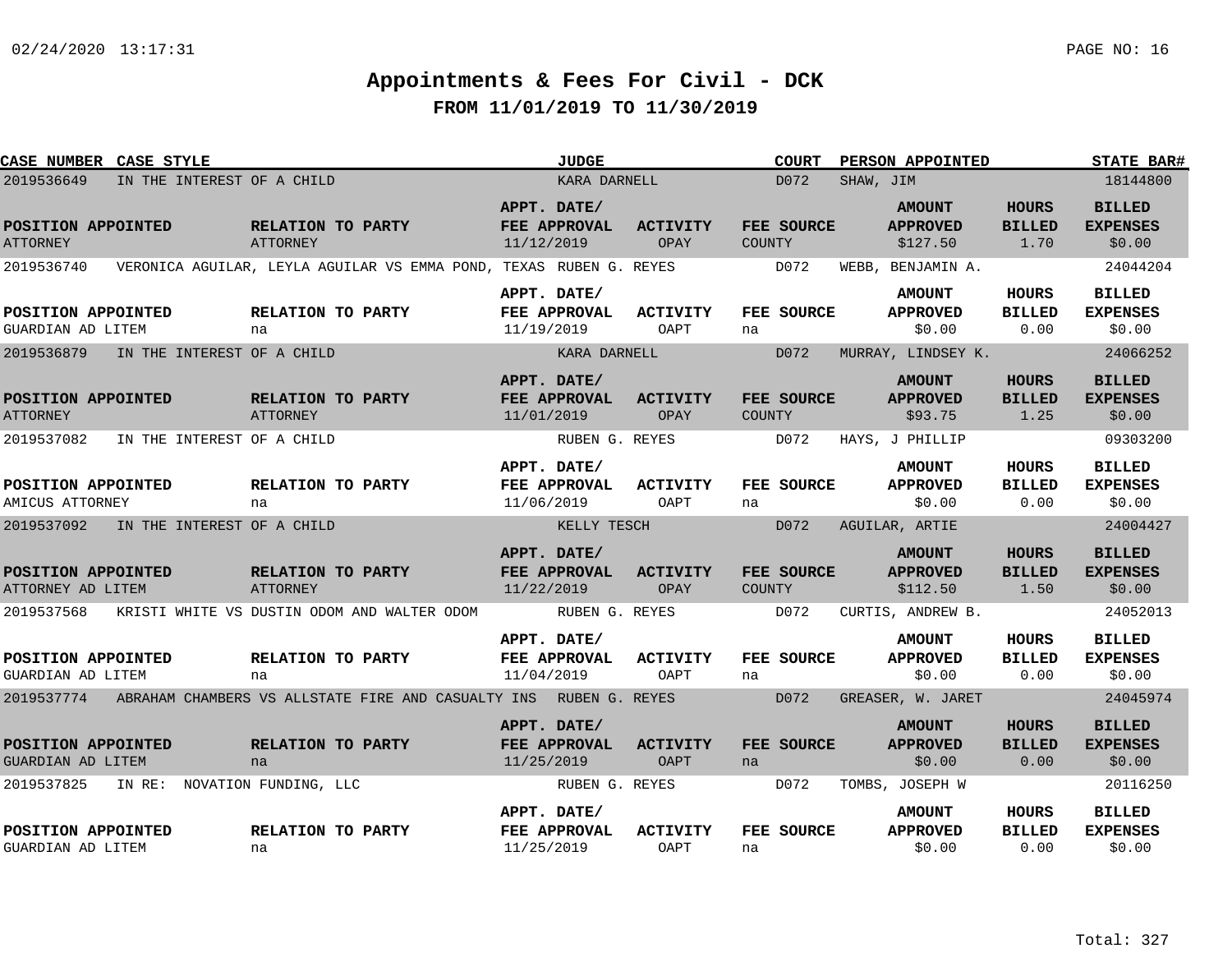# Appointments & Fees For Civil - DCK

## FROM 11/01/2019 TO 11/30/2019

| CASE NUMBER | CASE STYLE | JUDGE | COURT | PERSON APPOINTED | STATE BAR# |
|---|---|---|---|---|---|
| 2019536649 | IN THE INTEREST OF A CHILD | KARA DARNELL | D072 | SHAW, JIM | 18144800 |

| POSITION APPOINTED | RELATION TO PARTY | APPT. DATE/ FEE APPROVAL | ACTIVITY | FEE SOURCE | AMOUNT APPROVED | HOURS BILLED | BILLED EXPENSES |
|---|---|---|---|---|---|---|---|
| ATTORNEY | ATTORNEY | 11/12/2019 | OPAY | COUNTY | $127.50 | 1.70 | $0.00 |

| CASE NUMBER | CASE STYLE | JUDGE | COURT | PERSON APPOINTED | STATE BAR# |
|---|---|---|---|---|---|
| 2019536740 | VERONICA AGUILAR, LEYLA AGUILAR VS EMMA POND, TEXAS | RUBEN G. REYES | D072 | WEBB, BENJAMIN A. | 24044204 |

| POSITION APPOINTED | RELATION TO PARTY | APPT. DATE/ FEE APPROVAL | ACTIVITY | FEE SOURCE | AMOUNT APPROVED | HOURS BILLED | BILLED EXPENSES |
|---|---|---|---|---|---|---|---|
| GUARDIAN AD LITEM | na | 11/19/2019 | OAPT | na | $0.00 | 0.00 | $0.00 |

| CASE NUMBER | CASE STYLE | JUDGE | COURT | PERSON APPOINTED | STATE BAR# |
|---|---|---|---|---|---|
| 2019536879 | IN THE INTEREST OF A CHILD | KARA DARNELL | D072 | MURRAY, LINDSEY K. | 24066252 |

| POSITION APPOINTED | RELATION TO PARTY | APPT. DATE/ FEE APPROVAL | ACTIVITY | FEE SOURCE | AMOUNT APPROVED | HOURS BILLED | BILLED EXPENSES |
|---|---|---|---|---|---|---|---|
| ATTORNEY | ATTORNEY | 11/01/2019 | OPAY | COUNTY | $93.75 | 1.25 | $0.00 |

| CASE NUMBER | CASE STYLE | JUDGE | COURT | PERSON APPOINTED | STATE BAR# |
|---|---|---|---|---|---|
| 2019537082 | IN THE INTEREST OF A CHILD | RUBEN G. REYES | D072 | HAYS, J PHILLIP | 09303200 |

| POSITION APPOINTED | RELATION TO PARTY | APPT. DATE/ FEE APPROVAL | ACTIVITY | FEE SOURCE | AMOUNT APPROVED | HOURS BILLED | BILLED EXPENSES |
|---|---|---|---|---|---|---|---|
| AMICUS ATTORNEY | na | 11/06/2019 | OAPT | na | $0.00 | 0.00 | $0.00 |

| CASE NUMBER | CASE STYLE | JUDGE | COURT | PERSON APPOINTED | STATE BAR# |
|---|---|---|---|---|---|
| 2019537092 | IN THE INTEREST OF A CHILD | KELLY TESCH | D072 | AGUILAR, ARTIE | 24004427 |

| POSITION APPOINTED | RELATION TO PARTY | APPT. DATE/ FEE APPROVAL | ACTIVITY | FEE SOURCE | AMOUNT APPROVED | HOURS BILLED | BILLED EXPENSES |
|---|---|---|---|---|---|---|---|
| ATTORNEY AD LITEM | ATTORNEY | 11/22/2019 | OPAY | COUNTY | $112.50 | 1.50 | $0.00 |

| CASE NUMBER | CASE STYLE | JUDGE | COURT | PERSON APPOINTED | STATE BAR# |
|---|---|---|---|---|---|
| 2019537568 | KRISTI WHITE VS DUSTIN ODOM AND WALTER ODOM | RUBEN G. REYES | D072 | CURTIS, ANDREW B. | 24052013 |

| POSITION APPOINTED | RELATION TO PARTY | APPT. DATE/ FEE APPROVAL | ACTIVITY | FEE SOURCE | AMOUNT APPROVED | HOURS BILLED | BILLED EXPENSES |
|---|---|---|---|---|---|---|---|
| GUARDIAN AD LITEM | na | 11/04/2019 | OAPT | na | $0.00 | 0.00 | $0.00 |

| CASE NUMBER | CASE STYLE | JUDGE | COURT | PERSON APPOINTED | STATE BAR# |
|---|---|---|---|---|---|
| 2019537774 | ABRAHAM CHAMBERS VS ALLSTATE FIRE AND CASUALTY INS | RUBEN G. REYES | D072 | GREASER, W. JARET | 24045974 |

| POSITION APPOINTED | RELATION TO PARTY | APPT. DATE/ FEE APPROVAL | ACTIVITY | FEE SOURCE | AMOUNT APPROVED | HOURS BILLED | BILLED EXPENSES |
|---|---|---|---|---|---|---|---|
| GUARDIAN AD LITEM | na | 11/25/2019 | OAPT | na | $0.00 | 0.00 | $0.00 |

| CASE NUMBER | CASE STYLE | JUDGE | COURT | PERSON APPOINTED | STATE BAR# |
|---|---|---|---|---|---|
| 2019537825 | IN RE: NOVATION FUNDING, LLC | RUBEN G. REYES | D072 | TOMBS, JOSEPH W | 20116250 |

| POSITION APPOINTED | RELATION TO PARTY | APPT. DATE/ FEE APPROVAL | ACTIVITY | FEE SOURCE | AMOUNT APPROVED | HOURS BILLED | BILLED EXPENSES |
|---|---|---|---|---|---|---|---|
| GUARDIAN AD LITEM | na | 11/25/2019 | OAPT | na | $0.00 | 0.00 | $0.00 |

Total: 327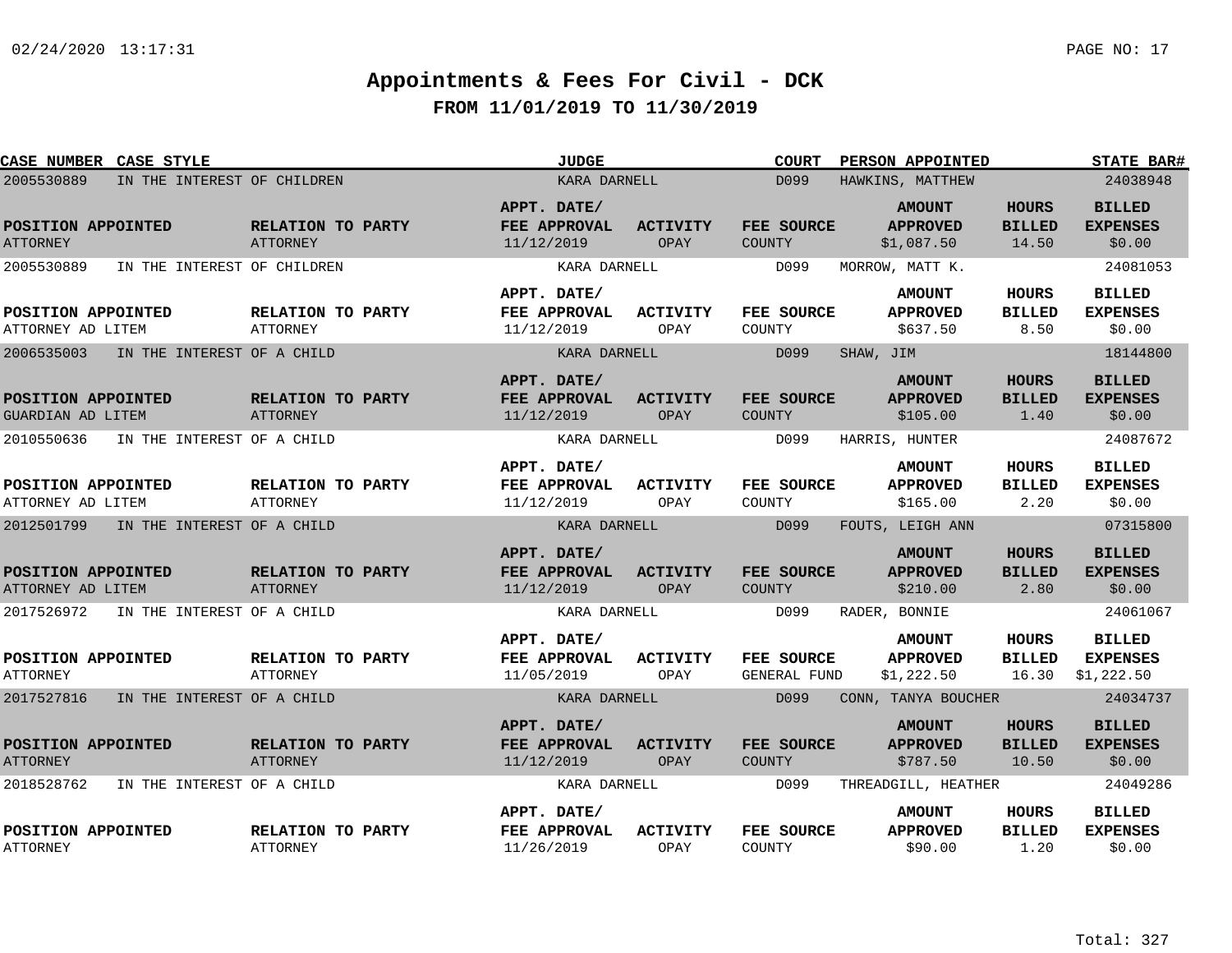# Appointments & Fees For Civil - DCK

## FROM 11/01/2019 TO 11/30/2019

| CASE NUMBER | CASE STYLE | JUDGE | COURT | PERSON APPOINTED | STATE BAR# |
|---|---|---|---|---|---|
| 2005530889 | IN THE INTEREST OF CHILDREN | KARA DARNELL | D099 | HAWKINS, MATTHEW | 24038948 |

| POSITION APPOINTED | RELATION TO PARTY | APPT. DATE/ FEE APPROVAL | ACTIVITY | FEE SOURCE | AMOUNT APPROVED | HOURS BILLED | BILLED EXPENSES |
|---|---|---|---|---|---|---|---|
| ATTORNEY | ATTORNEY | 11/12/2019 | OPAY | COUNTY | $1,087.50 | 14.50 | $0.00 |

| CASE NUMBER | CASE STYLE | JUDGE | COURT | PERSON APPOINTED | STATE BAR# |
|---|---|---|---|---|---|
| 2005530889 | IN THE INTEREST OF CHILDREN | KARA DARNELL | D099 | MORROW, MATT K. | 24081053 |

| POSITION APPOINTED | RELATION TO PARTY | APPT. DATE/ FEE APPROVAL | ACTIVITY | FEE SOURCE | AMOUNT APPROVED | HOURS BILLED | BILLED EXPENSES |
|---|---|---|---|---|---|---|---|
| ATTORNEY AD LITEM | ATTORNEY | 11/12/2019 | OPAY | COUNTY | $637.50 | 8.50 | $0.00 |

| CASE NUMBER | CASE STYLE | JUDGE | COURT | PERSON APPOINTED | STATE BAR# |
|---|---|---|---|---|---|
| 2006535003 | IN THE INTEREST OF A CHILD | KARA DARNELL | D099 | SHAW, JIM | 18144800 |

| POSITION APPOINTED | RELATION TO PARTY | APPT. DATE/ FEE APPROVAL | ACTIVITY | FEE SOURCE | AMOUNT APPROVED | HOURS BILLED | BILLED EXPENSES |
|---|---|---|---|---|---|---|---|
| GUARDIAN AD LITEM | ATTORNEY | 11/12/2019 | OPAY | COUNTY | $105.00 | 1.40 | $0.00 |

| CASE NUMBER | CASE STYLE | JUDGE | COURT | PERSON APPOINTED | STATE BAR# |
|---|---|---|---|---|---|
| 2010550636 | IN THE INTEREST OF A CHILD | KARA DARNELL | D099 | HARRIS, HUNTER | 24087672 |

| POSITION APPOINTED | RELATION TO PARTY | APPT. DATE/ FEE APPROVAL | ACTIVITY | FEE SOURCE | AMOUNT APPROVED | HOURS BILLED | BILLED EXPENSES |
|---|---|---|---|---|---|---|---|
| ATTORNEY AD LITEM | ATTORNEY | 11/12/2019 | OPAY | COUNTY | $165.00 | 2.20 | $0.00 |

| CASE NUMBER | CASE STYLE | JUDGE | COURT | PERSON APPOINTED | STATE BAR# |
|---|---|---|---|---|---|
| 2012501799 | IN THE INTEREST OF A CHILD | KARA DARNELL | D099 | FOUTS, LEIGH ANN | 07315800 |

| POSITION APPOINTED | RELATION TO PARTY | APPT. DATE/ FEE APPROVAL | ACTIVITY | FEE SOURCE | AMOUNT APPROVED | HOURS BILLED | BILLED EXPENSES |
|---|---|---|---|---|---|---|---|
| ATTORNEY AD LITEM | ATTORNEY | 11/12/2019 | OPAY | COUNTY | $210.00 | 2.80 | $0.00 |

| CASE NUMBER | CASE STYLE | JUDGE | COURT | PERSON APPOINTED | STATE BAR# |
|---|---|---|---|---|---|
| 2017526972 | IN THE INTEREST OF A CHILD | KARA DARNELL | D099 | RADER, BONNIE | 24061067 |

| POSITION APPOINTED | RELATION TO PARTY | APPT. DATE/ FEE APPROVAL | ACTIVITY | FEE SOURCE | AMOUNT APPROVED | HOURS BILLED | BILLED EXPENSES |
|---|---|---|---|---|---|---|---|
| ATTORNEY | ATTORNEY | 11/05/2019 | OPAY | GENERAL FUND | $1,222.50 | 16.30 | $1,222.50 |

| CASE NUMBER | CASE STYLE | JUDGE | COURT | PERSON APPOINTED | STATE BAR# |
|---|---|---|---|---|---|
| 2017527816 | IN THE INTEREST OF A CHILD | KARA DARNELL | D099 | CONN, TANYA BOUCHER | 24034737 |

| POSITION APPOINTED | RELATION TO PARTY | APPT. DATE/ FEE APPROVAL | ACTIVITY | FEE SOURCE | AMOUNT APPROVED | HOURS BILLED | BILLED EXPENSES |
|---|---|---|---|---|---|---|---|
| ATTORNEY | ATTORNEY | 11/12/2019 | OPAY | COUNTY | $787.50 | 10.50 | $0.00 |

| CASE NUMBER | CASE STYLE | JUDGE | COURT | PERSON APPOINTED | STATE BAR# |
|---|---|---|---|---|---|
| 2018528762 | IN THE INTEREST OF A CHILD | KARA DARNELL | D099 | THREADGILL, HEATHER | 24049286 |

| POSITION APPOINTED | RELATION TO PARTY | APPT. DATE/ FEE APPROVAL | ACTIVITY | FEE SOURCE | AMOUNT APPROVED | HOURS BILLED | BILLED EXPENSES |
|---|---|---|---|---|---|---|---|
| ATTORNEY | ATTORNEY | 11/26/2019 | OPAY | COUNTY | $90.00 | 1.20 | $0.00 |

Total: 327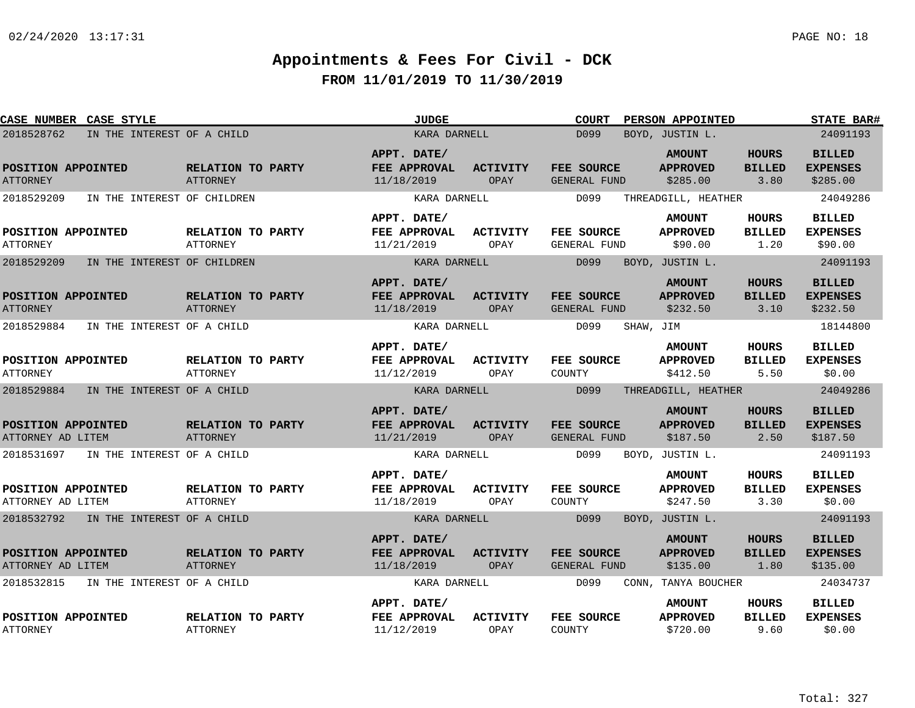# Appointments & Fees For Civil - DCK

## FROM 11/01/2019 TO 11/30/2019

| CASE NUMBER | CASE STYLE | JUDGE | COURT | PERSON APPOINTED | STATE BAR# |
|---|---|---|---|---|---|
| 2018528762 | IN THE INTEREST OF A CHILD | KARA DARNELL | D099 | BOYD, JUSTIN L. | 24091193 |

| POSITION APPOINTED | RELATION TO PARTY | APPT. DATE/ FEE APPROVAL | ACTIVITY | FEE SOURCE | AMOUNT APPROVED | HOURS BILLED | BILLED EXPENSES |
|---|---|---|---|---|---|---|---|
| ATTORNEY | ATTORNEY | 11/18/2019 | OPAY | GENERAL FUND | $285.00 | 3.80 | $285.00 |

| CASE NUMBER | CASE STYLE | JUDGE | COURT | PERSON APPOINTED | STATE BAR# |
|---|---|---|---|---|---|
| 2018529209 | IN THE INTEREST OF CHILDREN | KARA DARNELL | D099 | THREADGILL, HEATHER | 24049286 |

| POSITION APPOINTED | RELATION TO PARTY | APPT. DATE/ FEE APPROVAL | ACTIVITY | FEE SOURCE | AMOUNT APPROVED | HOURS BILLED | BILLED EXPENSES |
|---|---|---|---|---|---|---|---|
| ATTORNEY | ATTORNEY | 11/21/2019 | OPAY | GENERAL FUND | $90.00 | 1.20 | $90.00 |

| CASE NUMBER | CASE STYLE | JUDGE | COURT | PERSON APPOINTED | STATE BAR# |
|---|---|---|---|---|---|
| 2018529209 | IN THE INTEREST OF CHILDREN | KARA DARNELL | D099 | BOYD, JUSTIN L. | 24091193 |

| POSITION APPOINTED | RELATION TO PARTY | APPT. DATE/ FEE APPROVAL | ACTIVITY | FEE SOURCE | AMOUNT APPROVED | HOURS BILLED | BILLED EXPENSES |
|---|---|---|---|---|---|---|---|
| ATTORNEY | ATTORNEY | 11/18/2019 | OPAY | GENERAL FUND | $232.50 | 3.10 | $232.50 |

| CASE NUMBER | CASE STYLE | JUDGE | COURT | PERSON APPOINTED | STATE BAR# |
|---|---|---|---|---|---|
| 2018529884 | IN THE INTEREST OF A CHILD | KARA DARNELL | D099 | SHAW, JIM | 18144800 |

| POSITION APPOINTED | RELATION TO PARTY | APPT. DATE/ FEE APPROVAL | ACTIVITY | FEE SOURCE | AMOUNT APPROVED | HOURS BILLED | BILLED EXPENSES |
|---|---|---|---|---|---|---|---|
| ATTORNEY | ATTORNEY | 11/12/2019 | OPAY | COUNTY | $412.50 | 5.50 | $0.00 |

| CASE NUMBER | CASE STYLE | JUDGE | COURT | PERSON APPOINTED | STATE BAR# |
|---|---|---|---|---|---|
| 2018529884 | IN THE INTEREST OF A CHILD | KARA DARNELL | D099 | THREADGILL, HEATHER | 24049286 |

| POSITION APPOINTED | RELATION TO PARTY | APPT. DATE/ FEE APPROVAL | ACTIVITY | FEE SOURCE | AMOUNT APPROVED | HOURS BILLED | BILLED EXPENSES |
|---|---|---|---|---|---|---|---|
| ATTORNEY AD LITEM | ATTORNEY | 11/21/2019 | OPAY | GENERAL FUND | $187.50 | 2.50 | $187.50 |

| CASE NUMBER | CASE STYLE | JUDGE | COURT | PERSON APPOINTED | STATE BAR# |
|---|---|---|---|---|---|
| 2018531697 | IN THE INTEREST OF A CHILD | KARA DARNELL | D099 | BOYD, JUSTIN L. | 24091193 |

| POSITION APPOINTED | RELATION TO PARTY | APPT. DATE/ FEE APPROVAL | ACTIVITY | FEE SOURCE | AMOUNT APPROVED | HOURS BILLED | BILLED EXPENSES |
|---|---|---|---|---|---|---|---|
| ATTORNEY AD LITEM | ATTORNEY | 11/18/2019 | OPAY | COUNTY | $247.50 | 3.30 | $0.00 |

| CASE NUMBER | CASE STYLE | JUDGE | COURT | PERSON APPOINTED | STATE BAR# |
|---|---|---|---|---|---|
| 2018532792 | IN THE INTEREST OF A CHILD | KARA DARNELL | D099 | BOYD, JUSTIN L. | 24091193 |

| POSITION APPOINTED | RELATION TO PARTY | APPT. DATE/ FEE APPROVAL | ACTIVITY | FEE SOURCE | AMOUNT APPROVED | HOURS BILLED | BILLED EXPENSES |
|---|---|---|---|---|---|---|---|
| ATTORNEY AD LITEM | ATTORNEY | 11/18/2019 | OPAY | GENERAL FUND | $135.00 | 1.80 | $135.00 |

| CASE NUMBER | CASE STYLE | JUDGE | COURT | PERSON APPOINTED | STATE BAR# |
|---|---|---|---|---|---|
| 2018532815 | IN THE INTEREST OF A CHILD | KARA DARNELL | D099 | CONN, TANYA BOUCHER | 24034737 |

| POSITION APPOINTED | RELATION TO PARTY | APPT. DATE/ FEE APPROVAL | ACTIVITY | FEE SOURCE | AMOUNT APPROVED | HOURS BILLED | BILLED EXPENSES |
|---|---|---|---|---|---|---|---|
| ATTORNEY | ATTORNEY | 11/12/2019 | OPAY | COUNTY | $720.00 | 9.60 | $0.00 |

Total: 327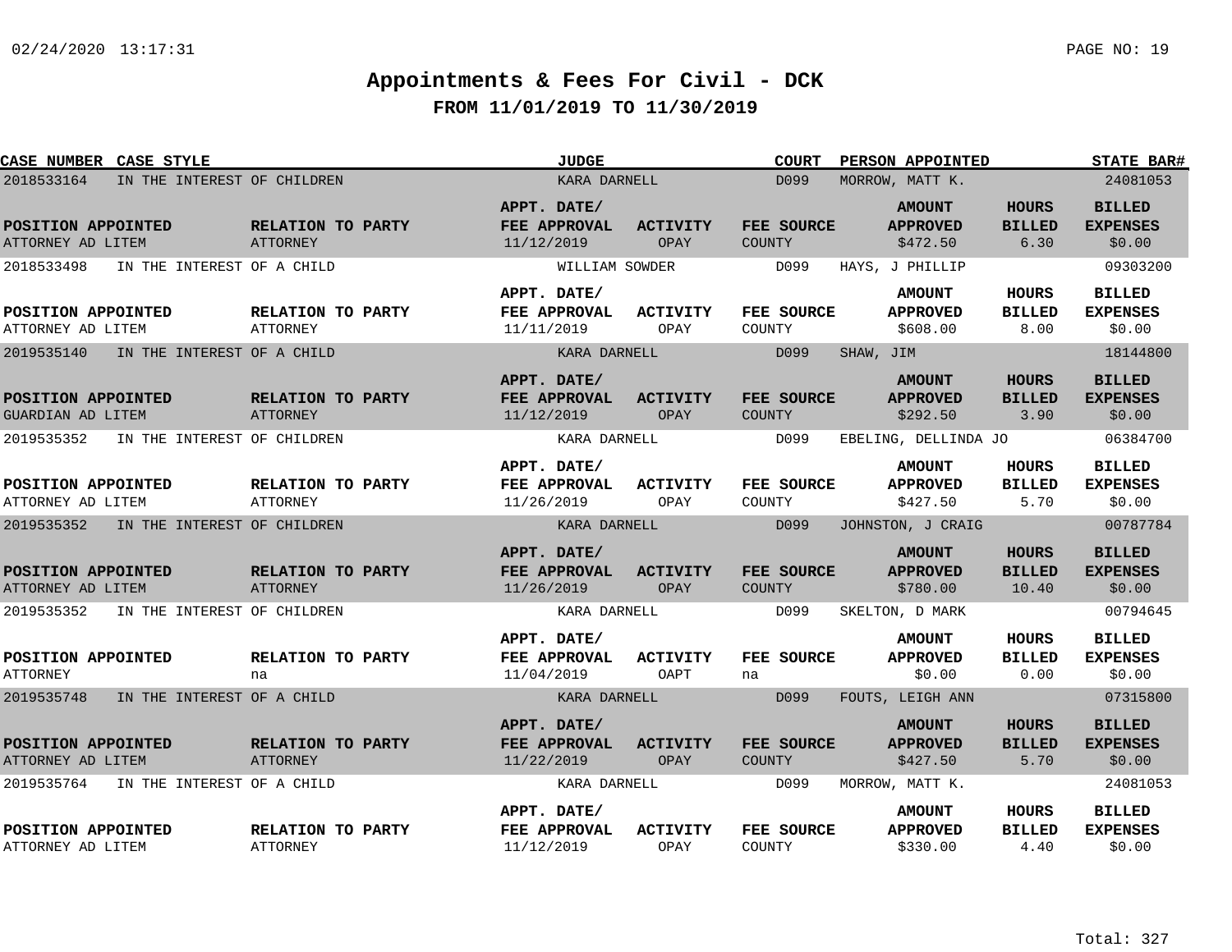# Appointments & Fees For Civil - DCK

## FROM 11/01/2019 TO 11/30/2019

| CASE NUMBER | CASE STYLE | JUDGE | COURT | PERSON APPOINTED | STATE BAR# |
|---|---|---|---|---|---|
| 2018533164 | IN THE INTEREST OF CHILDREN | KARA DARNELL | D099 | MORROW, MATT K. | 24081053 |

| POSITION APPOINTED | RELATION TO PARTY | APPT. DATE/ FEE APPROVAL | ACTIVITY | FEE SOURCE | AMOUNT APPROVED | HOURS BILLED | BILLED EXPENSES |
|---|---|---|---|---|---|---|---|
| ATTORNEY AD LITEM | ATTORNEY | 11/12/2019 | OPAY | COUNTY | $472.50 | 6.30 | $0.00 |

| CASE NUMBER | CASE STYLE | JUDGE | COURT | PERSON APPOINTED | STATE BAR# |
|---|---|---|---|---|---|
| 2018533498 | IN THE INTEREST OF A CHILD | WILLIAM SOWDER | D099 | HAYS, J PHILLIP | 09303200 |

| POSITION APPOINTED | RELATION TO PARTY | APPT. DATE/ FEE APPROVAL | ACTIVITY | FEE SOURCE | AMOUNT APPROVED | HOURS BILLED | BILLED EXPENSES |
|---|---|---|---|---|---|---|---|
| ATTORNEY AD LITEM | ATTORNEY | 11/11/2019 | OPAY | COUNTY | $608.00 | 8.00 | $0.00 |

| CASE NUMBER | CASE STYLE | JUDGE | COURT | PERSON APPOINTED | STATE BAR# |
|---|---|---|---|---|---|
| 2019535140 | IN THE INTEREST OF A CHILD | KARA DARNELL | D099 | SHAW, JIM | 18144800 |

| POSITION APPOINTED | RELATION TO PARTY | APPT. DATE/ FEE APPROVAL | ACTIVITY | FEE SOURCE | AMOUNT APPROVED | HOURS BILLED | BILLED EXPENSES |
|---|---|---|---|---|---|---|---|
| GUARDIAN AD LITEM | ATTORNEY | 11/12/2019 | OPAY | COUNTY | $292.50 | 3.90 | $0.00 |

| CASE NUMBER | CASE STYLE | JUDGE | COURT | PERSON APPOINTED | STATE BAR# |
|---|---|---|---|---|---|
| 2019535352 | IN THE INTEREST OF CHILDREN | KARA DARNELL | D099 | EBELING, DELLINDA JO | 06384700 |

| POSITION APPOINTED | RELATION TO PARTY | APPT. DATE/ FEE APPROVAL | ACTIVITY | FEE SOURCE | AMOUNT APPROVED | HOURS BILLED | BILLED EXPENSES |
|---|---|---|---|---|---|---|---|
| ATTORNEY AD LITEM | ATTORNEY | 11/26/2019 | OPAY | COUNTY | $427.50 | 5.70 | $0.00 |

| CASE NUMBER | CASE STYLE | JUDGE | COURT | PERSON APPOINTED | STATE BAR# |
|---|---|---|---|---|---|
| 2019535352 | IN THE INTEREST OF CHILDREN | KARA DARNELL | D099 | JOHNSTON, J CRAIG | 00787784 |

| POSITION APPOINTED | RELATION TO PARTY | APPT. DATE/ FEE APPROVAL | ACTIVITY | FEE SOURCE | AMOUNT APPROVED | HOURS BILLED | BILLED EXPENSES |
|---|---|---|---|---|---|---|---|
| ATTORNEY AD LITEM | ATTORNEY | 11/26/2019 | OPAY | COUNTY | $780.00 | 10.40 | $0.00 |

| CASE NUMBER | CASE STYLE | JUDGE | COURT | PERSON APPOINTED | STATE BAR# |
|---|---|---|---|---|---|
| 2019535352 | IN THE INTEREST OF CHILDREN | KARA DARNELL | D099 | SKELTON, D MARK | 00794645 |

| POSITION APPOINTED | RELATION TO PARTY | APPT. DATE/ FEE APPROVAL | ACTIVITY | FEE SOURCE | AMOUNT APPROVED | HOURS BILLED | BILLED EXPENSES |
|---|---|---|---|---|---|---|---|
| ATTORNEY | na | 11/04/2019 | OAPT | na | $0.00 | 0.00 | $0.00 |

| CASE NUMBER | CASE STYLE | JUDGE | COURT | PERSON APPOINTED | STATE BAR# |
|---|---|---|---|---|---|
| 2019535748 | IN THE INTEREST OF A CHILD | KARA DARNELL | D099 | FOUTS, LEIGH ANN | 07315800 |

| POSITION APPOINTED | RELATION TO PARTY | APPT. DATE/ FEE APPROVAL | ACTIVITY | FEE SOURCE | AMOUNT APPROVED | HOURS BILLED | BILLED EXPENSES |
|---|---|---|---|---|---|---|---|
| ATTORNEY AD LITEM | ATTORNEY | 11/22/2019 | OPAY | COUNTY | $427.50 | 5.70 | $0.00 |

| CASE NUMBER | CASE STYLE | JUDGE | COURT | PERSON APPOINTED | STATE BAR# |
|---|---|---|---|---|---|
| 2019535764 | IN THE INTEREST OF A CHILD | KARA DARNELL | D099 | MORROW, MATT K. | 24081053 |

| POSITION APPOINTED | RELATION TO PARTY | APPT. DATE/ FEE APPROVAL | ACTIVITY | FEE SOURCE | AMOUNT APPROVED | HOURS BILLED | BILLED EXPENSES |
|---|---|---|---|---|---|---|---|
| ATTORNEY AD LITEM | ATTORNEY | 11/12/2019 | OPAY | COUNTY | $330.00 | 4.40 | $0.00 |

Total: 327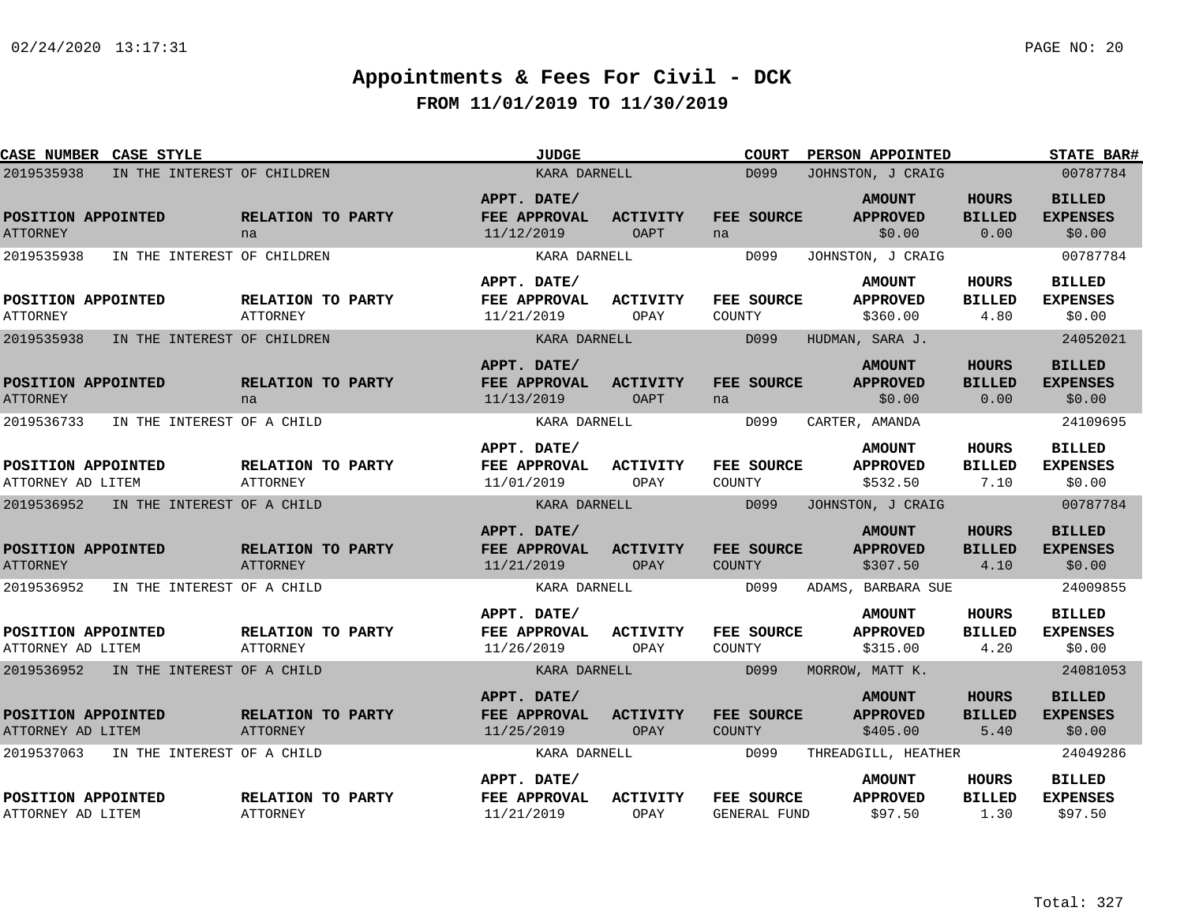# Appointments & Fees For Civil - DCK

## FROM 11/01/2019 TO 11/30/2019

| CASE NUMBER | CASE STYLE | JUDGE | COURT | PERSON APPOINTED | STATE BAR# |
|---|---|---|---|---|---|
| 2019535938 | IN THE INTEREST OF CHILDREN | KARA DARNELL | D099 | JOHNSTON, J CRAIG | 00787784 |

| POSITION APPOINTED | RELATION TO PARTY | APPT. DATE/ FEE APPROVAL | ACTIVITY | FEE SOURCE | AMOUNT APPROVED | HOURS BILLED | BILLED EXPENSES |
|---|---|---|---|---|---|---|---|
| ATTORNEY | na | 11/12/2019 | OAPT | na | $0.00 | 0.00 | $0.00 |

| CASE NUMBER | CASE STYLE | JUDGE | COURT | PERSON APPOINTED | STATE BAR# |
|---|---|---|---|---|---|
| 2019535938 | IN THE INTEREST OF CHILDREN | KARA DARNELL | D099 | JOHNSTON, J CRAIG | 00787784 |

| POSITION APPOINTED | RELATION TO PARTY | APPT. DATE/ FEE APPROVAL | ACTIVITY | FEE SOURCE | AMOUNT APPROVED | HOURS BILLED | BILLED EXPENSES |
|---|---|---|---|---|---|---|---|
| ATTORNEY | ATTORNEY | 11/21/2019 | OPAY | COUNTY | $360.00 | 4.80 | $0.00 |

| CASE NUMBER | CASE STYLE | JUDGE | COURT | PERSON APPOINTED | STATE BAR# |
|---|---|---|---|---|---|
| 2019535938 | IN THE INTEREST OF CHILDREN | KARA DARNELL | D099 | HUDMAN, SARA J. | 24052021 |

| POSITION APPOINTED | RELATION TO PARTY | APPT. DATE/ FEE APPROVAL | ACTIVITY | FEE SOURCE | AMOUNT APPROVED | HOURS BILLED | BILLED EXPENSES |
|---|---|---|---|---|---|---|---|
| ATTORNEY | na | 11/13/2019 | OAPT | na | $0.00 | 0.00 | $0.00 |

| CASE NUMBER | CASE STYLE | JUDGE | COURT | PERSON APPOINTED | STATE BAR# |
|---|---|---|---|---|---|
| 2019536733 | IN THE INTEREST OF A CHILD | KARA DARNELL | D099 | CARTER, AMANDA | 24109695 |

| POSITION APPOINTED | RELATION TO PARTY | APPT. DATE/ FEE APPROVAL | ACTIVITY | FEE SOURCE | AMOUNT APPROVED | HOURS BILLED | BILLED EXPENSES |
|---|---|---|---|---|---|---|---|
| ATTORNEY AD LITEM | ATTORNEY | 11/01/2019 | OPAY | COUNTY | $532.50 | 7.10 | $0.00 |

| CASE NUMBER | CASE STYLE | JUDGE | COURT | PERSON APPOINTED | STATE BAR# |
|---|---|---|---|---|---|
| 2019536952 | IN THE INTEREST OF A CHILD | KARA DARNELL | D099 | JOHNSTON, J CRAIG | 00787784 |

| POSITION APPOINTED | RELATION TO PARTY | APPT. DATE/ FEE APPROVAL | ACTIVITY | FEE SOURCE | AMOUNT APPROVED | HOURS BILLED | BILLED EXPENSES |
|---|---|---|---|---|---|---|---|
| ATTORNEY | ATTORNEY | 11/21/2019 | OPAY | COUNTY | $307.50 | 4.10 | $0.00 |

| CASE NUMBER | CASE STYLE | JUDGE | COURT | PERSON APPOINTED | STATE BAR# |
|---|---|---|---|---|---|
| 2019536952 | IN THE INTEREST OF A CHILD | KARA DARNELL | D099 | ADAMS, BARBARA SUE | 24009855 |

| POSITION APPOINTED | RELATION TO PARTY | APPT. DATE/ FEE APPROVAL | ACTIVITY | FEE SOURCE | AMOUNT APPROVED | HOURS BILLED | BILLED EXPENSES |
|---|---|---|---|---|---|---|---|
| ATTORNEY AD LITEM | ATTORNEY | 11/26/2019 | OPAY | COUNTY | $315.00 | 4.20 | $0.00 |

| CASE NUMBER | CASE STYLE | JUDGE | COURT | PERSON APPOINTED | STATE BAR# |
|---|---|---|---|---|---|
| 2019536952 | IN THE INTEREST OF A CHILD | KARA DARNELL | D099 | MORROW, MATT K. | 24081053 |

| POSITION APPOINTED | RELATION TO PARTY | APPT. DATE/ FEE APPROVAL | ACTIVITY | FEE SOURCE | AMOUNT APPROVED | HOURS BILLED | BILLED EXPENSES |
|---|---|---|---|---|---|---|---|
| ATTORNEY AD LITEM | ATTORNEY | 11/25/2019 | OPAY | COUNTY | $405.00 | 5.40 | $0.00 |

| CASE NUMBER | CASE STYLE | JUDGE | COURT | PERSON APPOINTED | STATE BAR# |
|---|---|---|---|---|---|
| 2019537063 | IN THE INTEREST OF A CHILD | KARA DARNELL | D099 | THREADGILL, HEATHER | 24049286 |

| POSITION APPOINTED | RELATION TO PARTY | APPT. DATE/ FEE APPROVAL | ACTIVITY | FEE SOURCE | AMOUNT APPROVED | HOURS BILLED | BILLED EXPENSES |
|---|---|---|---|---|---|---|---|
| ATTORNEY AD LITEM | ATTORNEY | 11/21/2019 | OPAY | GENERAL FUND | $97.50 | 1.30 | $97.50 |

Total: 327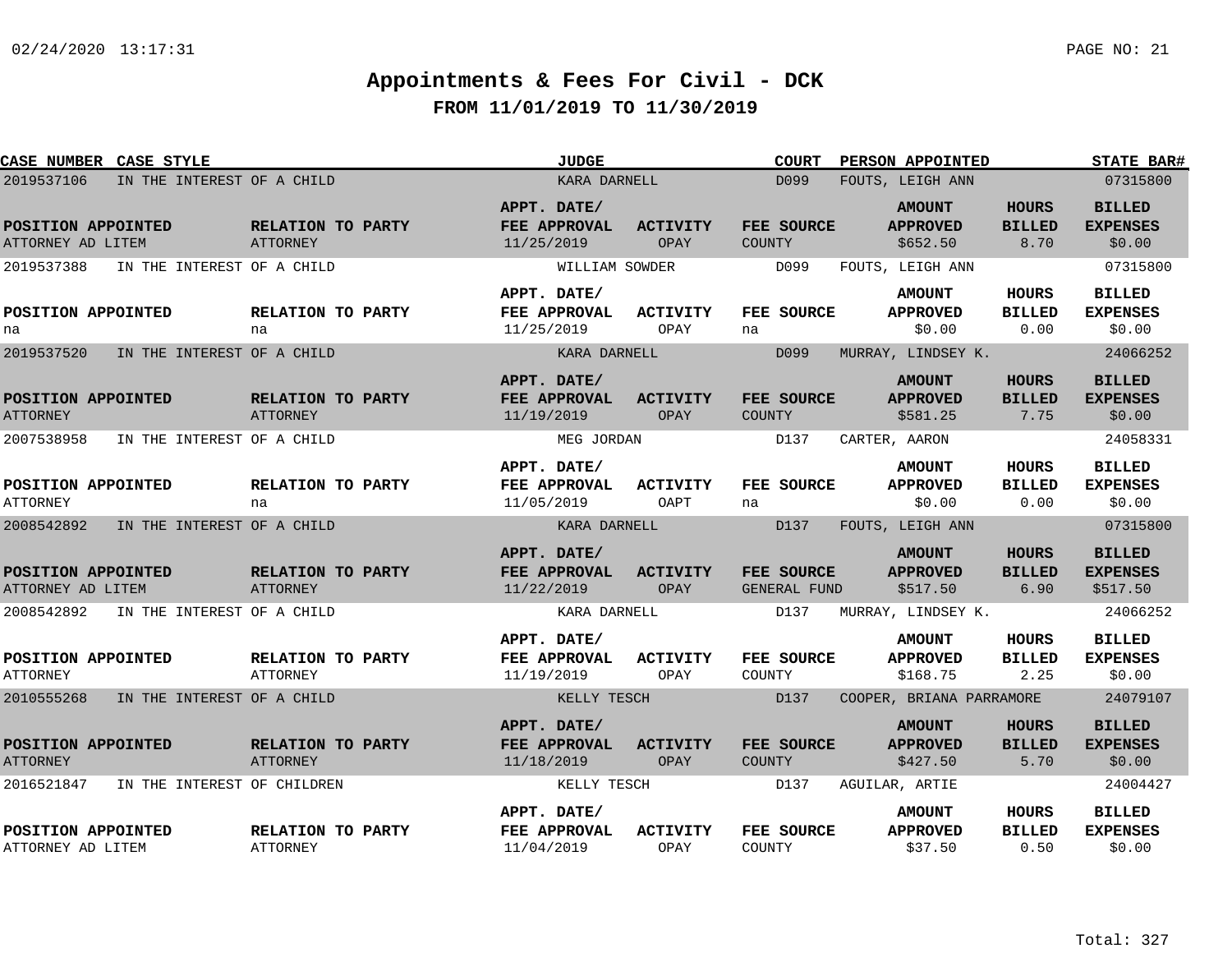# Appointments & Fees For Civil - DCK

## FROM 11/01/2019 TO 11/30/2019

| CASE NUMBER | CASE STYLE | JUDGE | COURT | PERSON APPOINTED | STATE BAR# |
|---|---|---|---|---|---|
| 2019537106 | IN THE INTEREST OF A CHILD | KARA DARNELL | D099 | FOUTS, LEIGH ANN | 07315800 |

| POSITION APPOINTED | RELATION TO PARTY | APPT. DATE/ FEE APPROVAL | ACTIVITY | FEE SOURCE | AMOUNT APPROVED | HOURS BILLED | BILLED EXPENSES |
|---|---|---|---|---|---|---|---|
| ATTORNEY AD LITEM | ATTORNEY | 11/25/2019 | OPAY | COUNTY | $652.50 | 8.70 | $0.00 |

| CASE NUMBER | CASE STYLE | JUDGE | COURT | PERSON APPOINTED | STATE BAR# |
|---|---|---|---|---|---|
| 2019537388 | IN THE INTEREST OF A CHILD | WILLIAM SOWDER | D099 | FOUTS, LEIGH ANN | 07315800 |

| POSITION APPOINTED | RELATION TO PARTY | APPT. DATE/ FEE APPROVAL | ACTIVITY | FEE SOURCE | AMOUNT APPROVED | HOURS BILLED | BILLED EXPENSES |
|---|---|---|---|---|---|---|---|
| na | na | 11/25/2019 | OPAY | na | $0.00 | 0.00 | $0.00 |

| CASE NUMBER | CASE STYLE | JUDGE | COURT | PERSON APPOINTED | STATE BAR# |
|---|---|---|---|---|---|
| 2019537520 | IN THE INTEREST OF A CHILD | KARA DARNELL | D099 | MURRAY, LINDSEY K. | 24066252 |

| POSITION APPOINTED | RELATION TO PARTY | APPT. DATE/ FEE APPROVAL | ACTIVITY | FEE SOURCE | AMOUNT APPROVED | HOURS BILLED | BILLED EXPENSES |
|---|---|---|---|---|---|---|---|
| ATTORNEY | ATTORNEY | 11/19/2019 | OPAY | COUNTY | $581.25 | 7.75 | $0.00 |

| CASE NUMBER | CASE STYLE | JUDGE | COURT | PERSON APPOINTED | STATE BAR# |
|---|---|---|---|---|---|
| 2007538958 | IN THE INTEREST OF A CHILD | MEG JORDAN | D137 | CARTER, AARON | 24058331 |

| POSITION APPOINTED | RELATION TO PARTY | APPT. DATE/ FEE APPROVAL | ACTIVITY | FEE SOURCE | AMOUNT APPROVED | HOURS BILLED | BILLED EXPENSES |
|---|---|---|---|---|---|---|---|
| ATTORNEY | na | 11/05/2019 | OAPT | na | $0.00 | 0.00 | $0.00 |

| CASE NUMBER | CASE STYLE | JUDGE | COURT | PERSON APPOINTED | STATE BAR# |
|---|---|---|---|---|---|
| 2008542892 | IN THE INTEREST OF A CHILD | KARA DARNELL | D137 | FOUTS, LEIGH ANN | 07315800 |

| POSITION APPOINTED | RELATION TO PARTY | APPT. DATE/ FEE APPROVAL | ACTIVITY | FEE SOURCE | AMOUNT APPROVED | HOURS BILLED | BILLED EXPENSES |
|---|---|---|---|---|---|---|---|
| ATTORNEY AD LITEM | ATTORNEY | 11/22/2019 | OPAY | GENERAL FUND | $517.50 | 6.90 | $517.50 |

| CASE NUMBER | CASE STYLE | JUDGE | COURT | PERSON APPOINTED | STATE BAR# |
|---|---|---|---|---|---|
| 2008542892 | IN THE INTEREST OF A CHILD | KARA DARNELL | D137 | MURRAY, LINDSEY K. | 24066252 |

| POSITION APPOINTED | RELATION TO PARTY | APPT. DATE/ FEE APPROVAL | ACTIVITY | FEE SOURCE | AMOUNT APPROVED | HOURS BILLED | BILLED EXPENSES |
|---|---|---|---|---|---|---|---|
| ATTORNEY | ATTORNEY | 11/19/2019 | OPAY | COUNTY | $168.75 | 2.25 | $0.00 |

| CASE NUMBER | CASE STYLE | JUDGE | COURT | PERSON APPOINTED | STATE BAR# |
|---|---|---|---|---|---|
| 2010555268 | IN THE INTEREST OF A CHILD | KELLY TESCH | D137 | COOPER, BRIANA PARRAMORE | 24079107 |

| POSITION APPOINTED | RELATION TO PARTY | APPT. DATE/ FEE APPROVAL | ACTIVITY | FEE SOURCE | AMOUNT APPROVED | HOURS BILLED | BILLED EXPENSES |
|---|---|---|---|---|---|---|---|
| ATTORNEY | ATTORNEY | 11/18/2019 | OPAY | COUNTY | $427.50 | 5.70 | $0.00 |

| CASE NUMBER | CASE STYLE | JUDGE | COURT | PERSON APPOINTED | STATE BAR# |
|---|---|---|---|---|---|
| 2016521847 | IN THE INTEREST OF CHILDREN | KELLY TESCH | D137 | AGUILAR, ARTIE | 24004427 |

| POSITION APPOINTED | RELATION TO PARTY | APPT. DATE/ FEE APPROVAL | ACTIVITY | FEE SOURCE | AMOUNT APPROVED | HOURS BILLED | BILLED EXPENSES |
|---|---|---|---|---|---|---|---|
| ATTORNEY AD LITEM | ATTORNEY | 11/04/2019 | OPAY | COUNTY | $37.50 | 0.50 | $0.00 |

Total: 327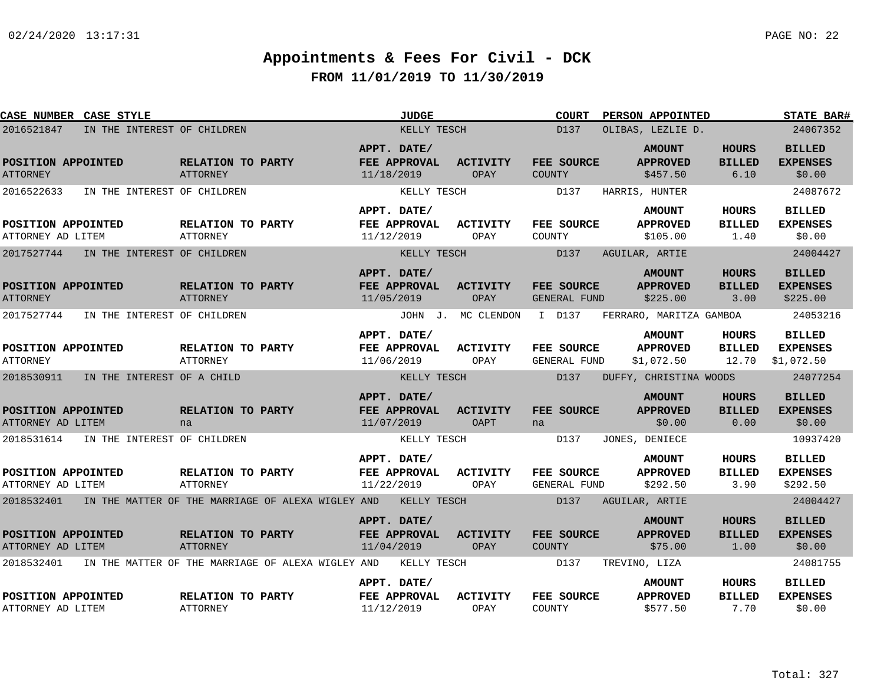# Appointments & Fees For Civil - DCK

## FROM 11/01/2019 TO 11/30/2019

| CASE NUMBER | CASE STYLE | JUDGE | COURT | PERSON APPOINTED | STATE BAR# |
|---|---|---|---|---|---|
| 2016521847 | IN THE INTEREST OF CHILDREN | KELLY TESCH | D137 | OLIBAS, LEZLIE D. | 24067352 |

| POSITION APPOINTED | RELATION TO PARTY | APPT. DATE/ FEE APPROVAL | ACTIVITY | FEE SOURCE | AMOUNT APPROVED | HOURS BILLED | BILLED EXPENSES |
|---|---|---|---|---|---|---|---|
| ATTORNEY | ATTORNEY | 11/18/2019 | OPAY | COUNTY | $457.50 | 6.10 | $0.00 |

| CASE NUMBER | CASE STYLE | JUDGE | COURT | PERSON APPOINTED | STATE BAR# |
|---|---|---|---|---|---|
| 2016522633 | IN THE INTEREST OF CHILDREN | KELLY TESCH | D137 | HARRIS, HUNTER | 24087672 |

| POSITION APPOINTED | RELATION TO PARTY | APPT. DATE/ FEE APPROVAL | ACTIVITY | FEE SOURCE | AMOUNT APPROVED | HOURS BILLED | BILLED EXPENSES |
|---|---|---|---|---|---|---|---|
| ATTORNEY AD LITEM | ATTORNEY | 11/12/2019 | OPAY | COUNTY | $105.00 | 1.40 | $0.00 |

| CASE NUMBER | CASE STYLE | JUDGE | COURT | PERSON APPOINTED | STATE BAR# |
|---|---|---|---|---|---|
| 2017527744 | IN THE INTEREST OF CHILDREN | KELLY TESCH | D137 | AGUILAR, ARTIE | 24004427 |

| POSITION APPOINTED | RELATION TO PARTY | APPT. DATE/ FEE APPROVAL | ACTIVITY | FEE SOURCE | AMOUNT APPROVED | HOURS BILLED | BILLED EXPENSES |
|---|---|---|---|---|---|---|---|
| ATTORNEY | ATTORNEY | 11/05/2019 | OPAY | GENERAL FUND | $225.00 | 3.00 | $225.00 |

| CASE NUMBER | CASE STYLE | JUDGE | COURT | PERSON APPOINTED | STATE BAR# |
|---|---|---|---|---|---|
| 2017527744 | IN THE INTEREST OF CHILDREN | JOHN J. MC CLENDON I | D137 | FERRARO, MARITZA GAMBOA | 24053216 |

| POSITION APPOINTED | RELATION TO PARTY | APPT. DATE/ FEE APPROVAL | ACTIVITY | FEE SOURCE | AMOUNT APPROVED | HOURS BILLED | BILLED EXPENSES |
|---|---|---|---|---|---|---|---|
| ATTORNEY | ATTORNEY | 11/06/2019 | OPAY | GENERAL FUND | $1,072.50 | 12.70 | $1,072.50 |

| CASE NUMBER | CASE STYLE | JUDGE | COURT | PERSON APPOINTED | STATE BAR# |
|---|---|---|---|---|---|
| 2018530911 | IN THE INTEREST OF A CHILD | KELLY TESCH | D137 | DUFFY, CHRISTINA WOODS | 24077254 |

| POSITION APPOINTED | RELATION TO PARTY | APPT. DATE/ FEE APPROVAL | ACTIVITY | FEE SOURCE | AMOUNT APPROVED | HOURS BILLED | BILLED EXPENSES |
|---|---|---|---|---|---|---|---|
| ATTORNEY AD LITEM | na | 11/07/2019 | OAPT | na | $0.00 | 0.00 | $0.00 |

| CASE NUMBER | CASE STYLE | JUDGE | COURT | PERSON APPOINTED | STATE BAR# |
|---|---|---|---|---|---|
| 2018531614 | IN THE INTEREST OF CHILDREN | KELLY TESCH | D137 | JONES, DENIECE | 10937420 |

| POSITION APPOINTED | RELATION TO PARTY | APPT. DATE/ FEE APPROVAL | ACTIVITY | FEE SOURCE | AMOUNT APPROVED | HOURS BILLED | BILLED EXPENSES |
|---|---|---|---|---|---|---|---|
| ATTORNEY AD LITEM | ATTORNEY | 11/22/2019 | OPAY | GENERAL FUND | $292.50 | 3.90 | $292.50 |

| CASE NUMBER | CASE STYLE | JUDGE | COURT | PERSON APPOINTED | STATE BAR# |
|---|---|---|---|---|---|
| 2018532401 | IN THE MATTER OF THE MARRIAGE OF ALEXA WIGLEY AND | KELLY TESCH | D137 | AGUILAR, ARTIE | 24004427 |

| POSITION APPOINTED | RELATION TO PARTY | APPT. DATE/ FEE APPROVAL | ACTIVITY | FEE SOURCE | AMOUNT APPROVED | HOURS BILLED | BILLED EXPENSES |
|---|---|---|---|---|---|---|---|
| ATTORNEY AD LITEM | ATTORNEY | 11/04/2019 | OPAY | COUNTY | $75.00 | 1.00 | $0.00 |

| CASE NUMBER | CASE STYLE | JUDGE | COURT | PERSON APPOINTED | STATE BAR# |
|---|---|---|---|---|---|
| 2018532401 | IN THE MATTER OF THE MARRIAGE OF ALEXA WIGLEY AND | KELLY TESCH | D137 | TREVINO, LIZA | 24081755 |

| POSITION APPOINTED | RELATION TO PARTY | APPT. DATE/ FEE APPROVAL | ACTIVITY | FEE SOURCE | AMOUNT APPROVED | HOURS BILLED | BILLED EXPENSES |
|---|---|---|---|---|---|---|---|
| ATTORNEY AD LITEM | ATTORNEY | 11/12/2019 | OPAY | COUNTY | $577.50 | 7.70 | $0.00 |

Total: 327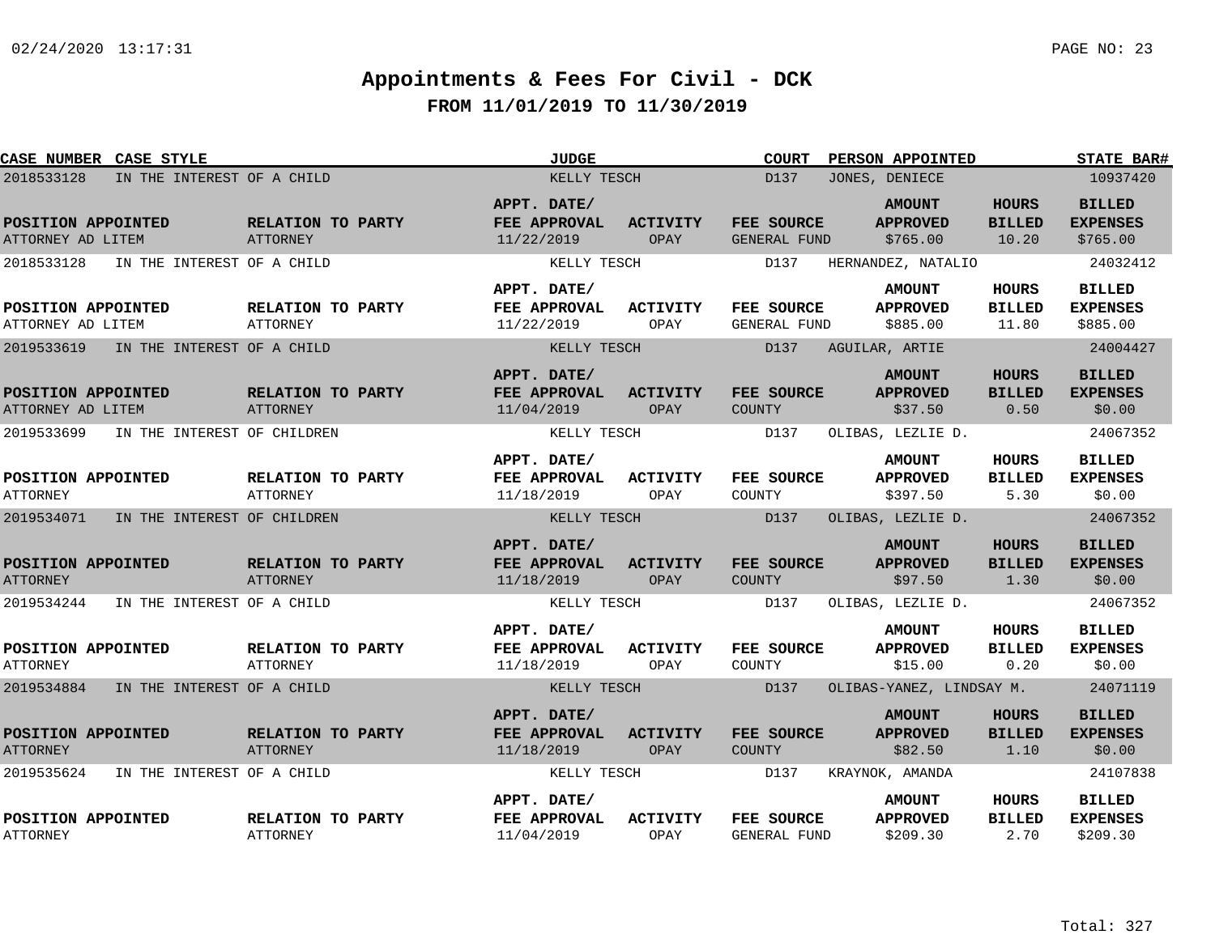# Appointments & Fees For Civil - DCK

## FROM 11/01/2019 TO 11/30/2019

| CASE NUMBER | CASE STYLE | JUDGE | COURT | PERSON APPOINTED | STATE BAR# |
|---|---|---|---|---|---|
| 2018533128 | IN THE INTEREST OF A CHILD | KELLY TESCH | D137 | JONES, DENIECE | 10937420 |

| POSITION APPOINTED | RELATION TO PARTY | APPT. DATE/ FEE APPROVAL | ACTIVITY | FEE SOURCE | AMOUNT APPROVED | HOURS BILLED | BILLED EXPENSES |
|---|---|---|---|---|---|---|---|
| ATTORNEY AD LITEM | ATTORNEY | 11/22/2019 | OPAY | GENERAL FUND | $765.00 | 10.20 | $765.00 |

| CASE NUMBER | CASE STYLE | JUDGE | COURT | PERSON APPOINTED | STATE BAR# |
|---|---|---|---|---|---|
| 2018533128 | IN THE INTEREST OF A CHILD | KELLY TESCH | D137 | HERNANDEZ, NATALIO | 24032412 |

| POSITION APPOINTED | RELATION TO PARTY | APPT. DATE/ FEE APPROVAL | ACTIVITY | FEE SOURCE | AMOUNT APPROVED | HOURS BILLED | BILLED EXPENSES |
|---|---|---|---|---|---|---|---|
| ATTORNEY AD LITEM | ATTORNEY | 11/22/2019 | OPAY | GENERAL FUND | $885.00 | 11.80 | $885.00 |

| CASE NUMBER | CASE STYLE | JUDGE | COURT | PERSON APPOINTED | STATE BAR# |
|---|---|---|---|---|---|
| 2019533619 | IN THE INTEREST OF A CHILD | KELLY TESCH | D137 | AGUILAR, ARTIE | 24004427 |

| POSITION APPOINTED | RELATION TO PARTY | APPT. DATE/ FEE APPROVAL | ACTIVITY | FEE SOURCE | AMOUNT APPROVED | HOURS BILLED | BILLED EXPENSES |
|---|---|---|---|---|---|---|---|
| ATTORNEY AD LITEM | ATTORNEY | 11/04/2019 | OPAY | COUNTY | $37.50 | 0.50 | $0.00 |

| CASE NUMBER | CASE STYLE | JUDGE | COURT | PERSON APPOINTED | STATE BAR# |
|---|---|---|---|---|---|
| 2019533699 | IN THE INTEREST OF CHILDREN | KELLY TESCH | D137 | OLIBAS, LEZLIE D. | 24067352 |

| POSITION APPOINTED | RELATION TO PARTY | APPT. DATE/ FEE APPROVAL | ACTIVITY | FEE SOURCE | AMOUNT APPROVED | HOURS BILLED | BILLED EXPENSES |
|---|---|---|---|---|---|---|---|
| ATTORNEY | ATTORNEY | 11/18/2019 | OPAY | COUNTY | $397.50 | 5.30 | $0.00 |

| CASE NUMBER | CASE STYLE | JUDGE | COURT | PERSON APPOINTED | STATE BAR# |
|---|---|---|---|---|---|
| 2019534071 | IN THE INTEREST OF CHILDREN | KELLY TESCH | D137 | OLIBAS, LEZLIE D. | 24067352 |

| POSITION APPOINTED | RELATION TO PARTY | APPT. DATE/ FEE APPROVAL | ACTIVITY | FEE SOURCE | AMOUNT APPROVED | HOURS BILLED | BILLED EXPENSES |
|---|---|---|---|---|---|---|---|
| ATTORNEY | ATTORNEY | 11/18/2019 | OPAY | COUNTY | $97.50 | 1.30 | $0.00 |

| CASE NUMBER | CASE STYLE | JUDGE | COURT | PERSON APPOINTED | STATE BAR# |
|---|---|---|---|---|---|
| 2019534244 | IN THE INTEREST OF A CHILD | KELLY TESCH | D137 | OLIBAS, LEZLIE D. | 24067352 |

| POSITION APPOINTED | RELATION TO PARTY | APPT. DATE/ FEE APPROVAL | ACTIVITY | FEE SOURCE | AMOUNT APPROVED | HOURS BILLED | BILLED EXPENSES |
|---|---|---|---|---|---|---|---|
| ATTORNEY | ATTORNEY | 11/18/2019 | OPAY | COUNTY | $15.00 | 0.20 | $0.00 |

| CASE NUMBER | CASE STYLE | JUDGE | COURT | PERSON APPOINTED | STATE BAR# |
|---|---|---|---|---|---|
| 2019534884 | IN THE INTEREST OF A CHILD | KELLY TESCH | D137 | OLIBAS-YANEZ, LINDSAY M. | 24071119 |

| POSITION APPOINTED | RELATION TO PARTY | APPT. DATE/ FEE APPROVAL | ACTIVITY | FEE SOURCE | AMOUNT APPROVED | HOURS BILLED | BILLED EXPENSES |
|---|---|---|---|---|---|---|---|
| ATTORNEY | ATTORNEY | 11/18/2019 | OPAY | COUNTY | $82.50 | 1.10 | $0.00 |

| CASE NUMBER | CASE STYLE | JUDGE | COURT | PERSON APPOINTED | STATE BAR# |
|---|---|---|---|---|---|
| 2019535624 | IN THE INTEREST OF A CHILD | KELLY TESCH | D137 | KRAYNOK, AMANDA | 24107838 |

| POSITION APPOINTED | RELATION TO PARTY | APPT. DATE/ FEE APPROVAL | ACTIVITY | FEE SOURCE | AMOUNT APPROVED | HOURS BILLED | BILLED EXPENSES |
|---|---|---|---|---|---|---|---|
| ATTORNEY | ATTORNEY | 11/04/2019 | OPAY | GENERAL FUND | $209.30 | 2.70 | $209.30 |

Total: 327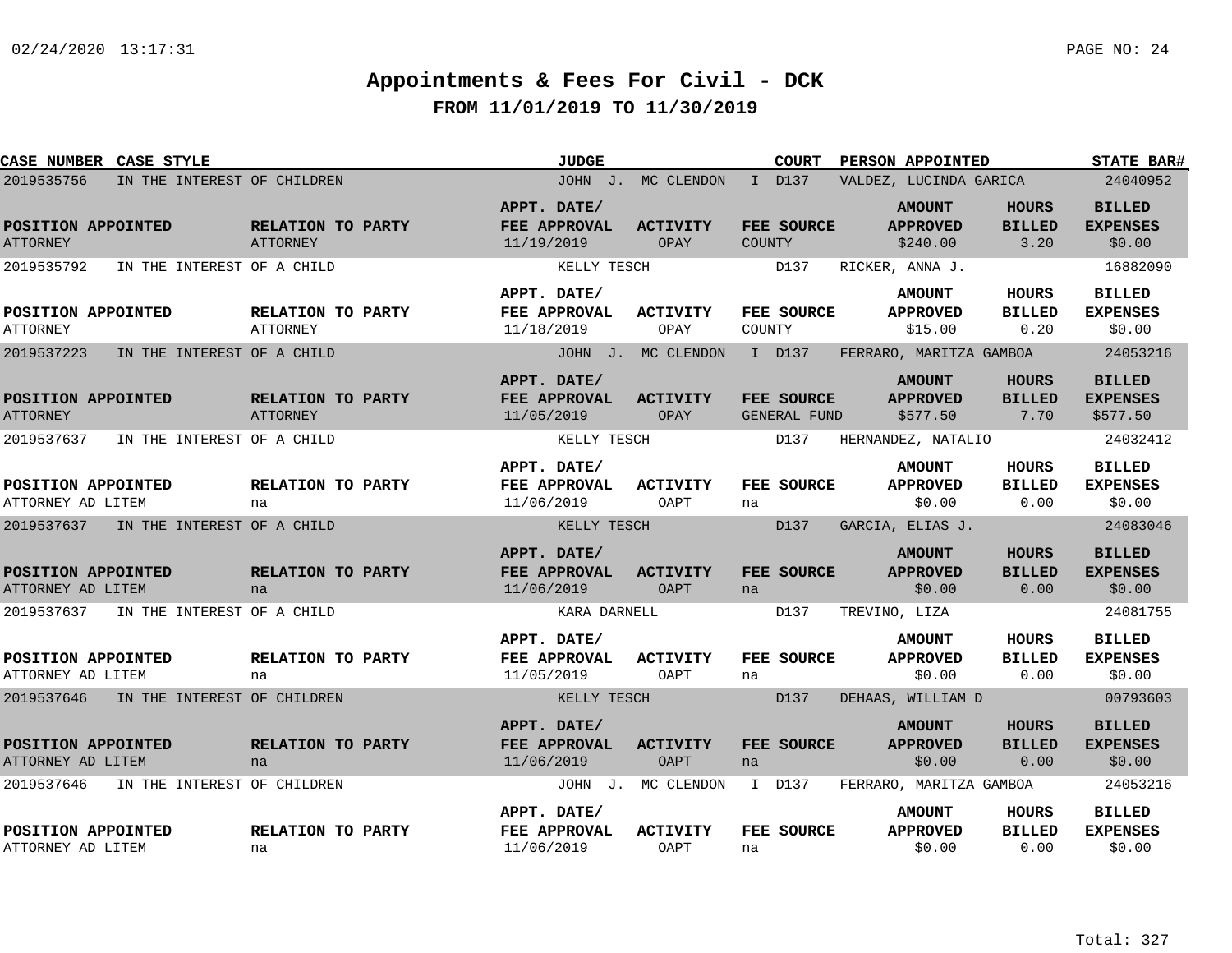# Appointments & Fees For Civil - DCK

## FROM 11/01/2019 TO 11/30/2019

| CASE NUMBER | CASE STYLE | JUDGE | COURT | PERSON APPOINTED | STATE BAR# |
|---|---|---|---|---|---|
| 2019535756 | IN THE INTEREST OF CHILDREN | JOHN J. MC CLENDON | I D137 | VALDEZ, LUCINDA GARICA | 24040952 |

| POSITION APPOINTED | RELATION TO PARTY | APPT. DATE/ FEE APPROVAL | ACTIVITY | FEE SOURCE | AMOUNT APPROVED | HOURS BILLED | BILLED EXPENSES |
|---|---|---|---|---|---|---|---|
| ATTORNEY | ATTORNEY | 11/19/2019 | OPAY | COUNTY | $240.00 | 3.20 | $0.00 |

| CASE NUMBER | CASE STYLE | JUDGE | COURT | PERSON APPOINTED | STATE BAR# |
|---|---|---|---|---|---|
| 2019535792 | IN THE INTEREST OF A CHILD | KELLY TESCH | D137 | RICKER, ANNA J. | 16882090 |

| POSITION APPOINTED | RELATION TO PARTY | APPT. DATE/ FEE APPROVAL | ACTIVITY | FEE SOURCE | AMOUNT APPROVED | HOURS BILLED | BILLED EXPENSES |
|---|---|---|---|---|---|---|---|
| ATTORNEY | ATTORNEY | 11/18/2019 | OPAY | COUNTY | $15.00 | 0.20 | $0.00 |

| CASE NUMBER | CASE STYLE | JUDGE | COURT | PERSON APPOINTED | STATE BAR# |
|---|---|---|---|---|---|
| 2019537223 | IN THE INTEREST OF A CHILD | JOHN J. MC CLENDON | I D137 | FERRARO, MARITZA GAMBOA | 24053216 |

| POSITION APPOINTED | RELATION TO PARTY | APPT. DATE/ FEE APPROVAL | ACTIVITY | FEE SOURCE | AMOUNT APPROVED | HOURS BILLED | BILLED EXPENSES |
|---|---|---|---|---|---|---|---|
| ATTORNEY | ATTORNEY | 11/05/2019 | OPAY | GENERAL FUND | $577.50 | 7.70 | $577.50 |

| CASE NUMBER | CASE STYLE | JUDGE | COURT | PERSON APPOINTED | STATE BAR# |
|---|---|---|---|---|---|
| 2019537637 | IN THE INTEREST OF A CHILD | KELLY TESCH | D137 | HERNANDEZ, NATALIO | 24032412 |

| POSITION APPOINTED | RELATION TO PARTY | APPT. DATE/ FEE APPROVAL | ACTIVITY | FEE SOURCE | AMOUNT APPROVED | HOURS BILLED | BILLED EXPENSES |
|---|---|---|---|---|---|---|---|
| ATTORNEY AD LITEM | na | 11/06/2019 | OAPT | na | $0.00 | 0.00 | $0.00 |

| CASE NUMBER | CASE STYLE | JUDGE | COURT | PERSON APPOINTED | STATE BAR# |
|---|---|---|---|---|---|
| 2019537637 | IN THE INTEREST OF A CHILD | KELLY TESCH | D137 | GARCIA, ELIAS J. | 24083046 |

| POSITION APPOINTED | RELATION TO PARTY | APPT. DATE/ FEE APPROVAL | ACTIVITY | FEE SOURCE | AMOUNT APPROVED | HOURS BILLED | BILLED EXPENSES |
|---|---|---|---|---|---|---|---|
| ATTORNEY AD LITEM | na | 11/06/2019 | OAPT | na | $0.00 | 0.00 | $0.00 |

| CASE NUMBER | CASE STYLE | JUDGE | COURT | PERSON APPOINTED | STATE BAR# |
|---|---|---|---|---|---|
| 2019537637 | IN THE INTEREST OF A CHILD | KARA DARNELL | D137 | TREVINO, LIZA | 24081755 |

| POSITION APPOINTED | RELATION TO PARTY | APPT. DATE/ FEE APPROVAL | ACTIVITY | FEE SOURCE | AMOUNT APPROVED | HOURS BILLED | BILLED EXPENSES |
|---|---|---|---|---|---|---|---|
| ATTORNEY AD LITEM | na | 11/05/2019 | OAPT | na | $0.00 | 0.00 | $0.00 |

| CASE NUMBER | CASE STYLE | JUDGE | COURT | PERSON APPOINTED | STATE BAR# |
|---|---|---|---|---|---|
| 2019537646 | IN THE INTEREST OF CHILDREN | KELLY TESCH | D137 | DEHAAS, WILLIAM D | 00793603 |

| POSITION APPOINTED | RELATION TO PARTY | APPT. DATE/ FEE APPROVAL | ACTIVITY | FEE SOURCE | AMOUNT APPROVED | HOURS BILLED | BILLED EXPENSES |
|---|---|---|---|---|---|---|---|
| ATTORNEY AD LITEM | na | 11/06/2019 | OAPT | na | $0.00 | 0.00 | $0.00 |

| CASE NUMBER | CASE STYLE | JUDGE | COURT | PERSON APPOINTED | STATE BAR# |
|---|---|---|---|---|---|
| 2019537646 | IN THE INTEREST OF CHILDREN | JOHN J. MC CLENDON | I D137 | FERRARO, MARITZA GAMBOA | 24053216 |

| POSITION APPOINTED | RELATION TO PARTY | APPT. DATE/ FEE APPROVAL | ACTIVITY | FEE SOURCE | AMOUNT APPROVED | HOURS BILLED | BILLED EXPENSES |
|---|---|---|---|---|---|---|---|
| ATTORNEY AD LITEM | na | 11/06/2019 | OAPT | na | $0.00 | 0.00 | $0.00 |

Total: 327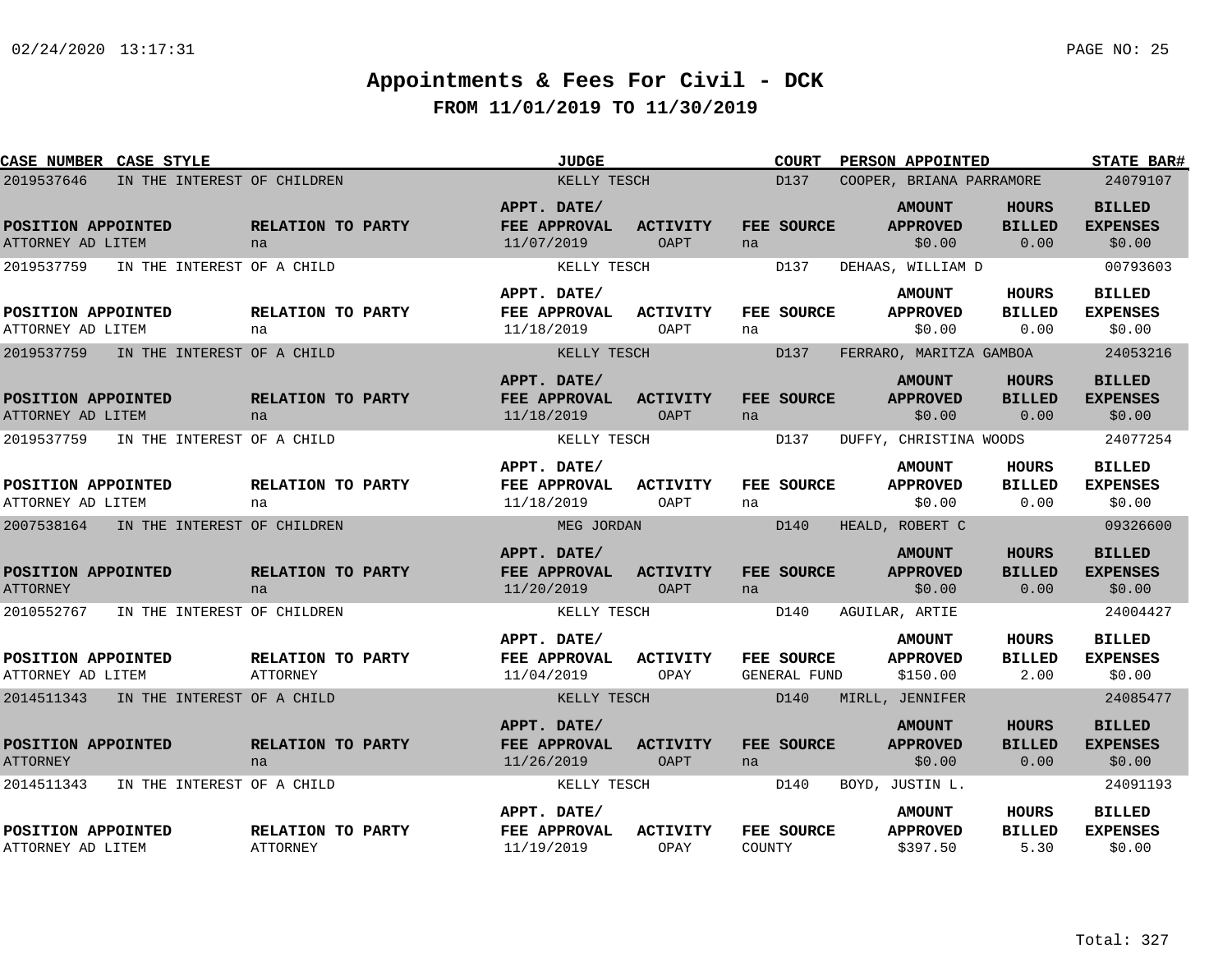# Appointments & Fees For Civil - DCK

## FROM 11/01/2019 TO 11/30/2019

| CASE NUMBER | CASE STYLE | JUDGE | COURT | PERSON APPOINTED | STATE BAR# |
|---|---|---|---|---|---|
| 2019537646 | IN THE INTEREST OF CHILDREN | KELLY TESCH | D137 | COOPER, BRIANA PARRAMORE | 24079107 |

| POSITION APPOINTED | RELATION TO PARTY | APPT. DATE/ FEE APPROVAL | ACTIVITY | FEE SOURCE | AMOUNT APPROVED | HOURS BILLED | BILLED EXPENSES |
|---|---|---|---|---|---|---|---|
| ATTORNEY AD LITEM | na | 11/07/2019 | OAPT | na | $0.00 | 0.00 | $0.00 |

| CASE NUMBER | CASE STYLE | JUDGE | COURT | PERSON APPOINTED | STATE BAR# |
|---|---|---|---|---|---|
| 2019537759 | IN THE INTEREST OF A CHILD | KELLY TESCH | D137 | DEHAAS, WILLIAM D | 00793603 |

| POSITION APPOINTED | RELATION TO PARTY | APPT. DATE/ FEE APPROVAL | ACTIVITY | FEE SOURCE | AMOUNT APPROVED | HOURS BILLED | BILLED EXPENSES |
|---|---|---|---|---|---|---|---|
| ATTORNEY AD LITEM | na | 11/18/2019 | OAPT | na | $0.00 | 0.00 | $0.00 |

| CASE NUMBER | CASE STYLE | JUDGE | COURT | PERSON APPOINTED | STATE BAR# |
|---|---|---|---|---|---|
| 2019537759 | IN THE INTEREST OF A CHILD | KELLY TESCH | D137 | FERRARO, MARITZA GAMBOA | 24053216 |

| POSITION APPOINTED | RELATION TO PARTY | APPT. DATE/ FEE APPROVAL | ACTIVITY | FEE SOURCE | AMOUNT APPROVED | HOURS BILLED | BILLED EXPENSES |
|---|---|---|---|---|---|---|---|
| ATTORNEY AD LITEM | na | 11/18/2019 | OAPT | na | $0.00 | 0.00 | $0.00 |

| CASE NUMBER | CASE STYLE | JUDGE | COURT | PERSON APPOINTED | STATE BAR# |
|---|---|---|---|---|---|
| 2019537759 | IN THE INTEREST OF A CHILD | KELLY TESCH | D137 | DUFFY, CHRISTINA WOODS | 24077254 |

| POSITION APPOINTED | RELATION TO PARTY | APPT. DATE/ FEE APPROVAL | ACTIVITY | FEE SOURCE | AMOUNT APPROVED | HOURS BILLED | BILLED EXPENSES |
|---|---|---|---|---|---|---|---|
| ATTORNEY AD LITEM | na | 11/18/2019 | OAPT | na | $0.00 | 0.00 | $0.00 |

| CASE NUMBER | CASE STYLE | JUDGE | COURT | PERSON APPOINTED | STATE BAR# |
|---|---|---|---|---|---|
| 2007538164 | IN THE INTEREST OF CHILDREN | MEG JORDAN | D140 | HEALD, ROBERT C | 09326600 |

| POSITION APPOINTED | RELATION TO PARTY | APPT. DATE/ FEE APPROVAL | ACTIVITY | FEE SOURCE | AMOUNT APPROVED | HOURS BILLED | BILLED EXPENSES |
|---|---|---|---|---|---|---|---|
| ATTORNEY | na | 11/20/2019 | OAPT | na | $0.00 | 0.00 | $0.00 |

| CASE NUMBER | CASE STYLE | JUDGE | COURT | PERSON APPOINTED | STATE BAR# |
|---|---|---|---|---|---|
| 2010552767 | IN THE INTEREST OF CHILDREN | KELLY TESCH | D140 | AGUILAR, ARTIE | 24004427 |

| POSITION APPOINTED | RELATION TO PARTY | APPT. DATE/ FEE APPROVAL | ACTIVITY | FEE SOURCE | AMOUNT APPROVED | HOURS BILLED | BILLED EXPENSES |
|---|---|---|---|---|---|---|---|
| ATTORNEY AD LITEM | ATTORNEY | 11/04/2019 | OPAY | GENERAL FUND | $150.00 | 2.00 | $0.00 |

| CASE NUMBER | CASE STYLE | JUDGE | COURT | PERSON APPOINTED | STATE BAR# |
|---|---|---|---|---|---|
| 2014511343 | IN THE INTEREST OF A CHILD | KELLY TESCH | D140 | MIRLL, JENNIFER | 24085477 |

| POSITION APPOINTED | RELATION TO PARTY | APPT. DATE/ FEE APPROVAL | ACTIVITY | FEE SOURCE | AMOUNT APPROVED | HOURS BILLED | BILLED EXPENSES |
|---|---|---|---|---|---|---|---|
| ATTORNEY | na | 11/26/2019 | OAPT | na | $0.00 | 0.00 | $0.00 |

| CASE NUMBER | CASE STYLE | JUDGE | COURT | PERSON APPOINTED | STATE BAR# |
|---|---|---|---|---|---|
| 2014511343 | IN THE INTEREST OF A CHILD | KELLY TESCH | D140 | BOYD, JUSTIN L. | 24091193 |

| POSITION APPOINTED | RELATION TO PARTY | APPT. DATE/ FEE APPROVAL | ACTIVITY | FEE SOURCE | AMOUNT APPROVED | HOURS BILLED | BILLED EXPENSES |
|---|---|---|---|---|---|---|---|
| ATTORNEY AD LITEM | ATTORNEY | 11/19/2019 | OPAY | COUNTY | $397.50 | 5.30 | $0.00 |

Total: 327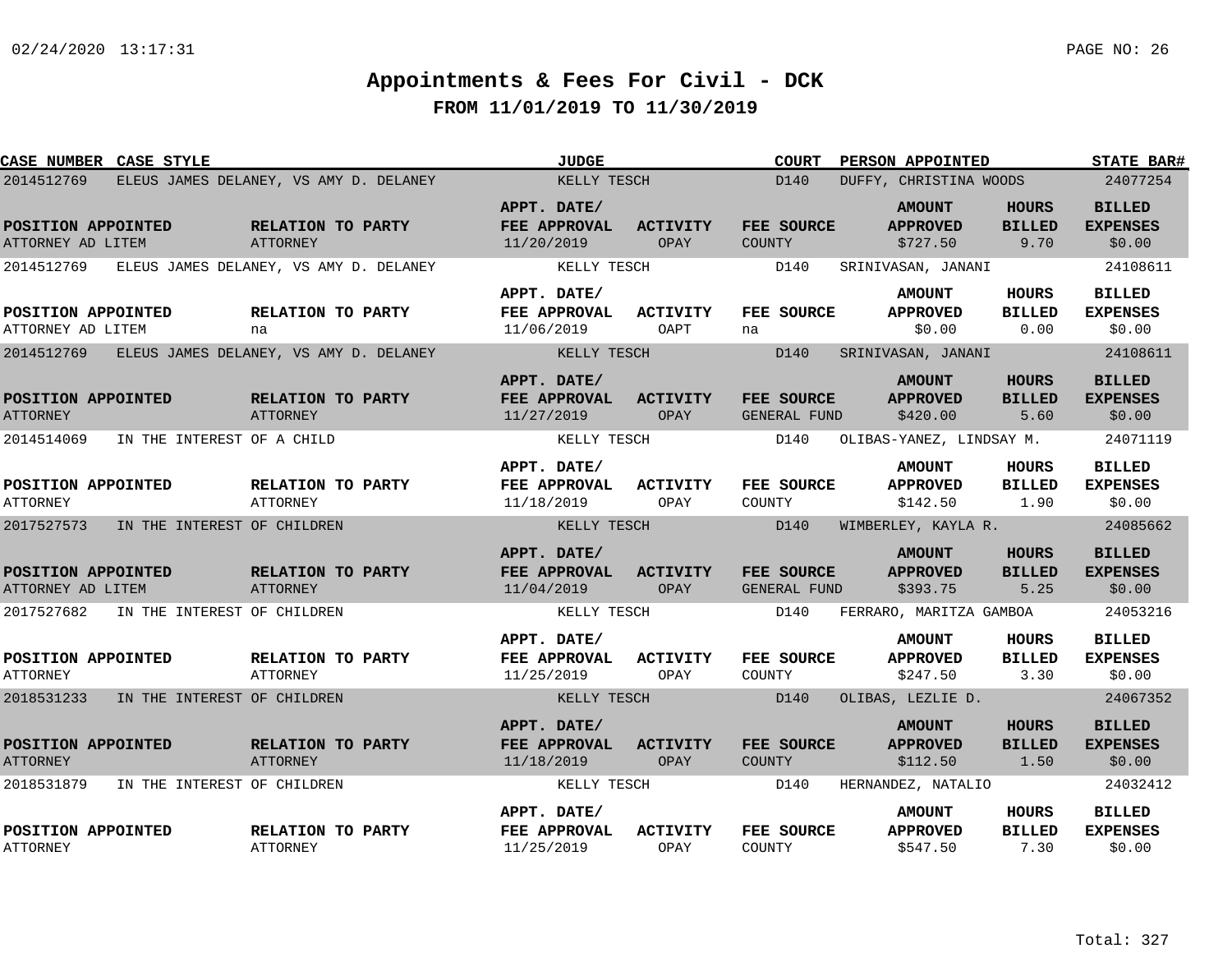# Appointments & Fees For Civil - DCK

## FROM 11/01/2019 TO 11/30/2019

| CASE NUMBER | CASE STYLE | JUDGE | COURT | PERSON APPOINTED | STATE BAR# |
|---|---|---|---|---|---|
| 2014512769 | ELEUS JAMES DELANEY, VS AMY D. DELANEY | KELLY TESCH | D140 | DUFFY, CHRISTINA WOODS | 24077254 |

| POSITION APPOINTED | RELATION TO PARTY | APPT. DATE/ FEE APPROVAL | ACTIVITY | FEE SOURCE | AMOUNT APPROVED | HOURS BILLED | BILLED EXPENSES |
|---|---|---|---|---|---|---|---|
| ATTORNEY AD LITEM | ATTORNEY | 11/20/2019 | OPAY | COUNTY | $727.50 | 9.70 | $0.00 |

| CASE NUMBER | CASE STYLE | JUDGE | COURT | PERSON APPOINTED | STATE BAR# |
|---|---|---|---|---|---|
| 2014512769 | ELEUS JAMES DELANEY, VS AMY D. DELANEY | KELLY TESCH | D140 | SRINIVASAN, JANANI | 24108611 |

| POSITION APPOINTED | RELATION TO PARTY | APPT. DATE/ FEE APPROVAL | ACTIVITY | FEE SOURCE | AMOUNT APPROVED | HOURS BILLED | BILLED EXPENSES |
|---|---|---|---|---|---|---|---|
| ATTORNEY AD LITEM | na | 11/06/2019 | OAPT | na | $0.00 | 0.00 | $0.00 |

| CASE NUMBER | CASE STYLE | JUDGE | COURT | PERSON APPOINTED | STATE BAR# |
|---|---|---|---|---|---|
| 2014512769 | ELEUS JAMES DELANEY, VS AMY D. DELANEY | KELLY TESCH | D140 | SRINIVASAN, JANANI | 24108611 |

| POSITION APPOINTED | RELATION TO PARTY | APPT. DATE/ FEE APPROVAL | ACTIVITY | FEE SOURCE | AMOUNT APPROVED | HOURS BILLED | BILLED EXPENSES |
|---|---|---|---|---|---|---|---|
| ATTORNEY | ATTORNEY | 11/27/2019 | OPAY | GENERAL FUND | $420.00 | 5.60 | $0.00 |

| CASE NUMBER | CASE STYLE | JUDGE | COURT | PERSON APPOINTED | STATE BAR# |
|---|---|---|---|---|---|
| 2014514069 | IN THE INTEREST OF A CHILD | KELLY TESCH | D140 | OLIBAS-YANEZ, LINDSAY M. | 24071119 |

| POSITION APPOINTED | RELATION TO PARTY | APPT. DATE/ FEE APPROVAL | ACTIVITY | FEE SOURCE | AMOUNT APPROVED | HOURS BILLED | BILLED EXPENSES |
|---|---|---|---|---|---|---|---|
| ATTORNEY | ATTORNEY | 11/18/2019 | OPAY | COUNTY | $142.50 | 1.90 | $0.00 |

| CASE NUMBER | CASE STYLE | JUDGE | COURT | PERSON APPOINTED | STATE BAR# |
|---|---|---|---|---|---|
| 2017527573 | IN THE INTEREST OF CHILDREN | KELLY TESCH | D140 | WIMBERLEY, KAYLA R. | 24085662 |

| POSITION APPOINTED | RELATION TO PARTY | APPT. DATE/ FEE APPROVAL | ACTIVITY | FEE SOURCE | AMOUNT APPROVED | HOURS BILLED | BILLED EXPENSES |
|---|---|---|---|---|---|---|---|
| ATTORNEY AD LITEM | ATTORNEY | 11/04/2019 | OPAY | GENERAL FUND | $393.75 | 5.25 | $0.00 |

| CASE NUMBER | CASE STYLE | JUDGE | COURT | PERSON APPOINTED | STATE BAR# |
|---|---|---|---|---|---|
| 2017527682 | IN THE INTEREST OF CHILDREN | KELLY TESCH | D140 | FERRARO, MARITZA GAMBOA | 24053216 |

| POSITION APPOINTED | RELATION TO PARTY | APPT. DATE/ FEE APPROVAL | ACTIVITY | FEE SOURCE | AMOUNT APPROVED | HOURS BILLED | BILLED EXPENSES |
|---|---|---|---|---|---|---|---|
| ATTORNEY | ATTORNEY | 11/25/2019 | OPAY | COUNTY | $247.50 | 3.30 | $0.00 |

| CASE NUMBER | CASE STYLE | JUDGE | COURT | PERSON APPOINTED | STATE BAR# |
|---|---|---|---|---|---|
| 2018531233 | IN THE INTEREST OF CHILDREN | KELLY TESCH | D140 | OLIBAS, LEZLIE D. | 24067352 |

| POSITION APPOINTED | RELATION TO PARTY | APPT. DATE/ FEE APPROVAL | ACTIVITY | FEE SOURCE | AMOUNT APPROVED | HOURS BILLED | BILLED EXPENSES |
|---|---|---|---|---|---|---|---|
| ATTORNEY | ATTORNEY | 11/18/2019 | OPAY | COUNTY | $112.50 | 1.50 | $0.00 |

| CASE NUMBER | CASE STYLE | JUDGE | COURT | PERSON APPOINTED | STATE BAR# |
|---|---|---|---|---|---|
| 2018531879 | IN THE INTEREST OF CHILDREN | KELLY TESCH | D140 | HERNANDEZ, NATALIO | 24032412 |

| POSITION APPOINTED | RELATION TO PARTY | APPT. DATE/ FEE APPROVAL | ACTIVITY | FEE SOURCE | AMOUNT APPROVED | HOURS BILLED | BILLED EXPENSES |
|---|---|---|---|---|---|---|---|
| ATTORNEY | ATTORNEY | 11/25/2019 | OPAY | COUNTY | $547.50 | 7.30 | $0.00 |

Total: 327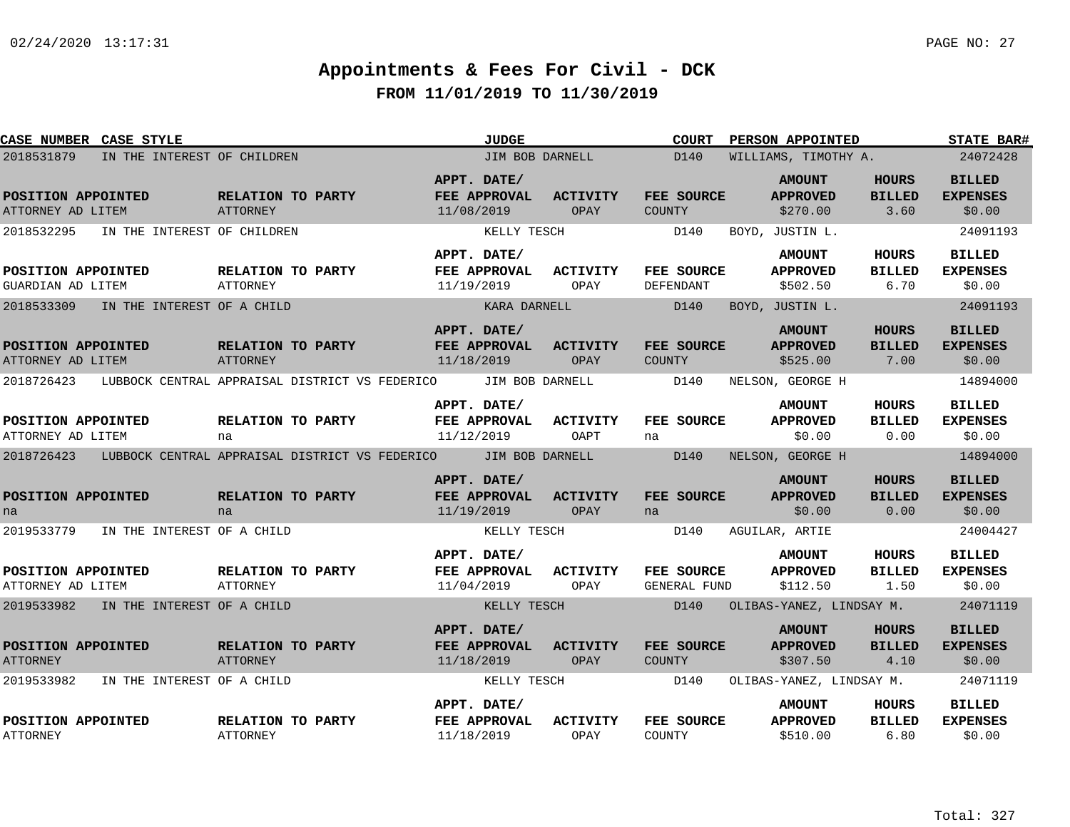# Appointments & Fees For Civil - DCK

## FROM 11/01/2019 TO 11/30/2019

| CASE NUMBER | CASE STYLE | JUDGE | COURT | PERSON APPOINTED | STATE BAR# |
|---|---|---|---|---|---|
| 2018531879 | IN THE INTEREST OF CHILDREN | JIM BOB DARNELL | D140 | WILLIAMS, TIMOTHY A. | 24072428 |

| POSITION APPOINTED | RELATION TO PARTY | APPT. DATE/ FEE APPROVAL | ACTIVITY | FEE SOURCE | AMOUNT APPROVED | HOURS BILLED | BILLED EXPENSES |
|---|---|---|---|---|---|---|---|
| ATTORNEY AD LITEM | ATTORNEY | 11/08/2019 | OPAY | COUNTY | $270.00 | 3.60 | $0.00 |

| CASE NUMBER | CASE STYLE | JUDGE | COURT | PERSON APPOINTED | STATE BAR# |
|---|---|---|---|---|---|
| 2018532295 | IN THE INTEREST OF CHILDREN | KELLY TESCH | D140 | BOYD, JUSTIN L. | 24091193 |

| POSITION APPOINTED | RELATION TO PARTY | APPT. DATE/ FEE APPROVAL | ACTIVITY | FEE SOURCE | AMOUNT APPROVED | HOURS BILLED | BILLED EXPENSES |
|---|---|---|---|---|---|---|---|
| GUARDIAN AD LITEM | ATTORNEY | 11/19/2019 | OPAY | DEFENDANT | $502.50 | 6.70 | $0.00 |

| CASE NUMBER | CASE STYLE | JUDGE | COURT | PERSON APPOINTED | STATE BAR# |
|---|---|---|---|---|---|
| 2018533309 | IN THE INTEREST OF A CHILD | KARA DARNELL | D140 | BOYD, JUSTIN L. | 24091193 |

| POSITION APPOINTED | RELATION TO PARTY | APPT. DATE/ FEE APPROVAL | ACTIVITY | FEE SOURCE | AMOUNT APPROVED | HOURS BILLED | BILLED EXPENSES |
|---|---|---|---|---|---|---|---|
| ATTORNEY AD LITEM | ATTORNEY | 11/18/2019 | OPAY | COUNTY | $525.00 | 7.00 | $0.00 |

| CASE NUMBER | CASE STYLE | JUDGE | COURT | PERSON APPOINTED | STATE BAR# |
|---|---|---|---|---|---|
| 2018726423 | LUBBOCK CENTRAL APPRAISAL DISTRICT VS FEDERICO | JIM BOB DARNELL | D140 | NELSON, GEORGE H | 14894000 |

| POSITION APPOINTED | RELATION TO PARTY | APPT. DATE/ FEE APPROVAL | ACTIVITY | FEE SOURCE | AMOUNT APPROVED | HOURS BILLED | BILLED EXPENSES |
|---|---|---|---|---|---|---|---|
| ATTORNEY AD LITEM | na | 11/12/2019 | OAPT | na | $0.00 | 0.00 | $0.00 |

| CASE NUMBER | CASE STYLE | JUDGE | COURT | PERSON APPOINTED | STATE BAR# |
|---|---|---|---|---|---|
| 2018726423 | LUBBOCK CENTRAL APPRAISAL DISTRICT VS FEDERICO | JIM BOB DARNELL | D140 | NELSON, GEORGE H | 14894000 |

| POSITION APPOINTED | RELATION TO PARTY | APPT. DATE/ FEE APPROVAL | ACTIVITY | FEE SOURCE | AMOUNT APPROVED | HOURS BILLED | BILLED EXPENSES |
|---|---|---|---|---|---|---|---|
| na | na | 11/19/2019 | OPAY | na | $0.00 | 0.00 | $0.00 |

| CASE NUMBER | CASE STYLE | JUDGE | COURT | PERSON APPOINTED | STATE BAR# |
|---|---|---|---|---|---|
| 2019533779 | IN THE INTEREST OF A CHILD | KELLY TESCH | D140 | AGUILAR, ARTIE | 24004427 |

| POSITION APPOINTED | RELATION TO PARTY | APPT. DATE/ FEE APPROVAL | ACTIVITY | FEE SOURCE | AMOUNT APPROVED | HOURS BILLED | BILLED EXPENSES |
|---|---|---|---|---|---|---|---|
| ATTORNEY AD LITEM | ATTORNEY | 11/04/2019 | OPAY | GENERAL FUND | $112.50 | 1.50 | $0.00 |

| CASE NUMBER | CASE STYLE | JUDGE | COURT | PERSON APPOINTED | STATE BAR# |
|---|---|---|---|---|---|
| 2019533982 | IN THE INTEREST OF A CHILD | KELLY TESCH | D140 | OLIBAS-YANEZ, LINDSAY M. | 24071119 |

| POSITION APPOINTED | RELATION TO PARTY | APPT. DATE/ FEE APPROVAL | ACTIVITY | FEE SOURCE | AMOUNT APPROVED | HOURS BILLED | BILLED EXPENSES |
|---|---|---|---|---|---|---|---|
| ATTORNEY | ATTORNEY | 11/18/2019 | OPAY | COUNTY | $307.50 | 4.10 | $0.00 |

| CASE NUMBER | CASE STYLE | JUDGE | COURT | PERSON APPOINTED | STATE BAR# |
|---|---|---|---|---|---|
| 2019533982 | IN THE INTEREST OF A CHILD | KELLY TESCH | D140 | OLIBAS-YANEZ, LINDSAY M. | 24071119 |

| POSITION APPOINTED | RELATION TO PARTY | APPT. DATE/ FEE APPROVAL | ACTIVITY | FEE SOURCE | AMOUNT APPROVED | HOURS BILLED | BILLED EXPENSES |
|---|---|---|---|---|---|---|---|
| ATTORNEY | ATTORNEY | 11/18/2019 | OPAY | COUNTY | $510.00 | 6.80 | $0.00 |

Total: 327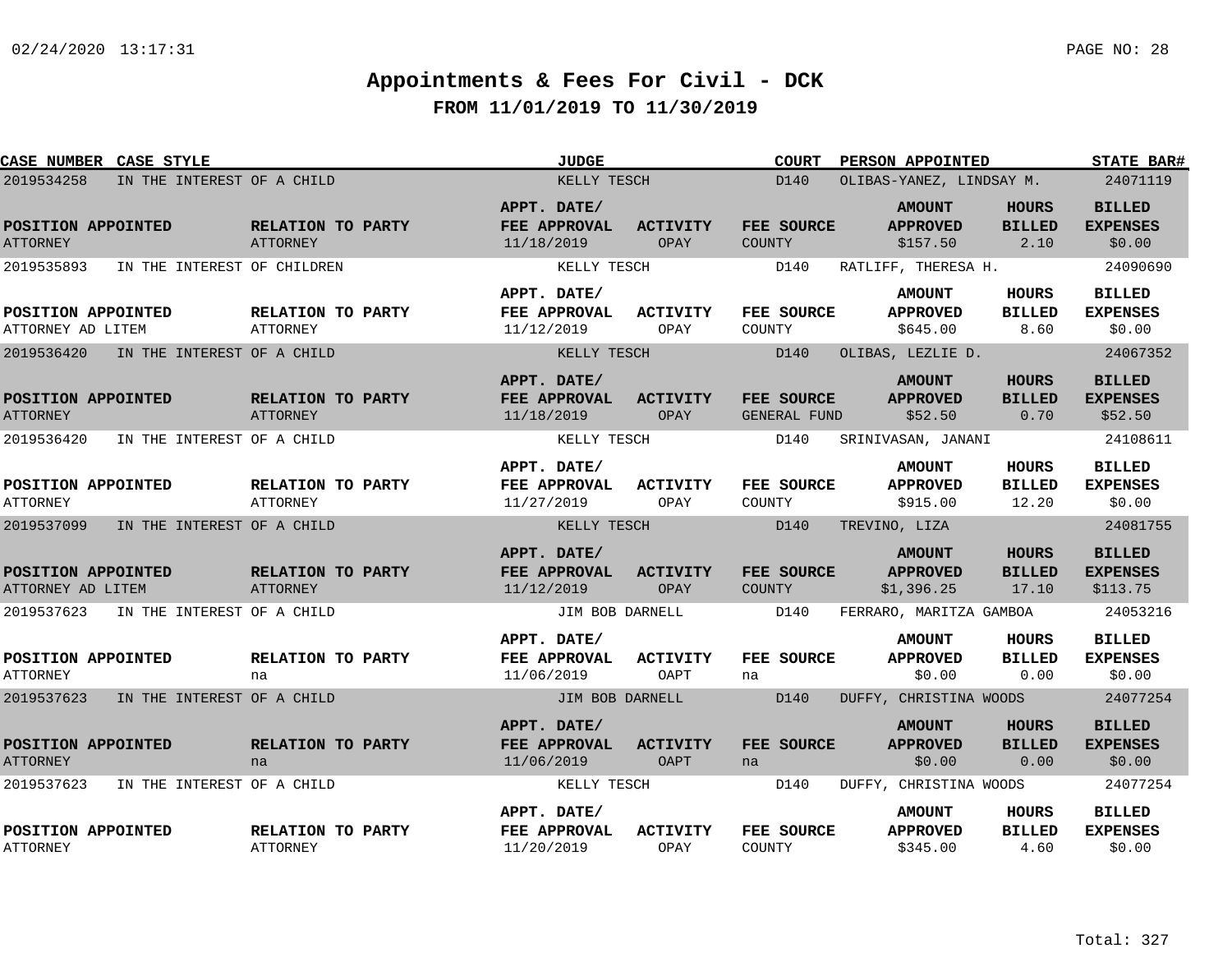# Appointments & Fees For Civil - DCK

## FROM 11/01/2019 TO 11/30/2019

| CASE NUMBER | CASE STYLE | JUDGE | COURT | PERSON APPOINTED | STATE BAR# |
|---|---|---|---|---|---|
| 2019534258 | IN THE INTEREST OF A CHILD | KELLY TESCH | D140 | OLIBAS-YANEZ, LINDSAY M. | 24071119 |

| POSITION APPOINTED | RELATION TO PARTY | APPT. DATE/ FEE APPROVAL | ACTIVITY | FEE SOURCE | AMOUNT APPROVED | HOURS BILLED | BILLED EXPENSES |
|---|---|---|---|---|---|---|---|
| ATTORNEY | ATTORNEY | 11/18/2019 | OPAY | COUNTY | $157.50 | 2.10 | $0.00 |

| CASE NUMBER | CASE STYLE | JUDGE | COURT | PERSON APPOINTED | STATE BAR# |
|---|---|---|---|---|---|
| 2019535893 | IN THE INTEREST OF CHILDREN | KELLY TESCH | D140 | RATLIFF, THERESA H. | 24090690 |

| POSITION APPOINTED | RELATION TO PARTY | APPT. DATE/ FEE APPROVAL | ACTIVITY | FEE SOURCE | AMOUNT APPROVED | HOURS BILLED | BILLED EXPENSES |
|---|---|---|---|---|---|---|---|
| ATTORNEY AD LITEM | ATTORNEY | 11/12/2019 | OPAY | COUNTY | $645.00 | 8.60 | $0.00 |

| CASE NUMBER | CASE STYLE | JUDGE | COURT | PERSON APPOINTED | STATE BAR# |
|---|---|---|---|---|---|
| 2019536420 | IN THE INTEREST OF A CHILD | KELLY TESCH | D140 | OLIBAS, LEZLIE D. | 24067352 |

| POSITION APPOINTED | RELATION TO PARTY | APPT. DATE/ FEE APPROVAL | ACTIVITY | FEE SOURCE | AMOUNT APPROVED | HOURS BILLED | BILLED EXPENSES |
|---|---|---|---|---|---|---|---|
| ATTORNEY | ATTORNEY | 11/18/2019 | OPAY | GENERAL FUND | $52.50 | 0.70 | $52.50 |

| CASE NUMBER | CASE STYLE | JUDGE | COURT | PERSON APPOINTED | STATE BAR# |
|---|---|---|---|---|---|
| 2019536420 | IN THE INTEREST OF A CHILD | KELLY TESCH | D140 | SRINIVASAN, JANANI | 24108611 |

| POSITION APPOINTED | RELATION TO PARTY | APPT. DATE/ FEE APPROVAL | ACTIVITY | FEE SOURCE | AMOUNT APPROVED | HOURS BILLED | BILLED EXPENSES |
|---|---|---|---|---|---|---|---|
| ATTORNEY | ATTORNEY | 11/27/2019 | OPAY | COUNTY | $915.00 | 12.20 | $0.00 |

| CASE NUMBER | CASE STYLE | JUDGE | COURT | PERSON APPOINTED | STATE BAR# |
|---|---|---|---|---|---|
| 2019537099 | IN THE INTEREST OF A CHILD | KELLY TESCH | D140 | TREVINO, LIZA | 24081755 |

| POSITION APPOINTED | RELATION TO PARTY | APPT. DATE/ FEE APPROVAL | ACTIVITY | FEE SOURCE | AMOUNT APPROVED | HOURS BILLED | BILLED EXPENSES |
|---|---|---|---|---|---|---|---|
| ATTORNEY AD LITEM | ATTORNEY | 11/12/2019 | OPAY | COUNTY | $1,396.25 | 17.10 | $113.75 |

| CASE NUMBER | CASE STYLE | JUDGE | COURT | PERSON APPOINTED | STATE BAR# |
|---|---|---|---|---|---|
| 2019537623 | IN THE INTEREST OF A CHILD | JIM BOB DARNELL | D140 | FERRARO, MARITZA GAMBOA | 24053216 |

| POSITION APPOINTED | RELATION TO PARTY | APPT. DATE/ FEE APPROVAL | ACTIVITY | FEE SOURCE | AMOUNT APPROVED | HOURS BILLED | BILLED EXPENSES |
|---|---|---|---|---|---|---|---|
| ATTORNEY | na | 11/06/2019 | OAPT | na | $0.00 | 0.00 | $0.00 |

| CASE NUMBER | CASE STYLE | JUDGE | COURT | PERSON APPOINTED | STATE BAR# |
|---|---|---|---|---|---|
| 2019537623 | IN THE INTEREST OF A CHILD | JIM BOB DARNELL | D140 | DUFFY, CHRISTINA WOODS | 24077254 |

| POSITION APPOINTED | RELATION TO PARTY | APPT. DATE/ FEE APPROVAL | ACTIVITY | FEE SOURCE | AMOUNT APPROVED | HOURS BILLED | BILLED EXPENSES |
|---|---|---|---|---|---|---|---|
| ATTORNEY | na | 11/06/2019 | OAPT | na | $0.00 | 0.00 | $0.00 |

| CASE NUMBER | CASE STYLE | JUDGE | COURT | PERSON APPOINTED | STATE BAR# |
|---|---|---|---|---|---|
| 2019537623 | IN THE INTEREST OF A CHILD | KELLY TESCH | D140 | DUFFY, CHRISTINA WOODS | 24077254 |

| POSITION APPOINTED | RELATION TO PARTY | APPT. DATE/ FEE APPROVAL | ACTIVITY | FEE SOURCE | AMOUNT APPROVED | HOURS BILLED | BILLED EXPENSES |
|---|---|---|---|---|---|---|---|
| ATTORNEY | ATTORNEY | 11/20/2019 | OPAY | COUNTY | $345.00 | 4.60 | $0.00 |

Total: 327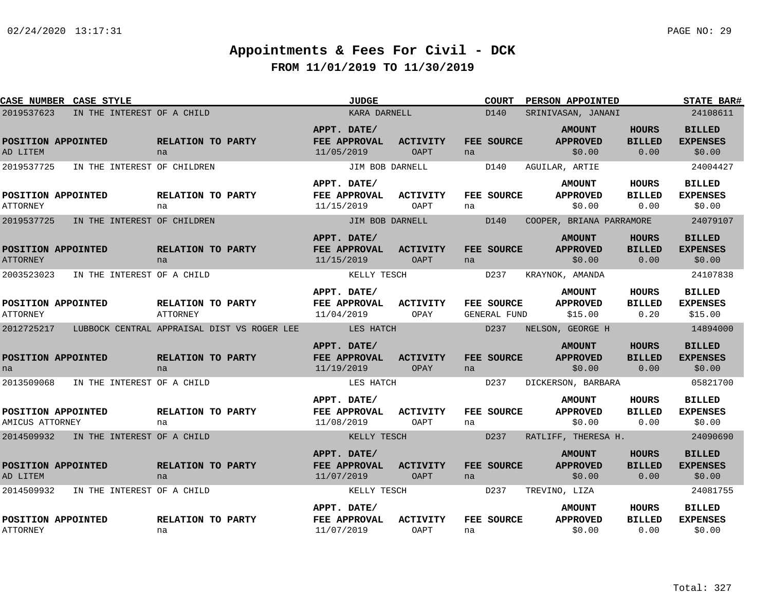# Appointments & Fees For Civil - DCK

## FROM 11/01/2019 TO 11/30/2019

| CASE NUMBER | CASE STYLE | JUDGE | COURT | PERSON APPOINTED | STATE BAR# |
|---|---|---|---|---|---|
| 2019537623 | IN THE INTEREST OF A CHILD | KARA DARNELL | D140 | SRINIVASAN, JANANI | 24108611 |

| POSITION APPOINTED | RELATION TO PARTY | APPT. DATE/ FEE APPROVAL | ACTIVITY | FEE SOURCE | AMOUNT APPROVED | HOURS BILLED | BILLED EXPENSES |
|---|---|---|---|---|---|---|---|
| AD LITEM | na | 11/05/2019 | OAPT | na | $0.00 | 0.00 | $0.00 |

| CASE NUMBER | CASE STYLE | JUDGE | COURT | PERSON APPOINTED | STATE BAR# |
|---|---|---|---|---|---|
| 2019537725 | IN THE INTEREST OF CHILDREN | JIM BOB DARNELL | D140 | AGUILAR, ARTIE | 24004427 |

| POSITION APPOINTED | RELATION TO PARTY | APPT. DATE/ FEE APPROVAL | ACTIVITY | FEE SOURCE | AMOUNT APPROVED | HOURS BILLED | BILLED EXPENSES |
|---|---|---|---|---|---|---|---|
| ATTORNEY | na | 11/15/2019 | OAPT | na | $0.00 | 0.00 | $0.00 |

| CASE NUMBER | CASE STYLE | JUDGE | COURT | PERSON APPOINTED | STATE BAR# |
|---|---|---|---|---|---|
| 2019537725 | IN THE INTEREST OF CHILDREN | JIM BOB DARNELL | D140 | COOPER, BRIANA PARRAMORE | 24079107 |

| POSITION APPOINTED | RELATION TO PARTY | APPT. DATE/ FEE APPROVAL | ACTIVITY | FEE SOURCE | AMOUNT APPROVED | HOURS BILLED | BILLED EXPENSES |
|---|---|---|---|---|---|---|---|
| ATTORNEY | na | 11/15/2019 | OAPT | na | $0.00 | 0.00 | $0.00 |

| CASE NUMBER | CASE STYLE | JUDGE | COURT | PERSON APPOINTED | STATE BAR# |
|---|---|---|---|---|---|
| 2003523023 | IN THE INTEREST OF A CHILD | KELLY TESCH | D237 | KRAYNOK, AMANDA | 24107838 |

| POSITION APPOINTED | RELATION TO PARTY | APPT. DATE/ FEE APPROVAL | ACTIVITY | FEE SOURCE | AMOUNT APPROVED | HOURS BILLED | BILLED EXPENSES |
|---|---|---|---|---|---|---|---|
| ATTORNEY | ATTORNEY | 11/04/2019 | OPAY | GENERAL FUND | $15.00 | 0.20 | $15.00 |

| CASE NUMBER | CASE STYLE | JUDGE | COURT | PERSON APPOINTED | STATE BAR# |
|---|---|---|---|---|---|
| 2012725217 | LUBBOCK CENTRAL APPRAISAL DIST VS ROGER LEE | LES HATCH | D237 | NELSON, GEORGE H | 14894000 |

| POSITION APPOINTED | RELATION TO PARTY | APPT. DATE/ FEE APPROVAL | ACTIVITY | FEE SOURCE | AMOUNT APPROVED | HOURS BILLED | BILLED EXPENSES |
|---|---|---|---|---|---|---|---|
| na | na | 11/19/2019 | OPAY | na | $0.00 | 0.00 | $0.00 |

| CASE NUMBER | CASE STYLE | JUDGE | COURT | PERSON APPOINTED | STATE BAR# |
|---|---|---|---|---|---|
| 2013509068 | IN THE INTEREST OF A CHILD | LES HATCH | D237 | DICKERSON, BARBARA | 05821700 |

| POSITION APPOINTED | RELATION TO PARTY | APPT. DATE/ FEE APPROVAL | ACTIVITY | FEE SOURCE | AMOUNT APPROVED | HOURS BILLED | BILLED EXPENSES |
|---|---|---|---|---|---|---|---|
| AMICUS ATTORNEY | na | 11/08/2019 | OAPT | na | $0.00 | 0.00 | $0.00 |

| CASE NUMBER | CASE STYLE | JUDGE | COURT | PERSON APPOINTED | STATE BAR# |
|---|---|---|---|---|---|
| 2014509932 | IN THE INTEREST OF A CHILD | KELLY TESCH | D237 | RATLIFF, THERESA H. | 24090690 |

| POSITION APPOINTED | RELATION TO PARTY | APPT. DATE/ FEE APPROVAL | ACTIVITY | FEE SOURCE | AMOUNT APPROVED | HOURS BILLED | BILLED EXPENSES |
|---|---|---|---|---|---|---|---|
| AD LITEM | na | 11/07/2019 | OAPT | na | $0.00 | 0.00 | $0.00 |

| CASE NUMBER | CASE STYLE | JUDGE | COURT | PERSON APPOINTED | STATE BAR# |
|---|---|---|---|---|---|
| 2014509932 | IN THE INTEREST OF A CHILD | KELLY TESCH | D237 | TREVINO, LIZA | 24081755 |

| POSITION APPOINTED | RELATION TO PARTY | APPT. DATE/ FEE APPROVAL | ACTIVITY | FEE SOURCE | AMOUNT APPROVED | HOURS BILLED | BILLED EXPENSES |
|---|---|---|---|---|---|---|---|
| ATTORNEY | na | 11/07/2019 | OAPT | na | $0.00 | 0.00 | $0.00 |

Total: 327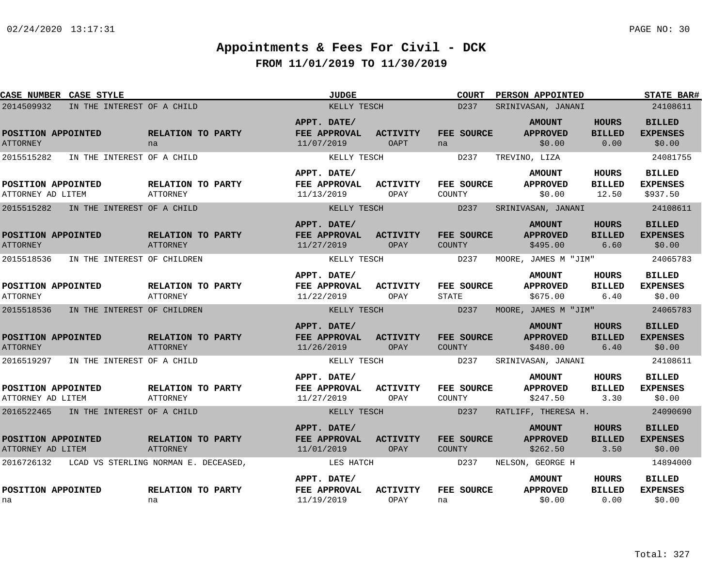# Appointments & Fees For Civil - DCK

## FROM 11/01/2019 TO 11/30/2019

| CASE NUMBER | CASE STYLE | JUDGE | COURT | PERSON APPOINTED | STATE BAR# |
|---|---|---|---|---|---|
| 2014509932 | IN THE INTEREST OF A CHILD | KELLY TESCH | D237 | SRINIVASAN, JANANI | 24108611 |

| POSITION APPOINTED | RELATION TO PARTY | APPT. DATE/ FEE APPROVAL | ACTIVITY | FEE SOURCE | AMOUNT APPROVED | HOURS BILLED | BILLED EXPENSES |
|---|---|---|---|---|---|---|---|
| ATTORNEY | na | 11/07/2019 | OAPT | na | $0.00 | 0.00 | $0.00 |

| CASE NUMBER | CASE STYLE | JUDGE | COURT | PERSON APPOINTED | STATE BAR# |
|---|---|---|---|---|---|
| 2015515282 | IN THE INTEREST OF A CHILD | KELLY TESCH | D237 | TREVINO, LIZA | 24081755 |

| POSITION APPOINTED | RELATION TO PARTY | APPT. DATE/ FEE APPROVAL | ACTIVITY | FEE SOURCE | AMOUNT APPROVED | HOURS BILLED | BILLED EXPENSES |
|---|---|---|---|---|---|---|---|
| ATTORNEY AD LITEM | ATTORNEY | 11/13/2019 | OPAY | COUNTY | $0.00 | 12.50 | $937.50 |

| CASE NUMBER | CASE STYLE | JUDGE | COURT | PERSON APPOINTED | STATE BAR# |
|---|---|---|---|---|---|
| 2015515282 | IN THE INTEREST OF A CHILD | KELLY TESCH | D237 | SRINIVASAN, JANANI | 24108611 |

| POSITION APPOINTED | RELATION TO PARTY | APPT. DATE/ FEE APPROVAL | ACTIVITY | FEE SOURCE | AMOUNT APPROVED | HOURS BILLED | BILLED EXPENSES |
|---|---|---|---|---|---|---|---|
| ATTORNEY | ATTORNEY | 11/27/2019 | OPAY | COUNTY | $495.00 | 6.60 | $0.00 |

| CASE NUMBER | CASE STYLE | JUDGE | COURT | PERSON APPOINTED | STATE BAR# |
|---|---|---|---|---|---|
| 2015518536 | IN THE INTEREST OF CHILDREN | KELLY TESCH | D237 | MOORE, JAMES M "JIM" | 24065783 |

| POSITION APPOINTED | RELATION TO PARTY | APPT. DATE/ FEE APPROVAL | ACTIVITY | FEE SOURCE | AMOUNT APPROVED | HOURS BILLED | BILLED EXPENSES |
|---|---|---|---|---|---|---|---|
| ATTORNEY | ATTORNEY | 11/22/2019 | OPAY | STATE | $675.00 | 6.40 | $0.00 |

| CASE NUMBER | CASE STYLE | JUDGE | COURT | PERSON APPOINTED | STATE BAR# |
|---|---|---|---|---|---|
| 2015518536 | IN THE INTEREST OF CHILDREN | KELLY TESCH | D237 | MOORE, JAMES M "JIM" | 24065783 |

| POSITION APPOINTED | RELATION TO PARTY | APPT. DATE/ FEE APPROVAL | ACTIVITY | FEE SOURCE | AMOUNT APPROVED | HOURS BILLED | BILLED EXPENSES |
|---|---|---|---|---|---|---|---|
| ATTORNEY | ATTORNEY | 11/26/2019 | OPAY | COUNTY | $480.00 | 6.40 | $0.00 |

| CASE NUMBER | CASE STYLE | JUDGE | COURT | PERSON APPOINTED | STATE BAR# |
|---|---|---|---|---|---|
| 2016519297 | IN THE INTEREST OF A CHILD | KELLY TESCH | D237 | SRINIVASAN, JANANI | 24108611 |

| POSITION APPOINTED | RELATION TO PARTY | APPT. DATE/ FEE APPROVAL | ACTIVITY | FEE SOURCE | AMOUNT APPROVED | HOURS BILLED | BILLED EXPENSES |
|---|---|---|---|---|---|---|---|
| ATTORNEY AD LITEM | ATTORNEY | 11/27/2019 | OPAY | COUNTY | $247.50 | 3.30 | $0.00 |

| CASE NUMBER | CASE STYLE | JUDGE | COURT | PERSON APPOINTED | STATE BAR# |
|---|---|---|---|---|---|
| 2016522465 | IN THE INTEREST OF A CHILD | KELLY TESCH | D237 | RATLIFF, THERESA H. | 24090690 |

| POSITION APPOINTED | RELATION TO PARTY | APPT. DATE/ FEE APPROVAL | ACTIVITY | FEE SOURCE | AMOUNT APPROVED | HOURS BILLED | BILLED EXPENSES |
|---|---|---|---|---|---|---|---|
| ATTORNEY AD LITEM | ATTORNEY | 11/01/2019 | OPAY | COUNTY | $262.50 | 3.50 | $0.00 |

| CASE NUMBER | CASE STYLE | JUDGE | COURT | PERSON APPOINTED | STATE BAR# |
|---|---|---|---|---|---|
| 2016726132 | LCAD VS STERLING NORMAN E. DECEASED, | LES HATCH | D237 | NELSON, GEORGE H | 14894000 |

| POSITION APPOINTED | RELATION TO PARTY | APPT. DATE/ FEE APPROVAL | ACTIVITY | FEE SOURCE | AMOUNT APPROVED | HOURS BILLED | BILLED EXPENSES |
|---|---|---|---|---|---|---|---|
| na | na | 11/19/2019 | OPAY | na | $0.00 | 0.00 | $0.00 |

Total: 327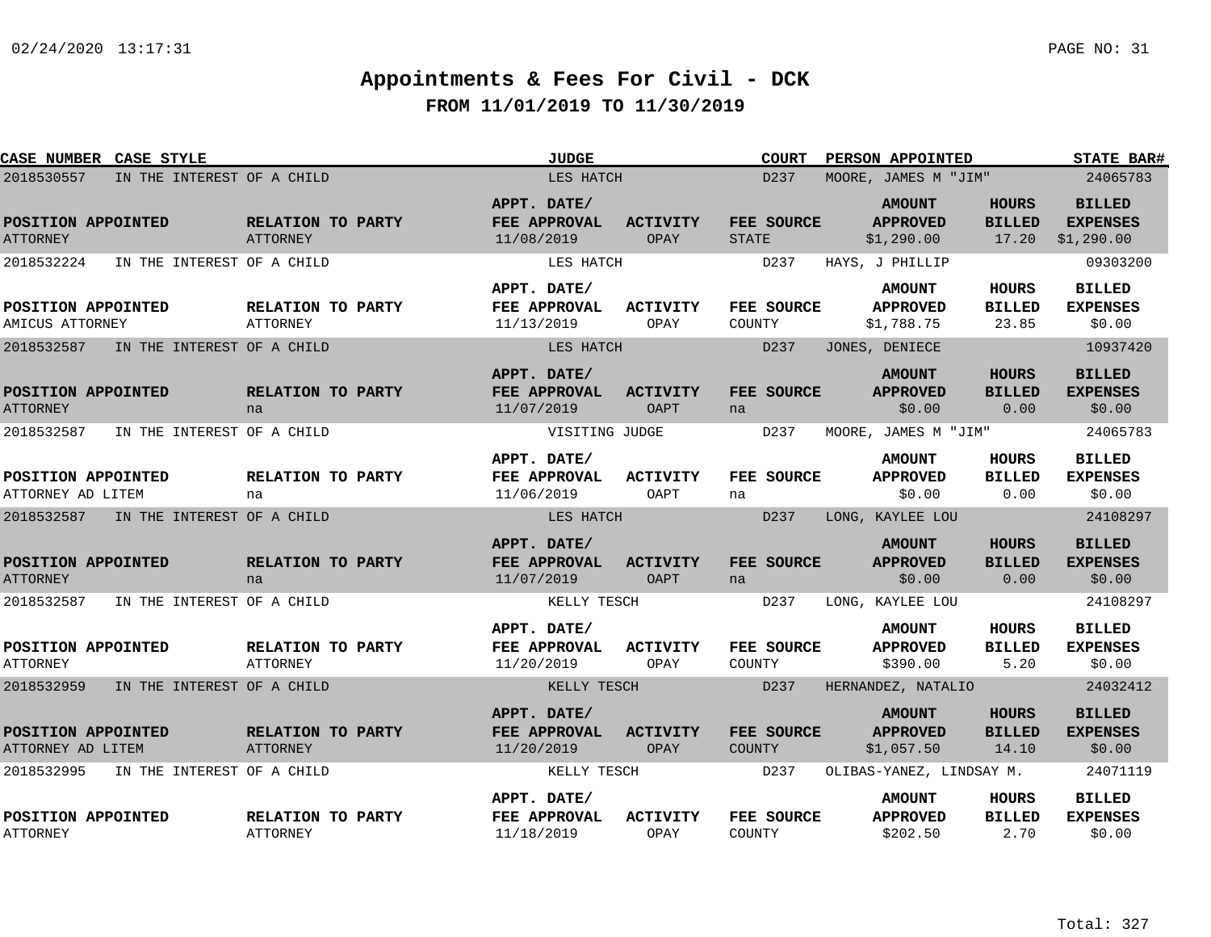# Appointments & Fees For Civil - DCK

## FROM 11/01/2019 TO 11/30/2019

| CASE NUMBER | CASE STYLE | JUDGE | COURT | PERSON APPOINTED | STATE BAR# |
|---|---|---|---|---|---|
| 2018530557 | IN THE INTEREST OF A CHILD | LES HATCH | D237 | MOORE, JAMES M "JIM" | 24065783 |

| POSITION APPOINTED | RELATION TO PARTY | APPT. DATE/ FEE APPROVAL | ACTIVITY | FEE SOURCE | AMOUNT APPROVED | HOURS BILLED | BILLED EXPENSES |
|---|---|---|---|---|---|---|---|
| ATTORNEY | ATTORNEY | 11/08/2019 | OPAY | STATE | $1,290.00 | 17.20 | $1,290.00 |

| CASE NUMBER | CASE STYLE | JUDGE | COURT | PERSON APPOINTED | STATE BAR# |
|---|---|---|---|---|---|
| 2018532224 | IN THE INTEREST OF A CHILD | LES HATCH | D237 | HAYS, J PHILLIP | 09303200 |

| POSITION APPOINTED | RELATION TO PARTY | APPT. DATE/ FEE APPROVAL | ACTIVITY | FEE SOURCE | AMOUNT APPROVED | HOURS BILLED | BILLED EXPENSES |
|---|---|---|---|---|---|---|---|
| AMICUS ATTORNEY | ATTORNEY | 11/13/2019 | OPAY | COUNTY | $1,788.75 | 23.85 | $0.00 |

| CASE NUMBER | CASE STYLE | JUDGE | COURT | PERSON APPOINTED | STATE BAR# |
|---|---|---|---|---|---|
| 2018532587 | IN THE INTEREST OF A CHILD | LES HATCH | D237 | JONES, DENIECE | 10937420 |

| POSITION APPOINTED | RELATION TO PARTY | APPT. DATE/ FEE APPROVAL | ACTIVITY | FEE SOURCE | AMOUNT APPROVED | HOURS BILLED | BILLED EXPENSES |
|---|---|---|---|---|---|---|---|
| ATTORNEY | na | 11/07/2019 | OAPT | na | $0.00 | 0.00 | $0.00 |

| CASE NUMBER | CASE STYLE | JUDGE | COURT | PERSON APPOINTED | STATE BAR# |
|---|---|---|---|---|---|
| 2018532587 | IN THE INTEREST OF A CHILD | VISITING JUDGE | D237 | MOORE, JAMES M "JIM" | 24065783 |

| POSITION APPOINTED | RELATION TO PARTY | APPT. DATE/ FEE APPROVAL | ACTIVITY | FEE SOURCE | AMOUNT APPROVED | HOURS BILLED | BILLED EXPENSES |
|---|---|---|---|---|---|---|---|
| ATTORNEY AD LITEM | na | 11/06/2019 | OAPT | na | $0.00 | 0.00 | $0.00 |

| CASE NUMBER | CASE STYLE | JUDGE | COURT | PERSON APPOINTED | STATE BAR# |
|---|---|---|---|---|---|
| 2018532587 | IN THE INTEREST OF A CHILD | LES HATCH | D237 | LONG, KAYLEE LOU | 24108297 |

| POSITION APPOINTED | RELATION TO PARTY | APPT. DATE/ FEE APPROVAL | ACTIVITY | FEE SOURCE | AMOUNT APPROVED | HOURS BILLED | BILLED EXPENSES |
|---|---|---|---|---|---|---|---|
| ATTORNEY | na | 11/07/2019 | OAPT | na | $0.00 | 0.00 | $0.00 |

| CASE NUMBER | CASE STYLE | JUDGE | COURT | PERSON APPOINTED | STATE BAR# |
|---|---|---|---|---|---|
| 2018532587 | IN THE INTEREST OF A CHILD | KELLY TESCH | D237 | LONG, KAYLEE LOU | 24108297 |

| POSITION APPOINTED | RELATION TO PARTY | APPT. DATE/ FEE APPROVAL | ACTIVITY | FEE SOURCE | AMOUNT APPROVED | HOURS BILLED | BILLED EXPENSES |
|---|---|---|---|---|---|---|---|
| ATTORNEY | ATTORNEY | 11/20/2019 | OPAY | COUNTY | $390.00 | 5.20 | $0.00 |

| CASE NUMBER | CASE STYLE | JUDGE | COURT | PERSON APPOINTED | STATE BAR# |
|---|---|---|---|---|---|
| 2018532959 | IN THE INTEREST OF A CHILD | KELLY TESCH | D237 | HERNANDEZ, NATALIO | 24032412 |

| POSITION APPOINTED | RELATION TO PARTY | APPT. DATE/ FEE APPROVAL | ACTIVITY | FEE SOURCE | AMOUNT APPROVED | HOURS BILLED | BILLED EXPENSES |
|---|---|---|---|---|---|---|---|
| ATTORNEY AD LITEM | ATTORNEY | 11/20/2019 | OPAY | COUNTY | $1,057.50 | 14.10 | $0.00 |

| CASE NUMBER | CASE STYLE | JUDGE | COURT | PERSON APPOINTED | STATE BAR# |
|---|---|---|---|---|---|
| 2018532995 | IN THE INTEREST OF A CHILD | KELLY TESCH | D237 | OLIBAS-YANEZ, LINDSAY M. | 24071119 |

| POSITION APPOINTED | RELATION TO PARTY | APPT. DATE/ FEE APPROVAL | ACTIVITY | FEE SOURCE | AMOUNT APPROVED | HOURS BILLED | BILLED EXPENSES |
|---|---|---|---|---|---|---|---|
| ATTORNEY | ATTORNEY | 11/18/2019 | OPAY | COUNTY | $202.50 | 2.70 | $0.00 |

Total: 327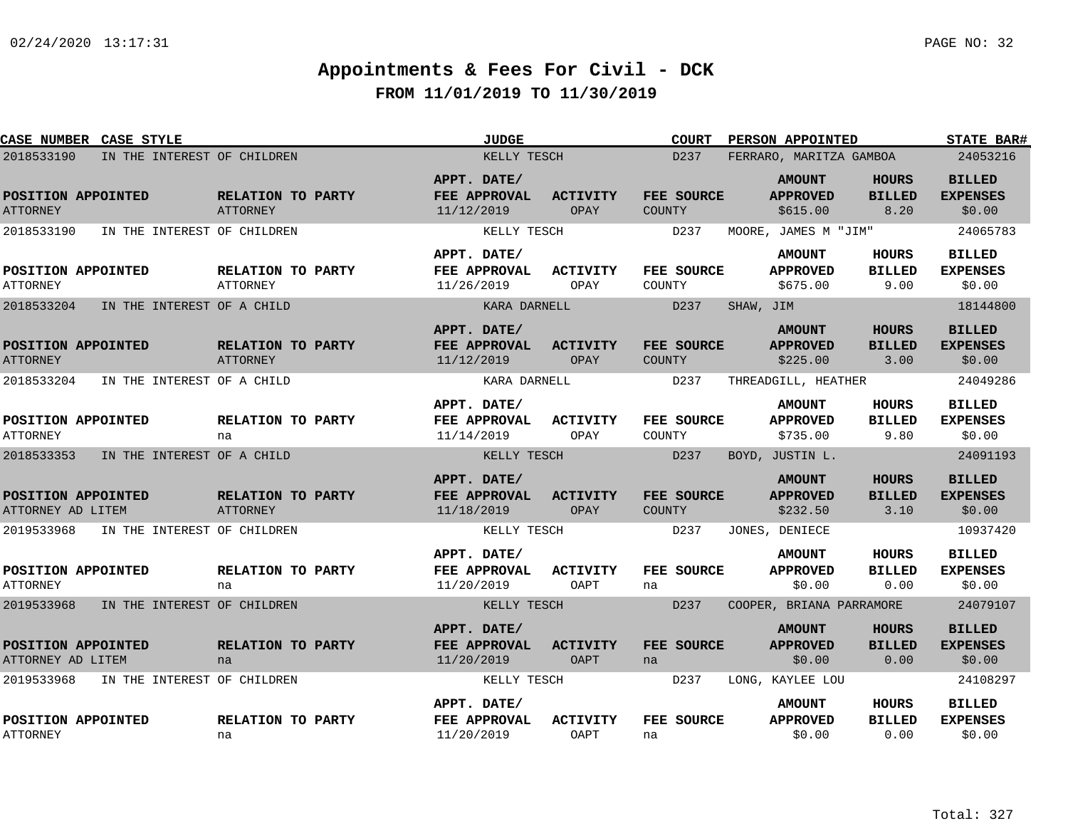# Appointments & Fees For Civil - DCK

## FROM 11/01/2019 TO 11/30/2019

| CASE NUMBER | CASE STYLE | JUDGE | COURT | PERSON APPOINTED | STATE BAR# |
|---|---|---|---|---|---|
| 2018533190 | IN THE INTEREST OF CHILDREN | KELLY TESCH | D237 | FERRARO, MARITZA GAMBOA | 24053216 |

| POSITION APPOINTED | RELATION TO PARTY | APPT. DATE/ FEE APPROVAL | ACTIVITY | FEE SOURCE | AMOUNT APPROVED | HOURS BILLED | BILLED EXPENSES |
|---|---|---|---|---|---|---|---|
| ATTORNEY | ATTORNEY | 11/12/2019 | OPAY | COUNTY | $615.00 | 8.20 | $0.00 |

| CASE NUMBER | CASE STYLE | JUDGE | COURT | PERSON APPOINTED | STATE BAR# |
|---|---|---|---|---|---|
| 2018533190 | IN THE INTEREST OF CHILDREN | KELLY TESCH | D237 | MOORE, JAMES M "JIM" | 24065783 |

| POSITION APPOINTED | RELATION TO PARTY | APPT. DATE/ FEE APPROVAL | ACTIVITY | FEE SOURCE | AMOUNT APPROVED | HOURS BILLED | BILLED EXPENSES |
|---|---|---|---|---|---|---|---|
| ATTORNEY | ATTORNEY | 11/26/2019 | OPAY | COUNTY | $675.00 | 9.00 | $0.00 |

| CASE NUMBER | CASE STYLE | JUDGE | COURT | PERSON APPOINTED | STATE BAR# |
|---|---|---|---|---|---|
| 2018533204 | IN THE INTEREST OF A CHILD | KARA DARNELL | D237 | SHAW, JIM | 18144800 |

| POSITION APPOINTED | RELATION TO PARTY | APPT. DATE/ FEE APPROVAL | ACTIVITY | FEE SOURCE | AMOUNT APPROVED | HOURS BILLED | BILLED EXPENSES |
|---|---|---|---|---|---|---|---|
| ATTORNEY | ATTORNEY | 11/12/2019 | OPAY | COUNTY | $225.00 | 3.00 | $0.00 |

| CASE NUMBER | CASE STYLE | JUDGE | COURT | PERSON APPOINTED | STATE BAR# |
|---|---|---|---|---|---|
| 2018533204 | IN THE INTEREST OF A CHILD | KARA DARNELL | D237 | THREADGILL, HEATHER | 24049286 |

| POSITION APPOINTED | RELATION TO PARTY | APPT. DATE/ FEE APPROVAL | ACTIVITY | FEE SOURCE | AMOUNT APPROVED | HOURS BILLED | BILLED EXPENSES |
|---|---|---|---|---|---|---|---|
| ATTORNEY | na | 11/14/2019 | OPAY | COUNTY | $735.00 | 9.80 | $0.00 |

| CASE NUMBER | CASE STYLE | JUDGE | COURT | PERSON APPOINTED | STATE BAR# |
|---|---|---|---|---|---|
| 2018533353 | IN THE INTEREST OF A CHILD | KELLY TESCH | D237 | BOYD, JUSTIN L. | 24091193 |

| POSITION APPOINTED | RELATION TO PARTY | APPT. DATE/ FEE APPROVAL | ACTIVITY | FEE SOURCE | AMOUNT APPROVED | HOURS BILLED | BILLED EXPENSES |
|---|---|---|---|---|---|---|---|
| ATTORNEY AD LITEM | ATTORNEY | 11/18/2019 | OPAY | COUNTY | $232.50 | 3.10 | $0.00 |

| CASE NUMBER | CASE STYLE | JUDGE | COURT | PERSON APPOINTED | STATE BAR# |
|---|---|---|---|---|---|
| 2019533968 | IN THE INTEREST OF CHILDREN | KELLY TESCH | D237 | JONES, DENIECE | 10937420 |

| POSITION APPOINTED | RELATION TO PARTY | APPT. DATE/ FEE APPROVAL | ACTIVITY | FEE SOURCE | AMOUNT APPROVED | HOURS BILLED | BILLED EXPENSES |
|---|---|---|---|---|---|---|---|
| ATTORNEY | na | 11/20/2019 | OAPT | na | $0.00 | 0.00 | $0.00 |

| CASE NUMBER | CASE STYLE | JUDGE | COURT | PERSON APPOINTED | STATE BAR# |
|---|---|---|---|---|---|
| 2019533968 | IN THE INTEREST OF CHILDREN | KELLY TESCH | D237 | COOPER, BRIANA PARRAMORE | 24079107 |

| POSITION APPOINTED | RELATION TO PARTY | APPT. DATE/ FEE APPROVAL | ACTIVITY | FEE SOURCE | AMOUNT APPROVED | HOURS BILLED | BILLED EXPENSES |
|---|---|---|---|---|---|---|---|
| ATTORNEY AD LITEM | na | 11/20/2019 | OAPT | na | $0.00 | 0.00 | $0.00 |

| CASE NUMBER | CASE STYLE | JUDGE | COURT | PERSON APPOINTED | STATE BAR# |
|---|---|---|---|---|---|
| 2019533968 | IN THE INTEREST OF CHILDREN | KELLY TESCH | D237 | LONG, KAYLEE LOU | 24108297 |

| POSITION APPOINTED | RELATION TO PARTY | APPT. DATE/ FEE APPROVAL | ACTIVITY | FEE SOURCE | AMOUNT APPROVED | HOURS BILLED | BILLED EXPENSES |
|---|---|---|---|---|---|---|---|
| ATTORNEY | na | 11/20/2019 | OAPT | na | $0.00 | 0.00 | $0.00 |

Total: 327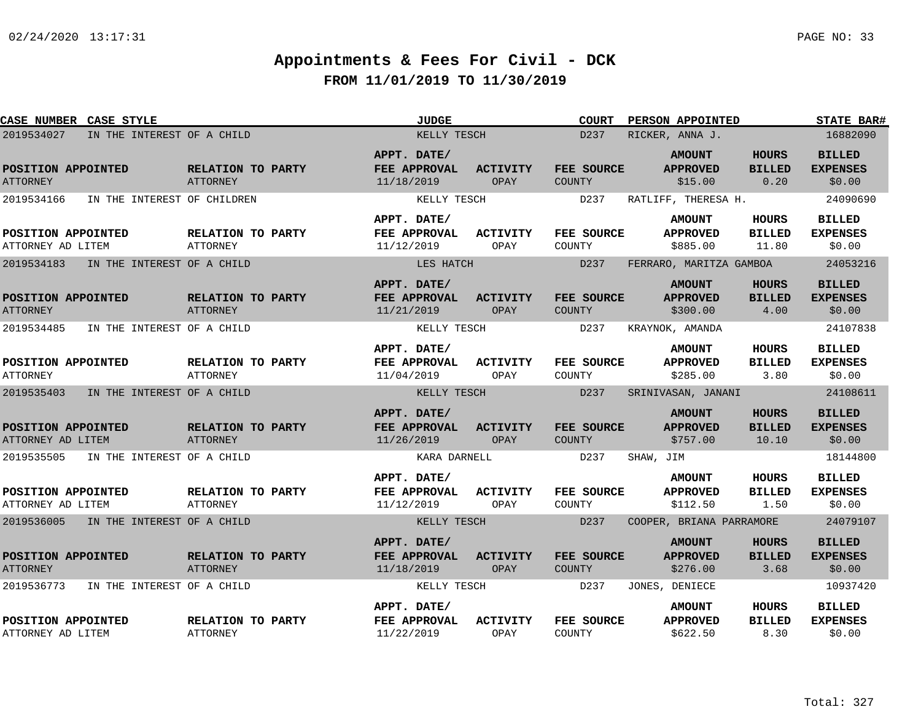# Appointments & Fees For Civil - DCK

## FROM 11/01/2019 TO 11/30/2019

| CASE NUMBER | CASE STYLE | JUDGE | COURT | PERSON APPOINTED | STATE BAR# |
|---|---|---|---|---|---|
| 2019534027 | IN THE INTEREST OF A CHILD | KELLY TESCH | D237 | RICKER, ANNA J. | 16882090 |

| POSITION APPOINTED | RELATION TO PARTY | APPT. DATE/ FEE APPROVAL | ACTIVITY | FEE SOURCE | AMOUNT APPROVED | HOURS BILLED | BILLED EXPENSES |
|---|---|---|---|---|---|---|---|
| ATTORNEY | ATTORNEY | 11/18/2019 | OPAY | COUNTY | $15.00 | 0.20 | $0.00 |

| CASE NUMBER | CASE STYLE | JUDGE | COURT | PERSON APPOINTED | STATE BAR# |
|---|---|---|---|---|---|
| 2019534166 | IN THE INTEREST OF CHILDREN | KELLY TESCH | D237 | RATLIFF, THERESA H. | 24090690 |

| POSITION APPOINTED | RELATION TO PARTY | APPT. DATE/ FEE APPROVAL | ACTIVITY | FEE SOURCE | AMOUNT APPROVED | HOURS BILLED | BILLED EXPENSES |
|---|---|---|---|---|---|---|---|
| ATTORNEY AD LITEM | ATTORNEY | 11/12/2019 | OPAY | COUNTY | $885.00 | 11.80 | $0.00 |

| CASE NUMBER | CASE STYLE | JUDGE | COURT | PERSON APPOINTED | STATE BAR# |
|---|---|---|---|---|---|
| 2019534183 | IN THE INTEREST OF A CHILD | LES HATCH | D237 | FERRARO, MARITZA GAMBOA | 24053216 |

| POSITION APPOINTED | RELATION TO PARTY | APPT. DATE/ FEE APPROVAL | ACTIVITY | FEE SOURCE | AMOUNT APPROVED | HOURS BILLED | BILLED EXPENSES |
|---|---|---|---|---|---|---|---|
| ATTORNEY | ATTORNEY | 11/21/2019 | OPAY | COUNTY | $300.00 | 4.00 | $0.00 |

| CASE NUMBER | CASE STYLE | JUDGE | COURT | PERSON APPOINTED | STATE BAR# |
|---|---|---|---|---|---|
| 2019534485 | IN THE INTEREST OF A CHILD | KELLY TESCH | D237 | KRAYNOK, AMANDA | 24107838 |

| POSITION APPOINTED | RELATION TO PARTY | APPT. DATE/ FEE APPROVAL | ACTIVITY | FEE SOURCE | AMOUNT APPROVED | HOURS BILLED | BILLED EXPENSES |
|---|---|---|---|---|---|---|---|
| ATTORNEY | ATTORNEY | 11/04/2019 | OPAY | COUNTY | $285.00 | 3.80 | $0.00 |

| CASE NUMBER | CASE STYLE | JUDGE | COURT | PERSON APPOINTED | STATE BAR# |
|---|---|---|---|---|---|
| 2019535403 | IN THE INTEREST OF A CHILD | KELLY TESCH | D237 | SRINIVASAN, JANANI | 24108611 |

| POSITION APPOINTED | RELATION TO PARTY | APPT. DATE/ FEE APPROVAL | ACTIVITY | FEE SOURCE | AMOUNT APPROVED | HOURS BILLED | BILLED EXPENSES |
|---|---|---|---|---|---|---|---|
| ATTORNEY AD LITEM | ATTORNEY | 11/26/2019 | OPAY | COUNTY | $757.00 | 10.10 | $0.00 |

| CASE NUMBER | CASE STYLE | JUDGE | COURT | PERSON APPOINTED | STATE BAR# |
|---|---|---|---|---|---|
| 2019535505 | IN THE INTEREST OF A CHILD | KARA DARNELL | D237 | SHAW, JIM | 18144800 |

| POSITION APPOINTED | RELATION TO PARTY | APPT. DATE/ FEE APPROVAL | ACTIVITY | FEE SOURCE | AMOUNT APPROVED | HOURS BILLED | BILLED EXPENSES |
|---|---|---|---|---|---|---|---|
| ATTORNEY AD LITEM | ATTORNEY | 11/12/2019 | OPAY | COUNTY | $112.50 | 1.50 | $0.00 |

| CASE NUMBER | CASE STYLE | JUDGE | COURT | PERSON APPOINTED | STATE BAR# |
|---|---|---|---|---|---|
| 2019536005 | IN THE INTEREST OF A CHILD | KELLY TESCH | D237 | COOPER, BRIANA PARRAMORE | 24079107 |

| POSITION APPOINTED | RELATION TO PARTY | APPT. DATE/ FEE APPROVAL | ACTIVITY | FEE SOURCE | AMOUNT APPROVED | HOURS BILLED | BILLED EXPENSES |
|---|---|---|---|---|---|---|---|
| ATTORNEY | ATTORNEY | 11/18/2019 | OPAY | COUNTY | $276.00 | 3.68 | $0.00 |

| CASE NUMBER | CASE STYLE | JUDGE | COURT | PERSON APPOINTED | STATE BAR# |
|---|---|---|---|---|---|
| 2019536773 | IN THE INTEREST OF A CHILD | KELLY TESCH | D237 | JONES, DENIECE | 10937420 |

| POSITION APPOINTED | RELATION TO PARTY | APPT. DATE/ FEE APPROVAL | ACTIVITY | FEE SOURCE | AMOUNT APPROVED | HOURS BILLED | BILLED EXPENSES |
|---|---|---|---|---|---|---|---|
| ATTORNEY AD LITEM | ATTORNEY | 11/22/2019 | OPAY | COUNTY | $622.50 | 8.30 | $0.00 |

Total: 327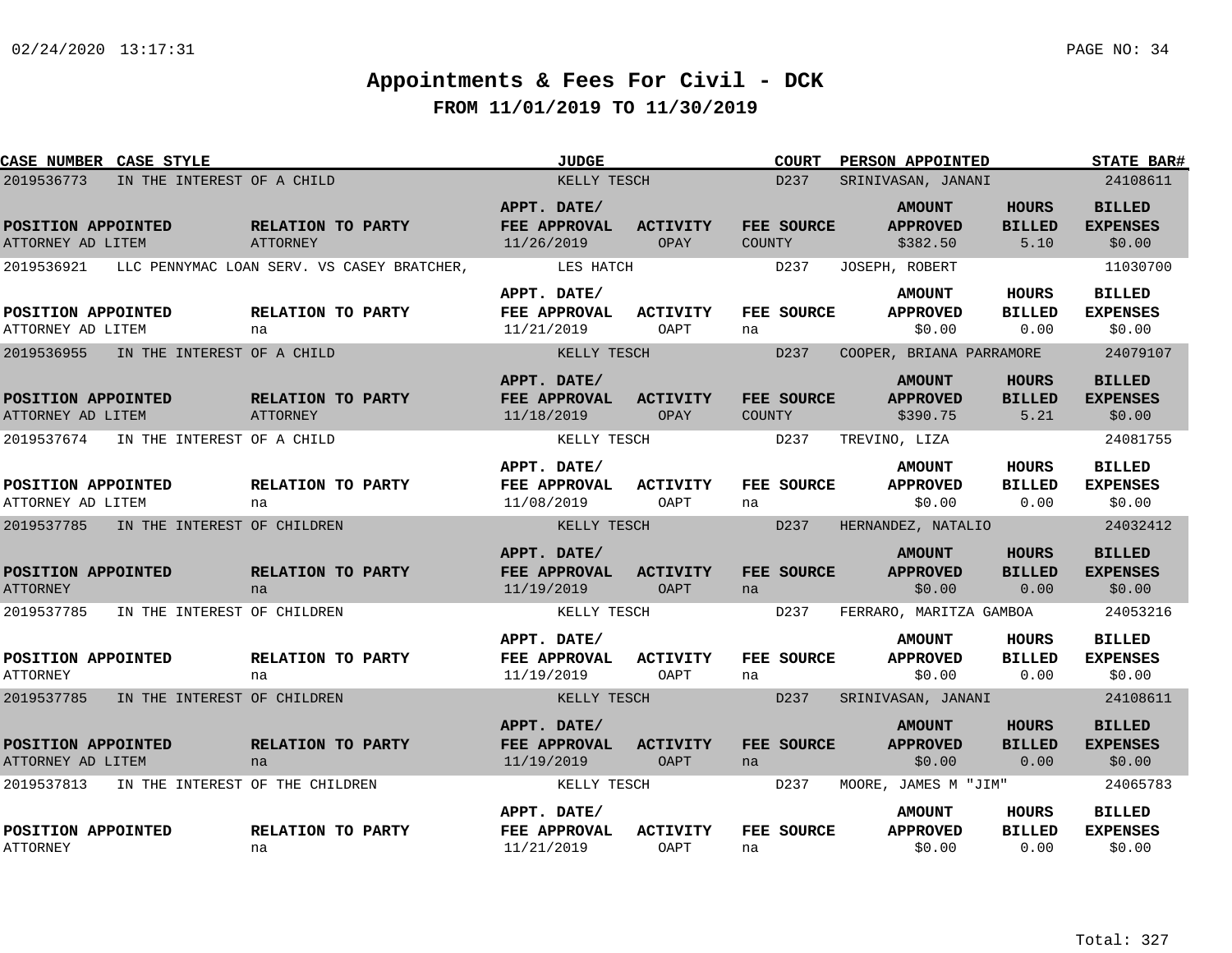# Appointments & Fees For Civil - DCK

## FROM 11/01/2019 TO 11/30/2019

| CASE NUMBER | CASE STYLE | JUDGE | COURT | PERSON APPOINTED | STATE BAR# |
|---|---|---|---|---|---|
| 2019536773 | IN THE INTEREST OF A CHILD | KELLY TESCH | D237 | SRINIVASAN, JANANI | 24108611 |

| POSITION APPOINTED | RELATION TO PARTY | APPT. DATE/ FEE APPROVAL | ACTIVITY | FEE SOURCE | AMOUNT APPROVED | HOURS BILLED | BILLED EXPENSES |
|---|---|---|---|---|---|---|---|
| ATTORNEY AD LITEM | ATTORNEY | 11/26/2019 | OPAY | COUNTY | $382.50 | 5.10 | $0.00 |

| CASE NUMBER | CASE STYLE | JUDGE | COURT | PERSON APPOINTED | STATE BAR# |
|---|---|---|---|---|---|
| 2019536921 | LLC PENNYMAC LOAN SERV. VS CASEY BRATCHER, | LES HATCH | D237 | JOSEPH, ROBERT | 11030700 |

| POSITION APPOINTED | RELATION TO PARTY | APPT. DATE/ FEE APPROVAL | ACTIVITY | FEE SOURCE | AMOUNT APPROVED | HOURS BILLED | BILLED EXPENSES |
|---|---|---|---|---|---|---|---|
| ATTORNEY AD LITEM | na | 11/21/2019 | OAPT | na | $0.00 | 0.00 | $0.00 |

| CASE NUMBER | CASE STYLE | JUDGE | COURT | PERSON APPOINTED | STATE BAR# |
|---|---|---|---|---|---|
| 2019536955 | IN THE INTEREST OF A CHILD | KELLY TESCH | D237 | COOPER, BRIANA PARRAMORE | 24079107 |

| POSITION APPOINTED | RELATION TO PARTY | APPT. DATE/ FEE APPROVAL | ACTIVITY | FEE SOURCE | AMOUNT APPROVED | HOURS BILLED | BILLED EXPENSES |
|---|---|---|---|---|---|---|---|
| ATTORNEY AD LITEM | ATTORNEY | 11/18/2019 | OPAY | COUNTY | $390.75 | 5.21 | $0.00 |

| CASE NUMBER | CASE STYLE | JUDGE | COURT | PERSON APPOINTED | STATE BAR# |
|---|---|---|---|---|---|
| 2019537674 | IN THE INTEREST OF A CHILD | KELLY TESCH | D237 | TREVINO, LIZA | 24081755 |

| POSITION APPOINTED | RELATION TO PARTY | APPT. DATE/ FEE APPROVAL | ACTIVITY | FEE SOURCE | AMOUNT APPROVED | HOURS BILLED | BILLED EXPENSES |
|---|---|---|---|---|---|---|---|
| ATTORNEY AD LITEM | na | 11/08/2019 | OAPT | na | $0.00 | 0.00 | $0.00 |

| CASE NUMBER | CASE STYLE | JUDGE | COURT | PERSON APPOINTED | STATE BAR# |
|---|---|---|---|---|---|
| 2019537785 | IN THE INTEREST OF CHILDREN | KELLY TESCH | D237 | HERNANDEZ, NATALIO | 24032412 |

| POSITION APPOINTED | RELATION TO PARTY | APPT. DATE/ FEE APPROVAL | ACTIVITY | FEE SOURCE | AMOUNT APPROVED | HOURS BILLED | BILLED EXPENSES |
|---|---|---|---|---|---|---|---|
| ATTORNEY | na | 11/19/2019 | OAPT | na | $0.00 | 0.00 | $0.00 |

| CASE NUMBER | CASE STYLE | JUDGE | COURT | PERSON APPOINTED | STATE BAR# |
|---|---|---|---|---|---|
| 2019537785 | IN THE INTEREST OF CHILDREN | KELLY TESCH | D237 | FERRARO, MARITZA GAMBOA | 24053216 |

| POSITION APPOINTED | RELATION TO PARTY | APPT. DATE/ FEE APPROVAL | ACTIVITY | FEE SOURCE | AMOUNT APPROVED | HOURS BILLED | BILLED EXPENSES |
|---|---|---|---|---|---|---|---|
| ATTORNEY | na | 11/19/2019 | OAPT | na | $0.00 | 0.00 | $0.00 |

| CASE NUMBER | CASE STYLE | JUDGE | COURT | PERSON APPOINTED | STATE BAR# |
|---|---|---|---|---|---|
| 2019537785 | IN THE INTEREST OF CHILDREN | KELLY TESCH | D237 | SRINIVASAN, JANANI | 24108611 |

| POSITION APPOINTED | RELATION TO PARTY | APPT. DATE/ FEE APPROVAL | ACTIVITY | FEE SOURCE | AMOUNT APPROVED | HOURS BILLED | BILLED EXPENSES |
|---|---|---|---|---|---|---|---|
| ATTORNEY AD LITEM | na | 11/19/2019 | OAPT | na | $0.00 | 0.00 | $0.00 |

| CASE NUMBER | CASE STYLE | JUDGE | COURT | PERSON APPOINTED | STATE BAR# |
|---|---|---|---|---|---|
| 2019537813 | IN THE INTEREST OF THE CHILDREN | KELLY TESCH | D237 | MOORE, JAMES M "JIM" | 24065783 |

| POSITION APPOINTED | RELATION TO PARTY | APPT. DATE/ FEE APPROVAL | ACTIVITY | FEE SOURCE | AMOUNT APPROVED | HOURS BILLED | BILLED EXPENSES |
|---|---|---|---|---|---|---|---|
| ATTORNEY | na | 11/21/2019 | OAPT | na | $0.00 | 0.00 | $0.00 |

Total: 327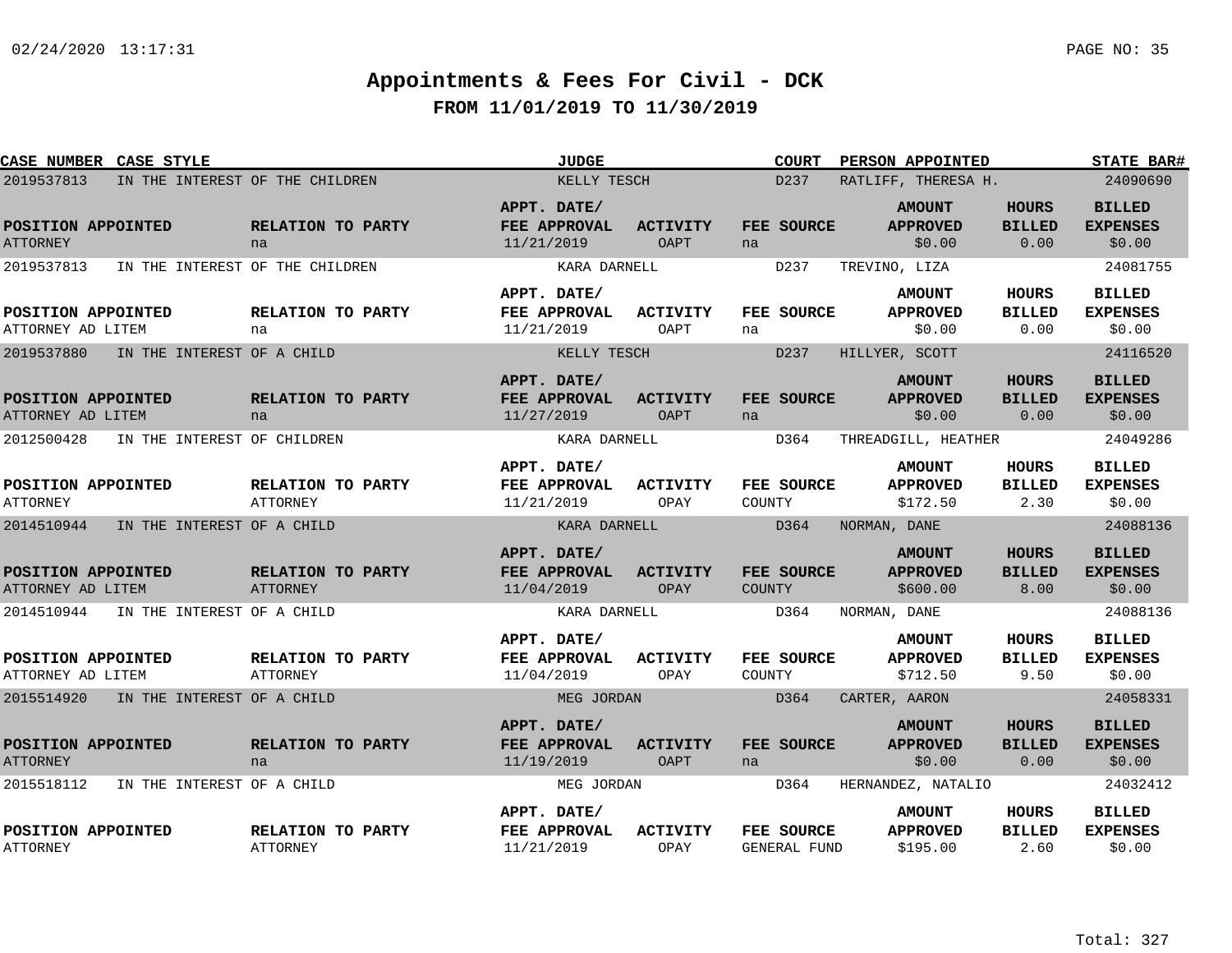# Appointments & Fees For Civil - DCK

## FROM 11/01/2019 TO 11/30/2019

| CASE NUMBER | CASE STYLE | JUDGE | COURT | PERSON APPOINTED | STATE BAR# |
|---|---|---|---|---|---|
| 2019537813 | IN THE INTEREST OF THE CHILDREN | KELLY TESCH | D237 | RATLIFF, THERESA H. | 24090690 |

| POSITION APPOINTED | RELATION TO PARTY | APPT. DATE/ FEE APPROVAL | ACTIVITY | FEE SOURCE | AMOUNT APPROVED | HOURS BILLED | BILLED EXPENSES |
|---|---|---|---|---|---|---|---|
| ATTORNEY | na | 11/21/2019 | OAPT | na | $0.00 | 0.00 | $0.00 |

| CASE NUMBER | CASE STYLE | JUDGE | COURT | PERSON APPOINTED | STATE BAR# |
|---|---|---|---|---|---|
| 2019537813 | IN THE INTEREST OF THE CHILDREN | KARA DARNELL | D237 | TREVINO, LIZA | 24081755 |

| POSITION APPOINTED | RELATION TO PARTY | APPT. DATE/ FEE APPROVAL | ACTIVITY | FEE SOURCE | AMOUNT APPROVED | HOURS BILLED | BILLED EXPENSES |
|---|---|---|---|---|---|---|---|
| ATTORNEY AD LITEM | na | 11/21/2019 | OAPT | na | $0.00 | 0.00 | $0.00 |

| CASE NUMBER | CASE STYLE | JUDGE | COURT | PERSON APPOINTED | STATE BAR# |
|---|---|---|---|---|---|
| 2019537880 | IN THE INTEREST OF A CHILD | KELLY TESCH | D237 | HILLYER, SCOTT | 24116520 |

| POSITION APPOINTED | RELATION TO PARTY | APPT. DATE/ FEE APPROVAL | ACTIVITY | FEE SOURCE | AMOUNT APPROVED | HOURS BILLED | BILLED EXPENSES |
|---|---|---|---|---|---|---|---|
| ATTORNEY AD LITEM | na | 11/27/2019 | OAPT | na | $0.00 | 0.00 | $0.00 |

| CASE NUMBER | CASE STYLE | JUDGE | COURT | PERSON APPOINTED | STATE BAR# |
|---|---|---|---|---|---|
| 2012500428 | IN THE INTEREST OF CHILDREN | KARA DARNELL | D364 | THREADGILL, HEATHER | 24049286 |

| POSITION APPOINTED | RELATION TO PARTY | APPT. DATE/ FEE APPROVAL | ACTIVITY | FEE SOURCE | AMOUNT APPROVED | HOURS BILLED | BILLED EXPENSES |
|---|---|---|---|---|---|---|---|
| ATTORNEY | ATTORNEY | 11/21/2019 | OPAY | COUNTY | $172.50 | 2.30 | $0.00 |

| CASE NUMBER | CASE STYLE | JUDGE | COURT | PERSON APPOINTED | STATE BAR# |
|---|---|---|---|---|---|
| 2014510944 | IN THE INTEREST OF A CHILD | KARA DARNELL | D364 | NORMAN, DANE | 24088136 |

| POSITION APPOINTED | RELATION TO PARTY | APPT. DATE/ FEE APPROVAL | ACTIVITY | FEE SOURCE | AMOUNT APPROVED | HOURS BILLED | BILLED EXPENSES |
|---|---|---|---|---|---|---|---|
| ATTORNEY AD LITEM | ATTORNEY | 11/04/2019 | OPAY | COUNTY | $600.00 | 8.00 | $0.00 |

| CASE NUMBER | CASE STYLE | JUDGE | COURT | PERSON APPOINTED | STATE BAR# |
|---|---|---|---|---|---|
| 2014510944 | IN THE INTEREST OF A CHILD | KARA DARNELL | D364 | NORMAN, DANE | 24088136 |

| POSITION APPOINTED | RELATION TO PARTY | APPT. DATE/ FEE APPROVAL | ACTIVITY | FEE SOURCE | AMOUNT APPROVED | HOURS BILLED | BILLED EXPENSES |
|---|---|---|---|---|---|---|---|
| ATTORNEY AD LITEM | ATTORNEY | 11/04/2019 | OPAY | COUNTY | $712.50 | 9.50 | $0.00 |

| CASE NUMBER | CASE STYLE | JUDGE | COURT | PERSON APPOINTED | STATE BAR# |
|---|---|---|---|---|---|
| 2015514920 | IN THE INTEREST OF A CHILD | MEG JORDAN | D364 | CARTER, AARON | 24058331 |

| POSITION APPOINTED | RELATION TO PARTY | APPT. DATE/ FEE APPROVAL | ACTIVITY | FEE SOURCE | AMOUNT APPROVED | HOURS BILLED | BILLED EXPENSES |
|---|---|---|---|---|---|---|---|
| ATTORNEY | na | 11/19/2019 | OAPT | na | $0.00 | 0.00 | $0.00 |

| CASE NUMBER | CASE STYLE | JUDGE | COURT | PERSON APPOINTED | STATE BAR# |
|---|---|---|---|---|---|
| 2015518112 | IN THE INTEREST OF A CHILD | MEG JORDAN | D364 | HERNANDEZ, NATALIO | 24032412 |

| POSITION APPOINTED | RELATION TO PARTY | APPT. DATE/ FEE APPROVAL | ACTIVITY | FEE SOURCE | AMOUNT APPROVED | HOURS BILLED | BILLED EXPENSES |
|---|---|---|---|---|---|---|---|
| ATTORNEY | ATTORNEY | 11/21/2019 | OPAY | GENERAL FUND | $195.00 | 2.60 | $0.00 |

Total: 327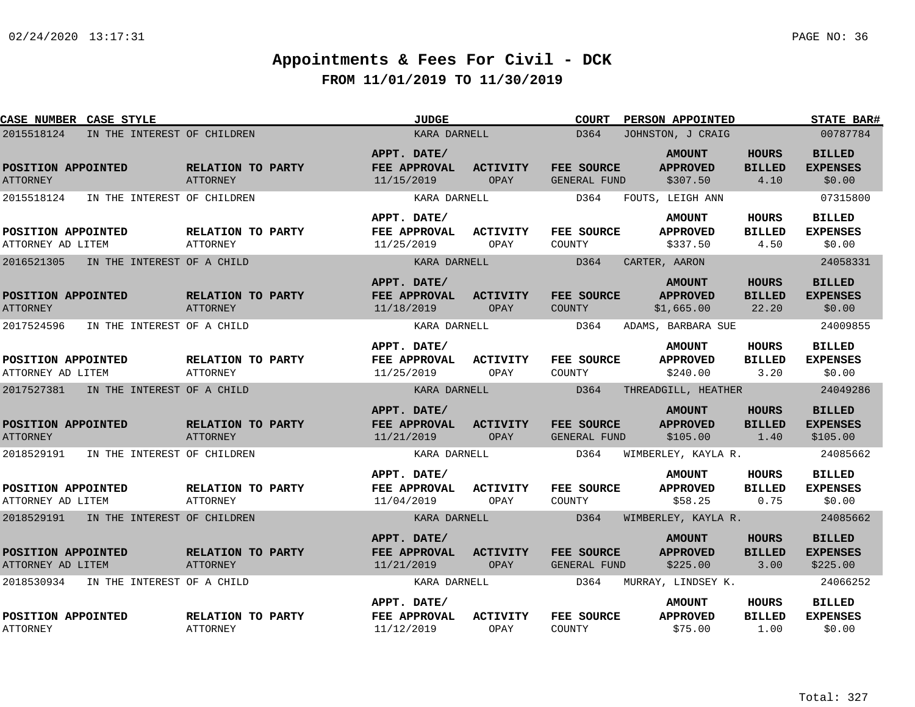# Appointments & Fees For Civil - DCK

## FROM 11/01/2019 TO 11/30/2019

| CASE NUMBER | CASE STYLE | JUDGE | COURT | PERSON APPOINTED | STATE BAR# |
|---|---|---|---|---|---|
| POSITION APPOINTED | RELATION TO PARTY | APPT. DATE/ FEE APPROVAL | ACTIVITY | FEE SOURCE | AMOUNT APPROVED | HOURS BILLED | BILLED EXPENSES |

| CASE NUMBER | CASE STYLE | JUDGE | COURT | PERSON APPOINTED | STATE BAR# | POSITION APPOINTED | RELATION TO PARTY | APPT. DATE/ FEE APPROVAL | ACTIVITY | FEE SOURCE | AMOUNT APPROVED | HOURS BILLED | BILLED EXPENSES |
|---|---|---|---|---|---|---|---|---|---|---|---|---|---|
| 2015518124 | IN THE INTEREST OF CHILDREN | KARA DARNELL | D364 | JOHNSTON, J CRAIG | 00787784 | ATTORNEY | ATTORNEY | 11/15/2019 | OPAY | GENERAL FUND | $307.50 | 4.10 | $0.00 |
| 2015518124 | IN THE INTEREST OF CHILDREN | KARA DARNELL | D364 | FOUTS, LEIGH ANN | 07315800 | ATTORNEY AD LITEM | ATTORNEY | 11/25/2019 | OPAY | COUNTY | $337.50 | 4.50 | $0.00 |
| 2016521305 | IN THE INTEREST OF A CHILD | KARA DARNELL | D364 | CARTER, AARON | 24058331 | ATTORNEY | ATTORNEY | 11/18/2019 | OPAY | COUNTY | $1,665.00 | 22.20 | $0.00 |
| 2017524596 | IN THE INTEREST OF A CHILD | KARA DARNELL | D364 | ADAMS, BARBARA SUE | 24009855 | ATTORNEY AD LITEM | ATTORNEY | 11/25/2019 | OPAY | COUNTY | $240.00 | 3.20 | $0.00 |
| 2017527381 | IN THE INTEREST OF A CHILD | KARA DARNELL | D364 | THREADGILL, HEATHER | 24049286 | ATTORNEY | ATTORNEY | 11/21/2019 | OPAY | GENERAL FUND | $105.00 | 1.40 | $105.00 |
| 2018529191 | IN THE INTEREST OF CHILDREN | KARA DARNELL | D364 | WIMBERLEY, KAYLA R. | 24085662 | ATTORNEY AD LITEM | ATTORNEY | 11/04/2019 | OPAY | COUNTY | $58.25 | 0.75 | $0.00 |
| 2018529191 | IN THE INTEREST OF CHILDREN | KARA DARNELL | D364 | WIMBERLEY, KAYLA R. | 24085662 | ATTORNEY AD LITEM | ATTORNEY | 11/21/2019 | OPAY | GENERAL FUND | $225.00 | 3.00 | $225.00 |
| 2018530934 | IN THE INTEREST OF A CHILD | KARA DARNELL | D364 | MURRAY, LINDSEY K. | 24066252 | ATTORNEY | ATTORNEY | 11/12/2019 | OPAY | COUNTY | $75.00 | 1.00 | $0.00 |

Total: 327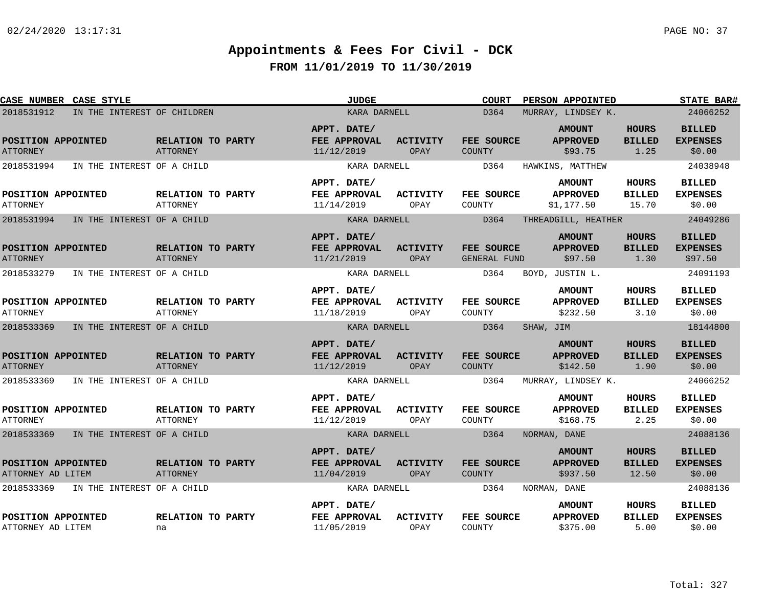# Appointments & Fees For Civil - DCK

## FROM 11/01/2019 TO 11/30/2019

| CASE NUMBER | CASE STYLE | JUDGE | COURT | PERSON APPOINTED | STATE BAR# |
|---|---|---|---|---|---|
| 2018531912 | IN THE INTEREST OF CHILDREN | KARA DARNELL | D364 | MURRAY, LINDSEY K. | 24066252 |

| POSITION APPOINTED | RELATION TO PARTY | APPT. DATE/ FEE APPROVAL | ACTIVITY | FEE SOURCE | AMOUNT APPROVED | HOURS BILLED | BILLED EXPENSES |
|---|---|---|---|---|---|---|---|
| ATTORNEY | ATTORNEY | 11/12/2019 | OPAY | COUNTY | $93.75 | 1.25 | $0.00 |

| CASE NUMBER | CASE STYLE | JUDGE | COURT | PERSON APPOINTED | STATE BAR# |
|---|---|---|---|---|---|
| 2018531994 | IN THE INTEREST OF A CHILD | KARA DARNELL | D364 | HAWKINS, MATTHEW | 24038948 |

| POSITION APPOINTED | RELATION TO PARTY | APPT. DATE/ FEE APPROVAL | ACTIVITY | FEE SOURCE | AMOUNT APPROVED | HOURS BILLED | BILLED EXPENSES |
|---|---|---|---|---|---|---|---|
| ATTORNEY | ATTORNEY | 11/14/2019 | OPAY | COUNTY | $1,177.50 | 15.70 | $0.00 |

| CASE NUMBER | CASE STYLE | JUDGE | COURT | PERSON APPOINTED | STATE BAR# |
|---|---|---|---|---|---|
| 2018531994 | IN THE INTEREST OF A CHILD | KARA DARNELL | D364 | THREADGILL, HEATHER | 24049286 |

| POSITION APPOINTED | RELATION TO PARTY | APPT. DATE/ FEE APPROVAL | ACTIVITY | FEE SOURCE | AMOUNT APPROVED | HOURS BILLED | BILLED EXPENSES |
|---|---|---|---|---|---|---|---|
| ATTORNEY | ATTORNEY | 11/21/2019 | OPAY | GENERAL FUND | $97.50 | 1.30 | $97.50 |

| CASE NUMBER | CASE STYLE | JUDGE | COURT | PERSON APPOINTED | STATE BAR# |
|---|---|---|---|---|---|
| 2018533279 | IN THE INTEREST OF A CHILD | KARA DARNELL | D364 | BOYD, JUSTIN L. | 24091193 |

| POSITION APPOINTED | RELATION TO PARTY | APPT. DATE/ FEE APPROVAL | ACTIVITY | FEE SOURCE | AMOUNT APPROVED | HOURS BILLED | BILLED EXPENSES |
|---|---|---|---|---|---|---|---|
| ATTORNEY | ATTORNEY | 11/18/2019 | OPAY | COUNTY | $232.50 | 3.10 | $0.00 |

| CASE NUMBER | CASE STYLE | JUDGE | COURT | PERSON APPOINTED | STATE BAR# |
|---|---|---|---|---|---|
| 2018533369 | IN THE INTEREST OF A CHILD | KARA DARNELL | D364 | SHAW, JIM | 18144800 |

| POSITION APPOINTED | RELATION TO PARTY | APPT. DATE/ FEE APPROVAL | ACTIVITY | FEE SOURCE | AMOUNT APPROVED | HOURS BILLED | BILLED EXPENSES |
|---|---|---|---|---|---|---|---|
| ATTORNEY | ATTORNEY | 11/12/2019 | OPAY | COUNTY | $142.50 | 1.90 | $0.00 |

| CASE NUMBER | CASE STYLE | JUDGE | COURT | PERSON APPOINTED | STATE BAR# |
|---|---|---|---|---|---|
| 2018533369 | IN THE INTEREST OF A CHILD | KARA DARNELL | D364 | MURRAY, LINDSEY K. | 24066252 |

| POSITION APPOINTED | RELATION TO PARTY | APPT. DATE/ FEE APPROVAL | ACTIVITY | FEE SOURCE | AMOUNT APPROVED | HOURS BILLED | BILLED EXPENSES |
|---|---|---|---|---|---|---|---|
| ATTORNEY | ATTORNEY | 11/12/2019 | OPAY | COUNTY | $168.75 | 2.25 | $0.00 |

| CASE NUMBER | CASE STYLE | JUDGE | COURT | PERSON APPOINTED | STATE BAR# |
|---|---|---|---|---|---|
| 2018533369 | IN THE INTEREST OF A CHILD | KARA DARNELL | D364 | NORMAN, DANE | 24088136 |

| POSITION APPOINTED | RELATION TO PARTY | APPT. DATE/ FEE APPROVAL | ACTIVITY | FEE SOURCE | AMOUNT APPROVED | HOURS BILLED | BILLED EXPENSES |
|---|---|---|---|---|---|---|---|
| ATTORNEY AD LITEM | ATTORNEY | 11/04/2019 | OPAY | COUNTY | $937.50 | 12.50 | $0.00 |

| CASE NUMBER | CASE STYLE | JUDGE | COURT | PERSON APPOINTED | STATE BAR# |
|---|---|---|---|---|---|
| 2018533369 | IN THE INTEREST OF A CHILD | KARA DARNELL | D364 | NORMAN, DANE | 24088136 |

| POSITION APPOINTED | RELATION TO PARTY | APPT. DATE/ FEE APPROVAL | ACTIVITY | FEE SOURCE | AMOUNT APPROVED | HOURS BILLED | BILLED EXPENSES |
|---|---|---|---|---|---|---|---|
| ATTORNEY AD LITEM | na | 11/05/2019 | OPAY | COUNTY | $375.00 | 5.00 | $0.00 |

Total: 327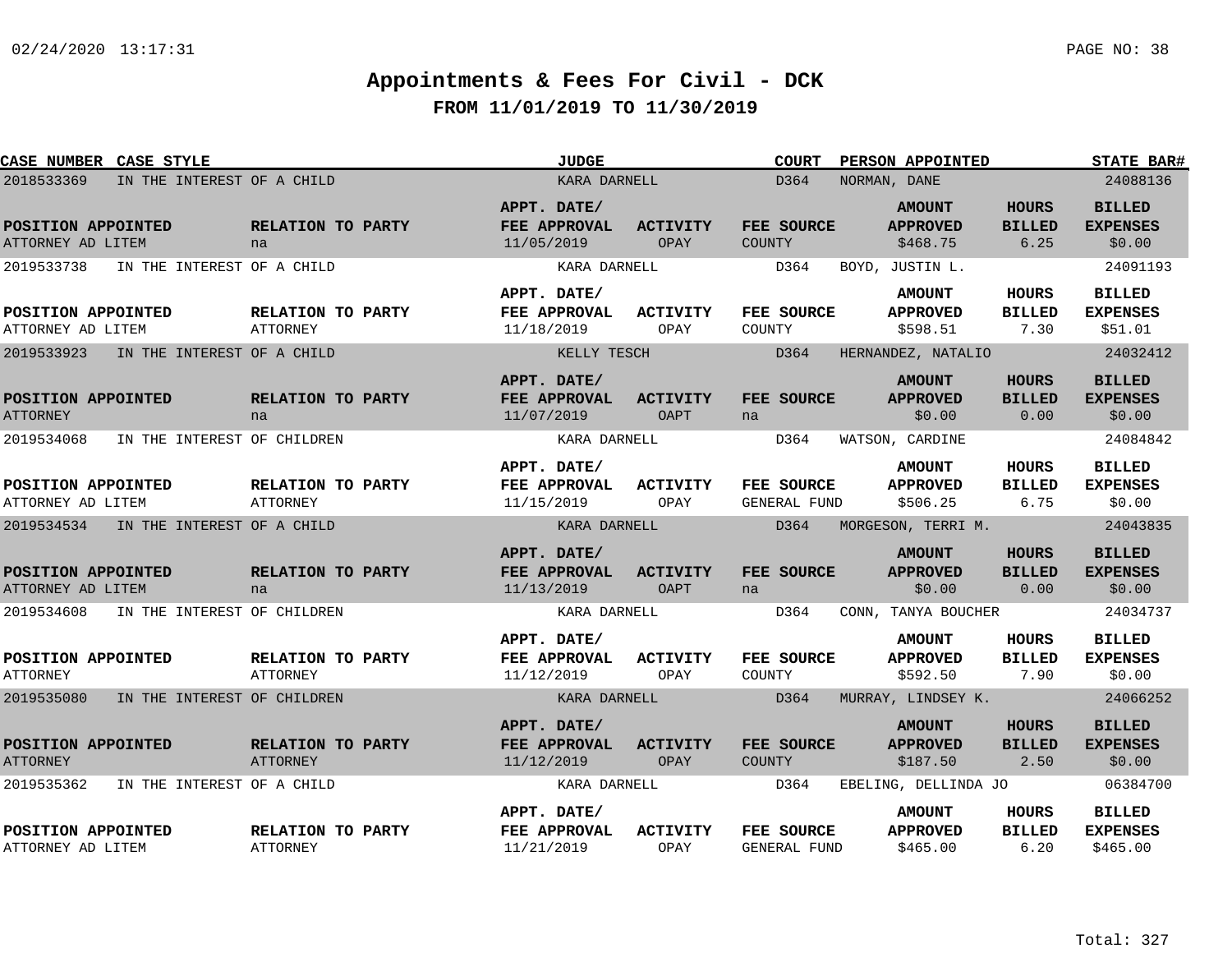# Appointments & Fees For Civil - DCK

## FROM 11/01/2019 TO 11/30/2019

| CASE NUMBER | CASE STYLE | JUDGE | COURT | PERSON APPOINTED | STATE BAR# |
|---|---|---|---|---|---|
| 2018533369 | IN THE INTEREST OF A CHILD | KARA DARNELL | D364 | NORMAN, DANE | 24088136 |

| POSITION APPOINTED | RELATION TO PARTY | APPT. DATE/ FEE APPROVAL | ACTIVITY | FEE SOURCE | AMOUNT APPROVED | HOURS BILLED | BILLED EXPENSES |
|---|---|---|---|---|---|---|---|
| ATTORNEY AD LITEM | na | 11/05/2019 | OPAY | COUNTY | $468.75 | 6.25 | $0.00 |

| CASE NUMBER | CASE STYLE | JUDGE | COURT | PERSON APPOINTED | STATE BAR# |
|---|---|---|---|---|---|
| 2019533738 | IN THE INTEREST OF A CHILD | KARA DARNELL | D364 | BOYD, JUSTIN L. | 24091193 |

| POSITION APPOINTED | RELATION TO PARTY | APPT. DATE/ FEE APPROVAL | ACTIVITY | FEE SOURCE | AMOUNT APPROVED | HOURS BILLED | BILLED EXPENSES |
|---|---|---|---|---|---|---|---|
| ATTORNEY AD LITEM | ATTORNEY | 11/18/2019 | OPAY | COUNTY | $598.51 | 7.30 | $51.01 |

| CASE NUMBER | CASE STYLE | JUDGE | COURT | PERSON APPOINTED | STATE BAR# |
|---|---|---|---|---|---|
| 2019533923 | IN THE INTEREST OF A CHILD | KELLY TESCH | D364 | HERNANDEZ, NATALIO | 24032412 |

| POSITION APPOINTED | RELATION TO PARTY | APPT. DATE/ FEE APPROVAL | ACTIVITY | FEE SOURCE | AMOUNT APPROVED | HOURS BILLED | BILLED EXPENSES |
|---|---|---|---|---|---|---|---|
| ATTORNEY | na | 11/07/2019 | OAPT | na | $0.00 | 0.00 | $0.00 |

| CASE NUMBER | CASE STYLE | JUDGE | COURT | PERSON APPOINTED | STATE BAR# |
|---|---|---|---|---|---|
| 2019534068 | IN THE INTEREST OF CHILDREN | KARA DARNELL | D364 | WATSON, CARDINE | 24084842 |

| POSITION APPOINTED | RELATION TO PARTY | APPT. DATE/ FEE APPROVAL | ACTIVITY | FEE SOURCE | AMOUNT APPROVED | HOURS BILLED | BILLED EXPENSES |
|---|---|---|---|---|---|---|---|
| ATTORNEY AD LITEM | ATTORNEY | 11/15/2019 | OPAY | GENERAL FUND | $506.25 | 6.75 | $0.00 |

| CASE NUMBER | CASE STYLE | JUDGE | COURT | PERSON APPOINTED | STATE BAR# |
|---|---|---|---|---|---|
| 2019534534 | IN THE INTEREST OF A CHILD | KARA DARNELL | D364 | MORGESON, TERRI M. | 24043835 |

| POSITION APPOINTED | RELATION TO PARTY | APPT. DATE/ FEE APPROVAL | ACTIVITY | FEE SOURCE | AMOUNT APPROVED | HOURS BILLED | BILLED EXPENSES |
|---|---|---|---|---|---|---|---|
| ATTORNEY AD LITEM | na | 11/13/2019 | OAPT | na | $0.00 | 0.00 | $0.00 |

| CASE NUMBER | CASE STYLE | JUDGE | COURT | PERSON APPOINTED | STATE BAR# |
|---|---|---|---|---|---|
| 2019534608 | IN THE INTEREST OF CHILDREN | KARA DARNELL | D364 | CONN, TANYA BOUCHER | 24034737 |

| POSITION APPOINTED | RELATION TO PARTY | APPT. DATE/ FEE APPROVAL | ACTIVITY | FEE SOURCE | AMOUNT APPROVED | HOURS BILLED | BILLED EXPENSES |
|---|---|---|---|---|---|---|---|
| ATTORNEY | ATTORNEY | 11/12/2019 | OPAY | COUNTY | $592.50 | 7.90 | $0.00 |

| CASE NUMBER | CASE STYLE | JUDGE | COURT | PERSON APPOINTED | STATE BAR# |
|---|---|---|---|---|---|
| 2019535080 | IN THE INTEREST OF CHILDREN | KARA DARNELL | D364 | MURRAY, LINDSEY K. | 24066252 |

| POSITION APPOINTED | RELATION TO PARTY | APPT. DATE/ FEE APPROVAL | ACTIVITY | FEE SOURCE | AMOUNT APPROVED | HOURS BILLED | BILLED EXPENSES |
|---|---|---|---|---|---|---|---|
| ATTORNEY | ATTORNEY | 11/12/2019 | OPAY | COUNTY | $187.50 | 2.50 | $0.00 |

| CASE NUMBER | CASE STYLE | JUDGE | COURT | PERSON APPOINTED | STATE BAR# |
|---|---|---|---|---|---|
| 2019535362 | IN THE INTEREST OF A CHILD | KARA DARNELL | D364 | EBELING, DELLINDA JO | 06384700 |

| POSITION APPOINTED | RELATION TO PARTY | APPT. DATE/ FEE APPROVAL | ACTIVITY | FEE SOURCE | AMOUNT APPROVED | HOURS BILLED | BILLED EXPENSES |
|---|---|---|---|---|---|---|---|
| ATTORNEY AD LITEM | ATTORNEY | 11/21/2019 | OPAY | GENERAL FUND | $465.00 | 6.20 | $465.00 |

Total: 327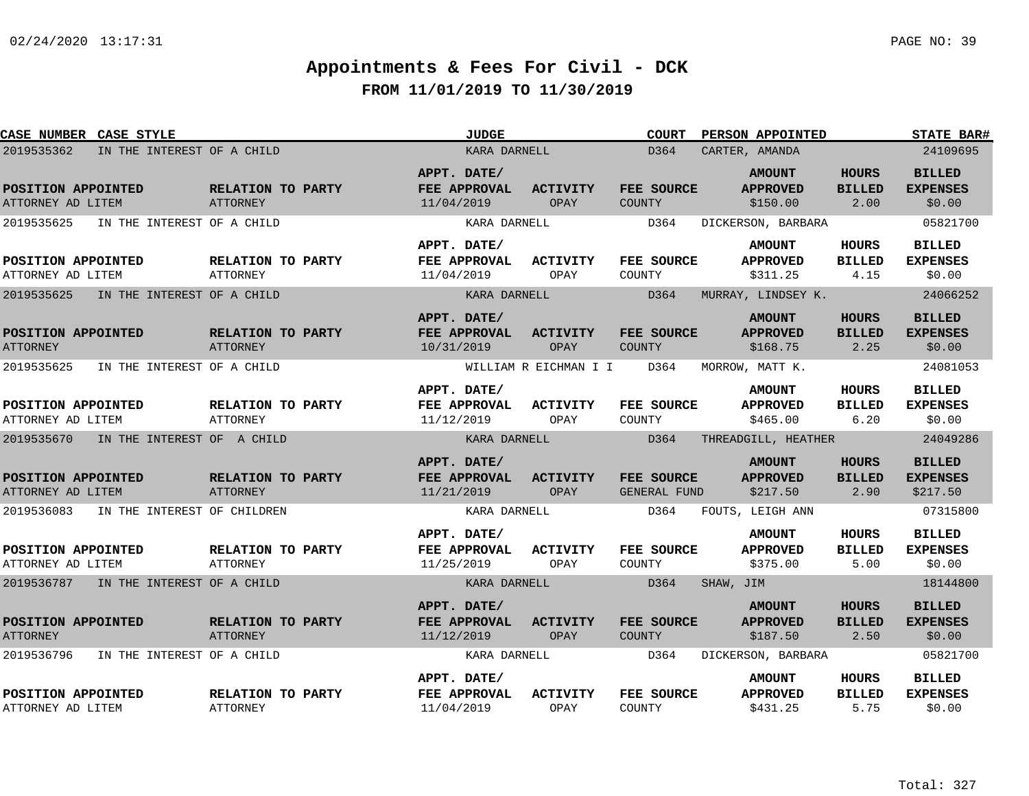# Appointments & Fees For Civil - DCK

## FROM 11/01/2019 TO 11/30/2019

| CASE NUMBER | CASE STYLE | JUDGE | COURT | PERSON APPOINTED | STATE BAR# |
|---|---|---|---|---|---|
| 2019535362 | IN THE INTEREST OF A CHILD | KARA DARNELL | D364 | CARTER, AMANDA | 24109695 |

| POSITION APPOINTED | RELATION TO PARTY | APPT. DATE/ FEE APPROVAL | ACTIVITY | FEE SOURCE | AMOUNT APPROVED | HOURS BILLED | BILLED EXPENSES |
|---|---|---|---|---|---|---|---|
| ATTORNEY AD LITEM | ATTORNEY | 11/04/2019 | OPAY | COUNTY | $150.00 | 2.00 | $0.00 |

| CASE NUMBER | CASE STYLE | JUDGE | COURT | PERSON APPOINTED | STATE BAR# |
|---|---|---|---|---|---|
| 2019535625 | IN THE INTEREST OF A CHILD | KARA DARNELL | D364 | DICKERSON, BARBARA | 05821700 |

| POSITION APPOINTED | RELATION TO PARTY | APPT. DATE/ FEE APPROVAL | ACTIVITY | FEE SOURCE | AMOUNT APPROVED | HOURS BILLED | BILLED EXPENSES |
|---|---|---|---|---|---|---|---|
| ATTORNEY AD LITEM | ATTORNEY | 11/04/2019 | OPAY | COUNTY | $311.25 | 4.15 | $0.00 |

| CASE NUMBER | CASE STYLE | JUDGE | COURT | PERSON APPOINTED | STATE BAR# |
|---|---|---|---|---|---|
| 2019535625 | IN THE INTEREST OF A CHILD | KARA DARNELL | D364 | MURRAY, LINDSEY K. | 24066252 |

| POSITION APPOINTED | RELATION TO PARTY | APPT. DATE/ FEE APPROVAL | ACTIVITY | FEE SOURCE | AMOUNT APPROVED | HOURS BILLED | BILLED EXPENSES |
|---|---|---|---|---|---|---|---|
| ATTORNEY | ATTORNEY | 10/31/2019 | OPAY | COUNTY | $168.75 | 2.25 | $0.00 |

| CASE NUMBER | CASE STYLE | JUDGE | COURT | PERSON APPOINTED | STATE BAR# |
|---|---|---|---|---|---|
| 2019535625 | IN THE INTEREST OF A CHILD | WILLIAM R EICHMAN I I | D364 | MORROW, MATT K. | 24081053 |

| POSITION APPOINTED | RELATION TO PARTY | APPT. DATE/ FEE APPROVAL | ACTIVITY | FEE SOURCE | AMOUNT APPROVED | HOURS BILLED | BILLED EXPENSES |
|---|---|---|---|---|---|---|---|
| ATTORNEY AD LITEM | ATTORNEY | 11/12/2019 | OPAY | COUNTY | $465.00 | 6.20 | $0.00 |

| CASE NUMBER | CASE STYLE | JUDGE | COURT | PERSON APPOINTED | STATE BAR# |
|---|---|---|---|---|---|
| 2019535670 | IN THE INTEREST OF A CHILD | KARA DARNELL | D364 | THREADGILL, HEATHER | 24049286 |

| POSITION APPOINTED | RELATION TO PARTY | APPT. DATE/ FEE APPROVAL | ACTIVITY | FEE SOURCE | AMOUNT APPROVED | HOURS BILLED | BILLED EXPENSES |
|---|---|---|---|---|---|---|---|
| ATTORNEY AD LITEM | ATTORNEY | 11/21/2019 | OPAY | GENERAL FUND | $217.50 | 2.90 | $217.50 |

| CASE NUMBER | CASE STYLE | JUDGE | COURT | PERSON APPOINTED | STATE BAR# |
|---|---|---|---|---|---|
| 2019536083 | IN THE INTEREST OF CHILDREN | KARA DARNELL | D364 | FOUTS, LEIGH ANN | 07315800 |

| POSITION APPOINTED | RELATION TO PARTY | APPT. DATE/ FEE APPROVAL | ACTIVITY | FEE SOURCE | AMOUNT APPROVED | HOURS BILLED | BILLED EXPENSES |
|---|---|---|---|---|---|---|---|
| ATTORNEY AD LITEM | ATTORNEY | 11/25/2019 | OPAY | COUNTY | $375.00 | 5.00 | $0.00 |

| CASE NUMBER | CASE STYLE | JUDGE | COURT | PERSON APPOINTED | STATE BAR# |
|---|---|---|---|---|---|
| 2019536787 | IN THE INTEREST OF A CHILD | KARA DARNELL | D364 | SHAW, JIM | 18144800 |

| POSITION APPOINTED | RELATION TO PARTY | APPT. DATE/ FEE APPROVAL | ACTIVITY | FEE SOURCE | AMOUNT APPROVED | HOURS BILLED | BILLED EXPENSES |
|---|---|---|---|---|---|---|---|
| ATTORNEY | ATTORNEY | 11/12/2019 | OPAY | COUNTY | $187.50 | 2.50 | $0.00 |

| CASE NUMBER | CASE STYLE | JUDGE | COURT | PERSON APPOINTED | STATE BAR# |
|---|---|---|---|---|---|
| 2019536796 | IN THE INTEREST OF A CHILD | KARA DARNELL | D364 | DICKERSON, BARBARA | 05821700 |

| POSITION APPOINTED | RELATION TO PARTY | APPT. DATE/ FEE APPROVAL | ACTIVITY | FEE SOURCE | AMOUNT APPROVED | HOURS BILLED | BILLED EXPENSES |
|---|---|---|---|---|---|---|---|
| ATTORNEY AD LITEM | ATTORNEY | 11/04/2019 | OPAY | COUNTY | $431.25 | 5.75 | $0.00 |

Total: 327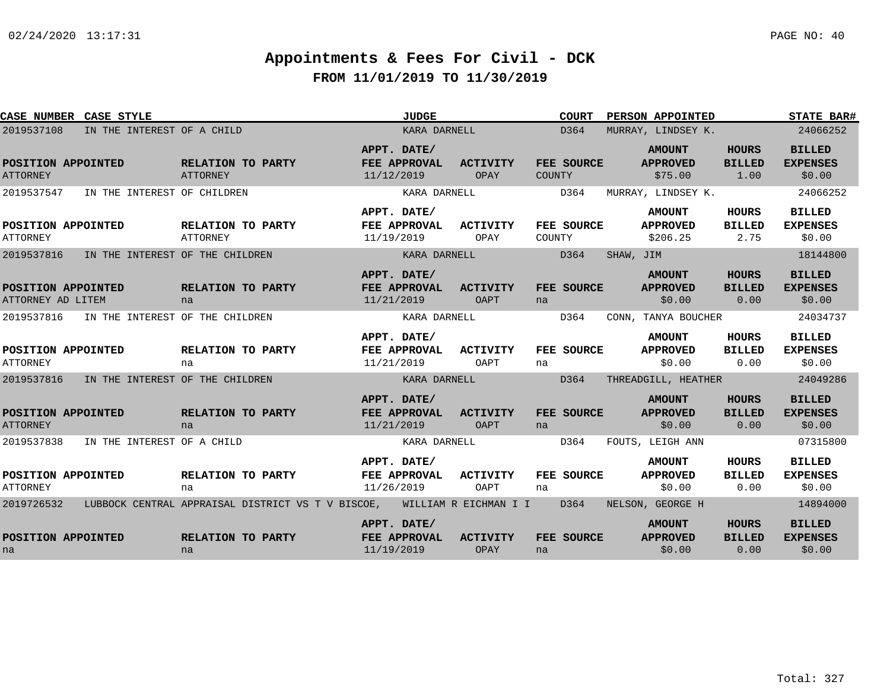# Appointments & Fees For Civil - DCK

## FROM 11/01/2019 TO 11/30/2019

| CASE NUMBER | CASE STYLE | JUDGE | COURT | PERSON APPOINTED | STATE BAR# |
|---|---|---|---|---|---|
| 2019537108 | IN THE INTEREST OF A CHILD | KARA DARNELL | D364 | MURRAY, LINDSEY K. | 24066252 |

| POSITION APPOINTED | RELATION TO PARTY | APPT. DATE/ FEE APPROVAL | ACTIVITY | FEE SOURCE | AMOUNT APPROVED | HOURS BILLED | BILLED EXPENSES |
|---|---|---|---|---|---|---|---|
| ATTORNEY | ATTORNEY | 11/12/2019 | OPAY | COUNTY | $75.00 | 1.00 | $0.00 |

| CASE NUMBER | CASE STYLE | JUDGE | COURT | PERSON APPOINTED | STATE BAR# |
|---|---|---|---|---|---|
| 2019537547 | IN THE INTEREST OF CHILDREN | KARA DARNELL | D364 | MURRAY, LINDSEY K. | 24066252 |

| POSITION APPOINTED | RELATION TO PARTY | APPT. DATE/ FEE APPROVAL | ACTIVITY | FEE SOURCE | AMOUNT APPROVED | HOURS BILLED | BILLED EXPENSES |
|---|---|---|---|---|---|---|---|
| ATTORNEY | ATTORNEY | 11/19/2019 | OPAY | COUNTY | $206.25 | 2.75 | $0.00 |

| CASE NUMBER | CASE STYLE | JUDGE | COURT | PERSON APPOINTED | STATE BAR# |
|---|---|---|---|---|---|
| 2019537816 | IN THE INTEREST OF THE CHILDREN | KARA DARNELL | D364 | SHAW, JIM | 18144800 |

| POSITION APPOINTED | RELATION TO PARTY | APPT. DATE/ FEE APPROVAL | ACTIVITY | FEE SOURCE | AMOUNT APPROVED | HOURS BILLED | BILLED EXPENSES |
|---|---|---|---|---|---|---|---|
| ATTORNEY AD LITEM | na | 11/21/2019 | OAPT | na | $0.00 | 0.00 | $0.00 |

| CASE NUMBER | CASE STYLE | JUDGE | COURT | PERSON APPOINTED | STATE BAR# |
|---|---|---|---|---|---|
| 2019537816 | IN THE INTEREST OF THE CHILDREN | KARA DARNELL | D364 | CONN, TANYA BOUCHER | 24034737 |

| POSITION APPOINTED | RELATION TO PARTY | APPT. DATE/ FEE APPROVAL | ACTIVITY | FEE SOURCE | AMOUNT APPROVED | HOURS BILLED | BILLED EXPENSES |
|---|---|---|---|---|---|---|---|
| ATTORNEY | na | 11/21/2019 | OAPT | na | $0.00 | 0.00 | $0.00 |

| CASE NUMBER | CASE STYLE | JUDGE | COURT | PERSON APPOINTED | STATE BAR# |
|---|---|---|---|---|---|
| 2019537816 | IN THE INTEREST OF THE CHILDREN | KARA DARNELL | D364 | THREADGILL, HEATHER | 24049286 |

| POSITION APPOINTED | RELATION TO PARTY | APPT. DATE/ FEE APPROVAL | ACTIVITY | FEE SOURCE | AMOUNT APPROVED | HOURS BILLED | BILLED EXPENSES |
|---|---|---|---|---|---|---|---|
| ATTORNEY | na | 11/21/2019 | OAPT | na | $0.00 | 0.00 | $0.00 |

| CASE NUMBER | CASE STYLE | JUDGE | COURT | PERSON APPOINTED | STATE BAR# |
|---|---|---|---|---|---|
| 2019537838 | IN THE INTEREST OF A CHILD | KARA DARNELL | D364 | FOUTS, LEIGH ANN | 07315800 |

| POSITION APPOINTED | RELATION TO PARTY | APPT. DATE/ FEE APPROVAL | ACTIVITY | FEE SOURCE | AMOUNT APPROVED | HOURS BILLED | BILLED EXPENSES |
|---|---|---|---|---|---|---|---|
| ATTORNEY | na | 11/26/2019 | OAPT | na | $0.00 | 0.00 | $0.00 |

| CASE NUMBER | CASE STYLE | JUDGE | COURT | PERSON APPOINTED | STATE BAR# |
|---|---|---|---|---|---|
| 2019726532 | LUBBOCK CENTRAL APPRAISAL DISTRICT VS T V BISCOE, | WILLIAM R EICHMAN I I | D364 | NELSON, GEORGE H | 14894000 |

| POSITION APPOINTED | RELATION TO PARTY | APPT. DATE/ FEE APPROVAL | ACTIVITY | FEE SOURCE | AMOUNT APPROVED | HOURS BILLED | BILLED EXPENSES |
|---|---|---|---|---|---|---|---|
| na | na | 11/19/2019 | OPAY | na | $0.00 | 0.00 | $0.00 |

Total: 327